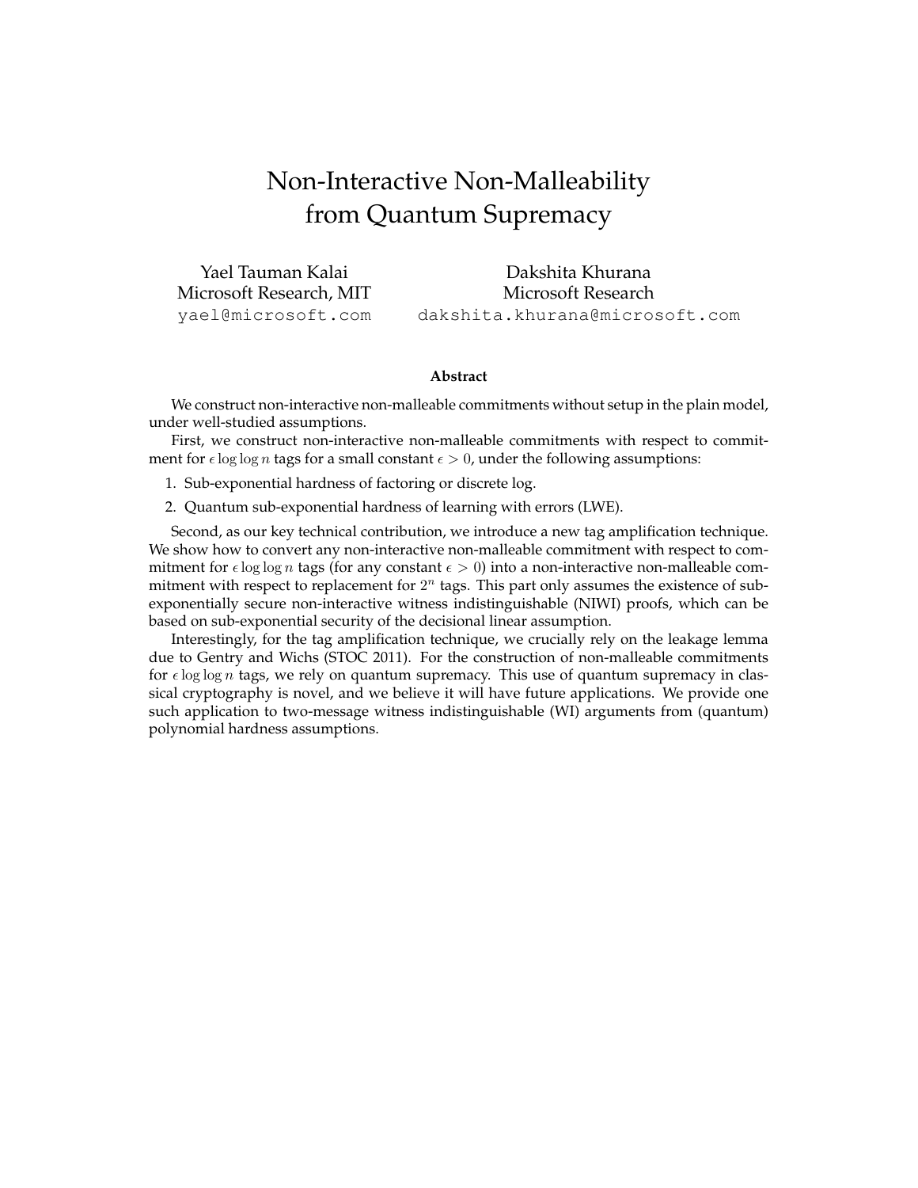# Non-Interactive Non-Malleability from Quantum Supremacy

Yael Tauman Kalai
Microsoft Research, MIT
yael@microsoft.com

Dakshita Khurana
Microsoft Research
dakshita.khurana@microsoft.com

### Abstract

We construct non-interactive non-malleable commitments without setup in the plain model, under well-studied assumptions.

First, we construct non-interactive non-malleable commitments with respect to commitment for $\epsilon \log \log n$ tags for a small constant $\epsilon > 0$, under the following assumptions:

1. Sub-exponential hardness of factoring or discrete log.
2. Quantum sub-exponential hardness of learning with errors (LWE).

Second, as our key technical contribution, we introduce a new tag amplification technique. We show how to convert any non-interactive non-malleable commitment with respect to commitment for $\epsilon \log \log n$ tags (for any constant $\epsilon > 0$) into a non-interactive non-malleable commitment with respect to replacement for $2^n$ tags. This part only assumes the existence of sub-exponentially secure non-interactive witness indistinguishable (NIWI) proofs, which can be based on sub-exponential security of the decisional linear assumption.

Interestingly, for the tag amplification technique, we crucially rely on the leakage lemma due to Gentry and Wichs (STOC 2011). For the construction of non-malleable commitments for $\epsilon \log \log n$ tags, we rely on quantum supremacy. This use of quantum supremacy in classical cryptography is novel, and we believe it will have future applications. We provide one such application to two-message witness indistinguishable (WI) arguments from (quantum) polynomial hardness assumptions.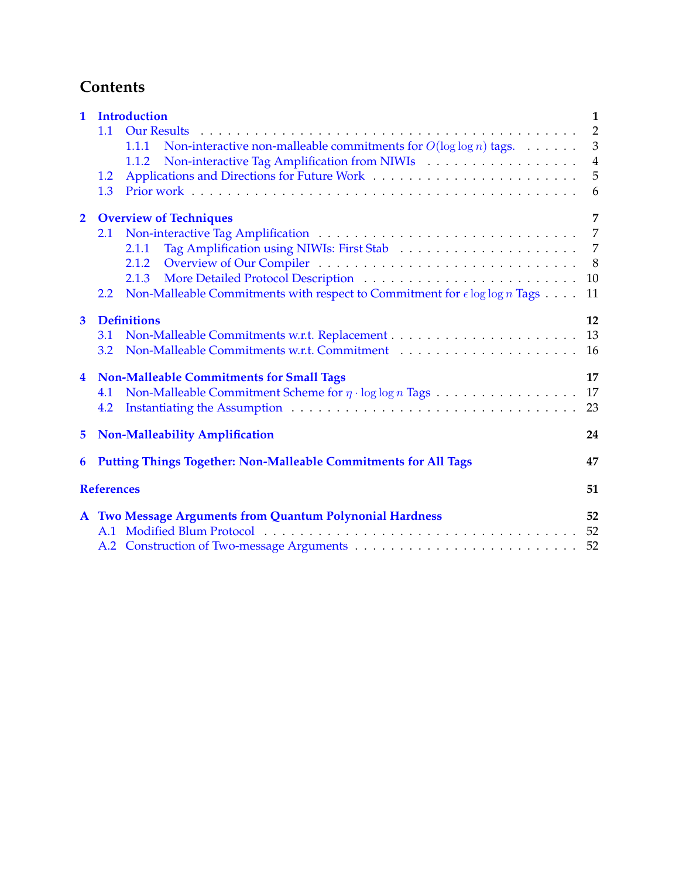# Contents

**1 Introduction** **1**

- 1.1 Our Results . . . 2
  - 1.1.1 Non-interactive non-malleable commitments for $O(\log \log n)$ tags. . . . 3
  - 1.1.2 Non-interactive Tag Amplification from NIWIs . . . 4
- 1.2 Applications and Directions for Future Work . . . 5
- 1.3 Prior work . . . 6

**2 Overview of Techniques** **7**

- 2.1 Non-interactive Tag Amplification . . . 7
  - 2.1.1 Tag Amplification using NIWIs: First Stab . . . 7
  - 2.1.2 Overview of Our Compiler . . . 8
  - 2.1.3 More Detailed Protocol Description . . . 10
- 2.2 Non-Malleable Commitments with respect to Commitment for $\epsilon \log \log n$ Tags . . . 11

**3 Definitions** **12**

- 3.1 Non-Malleable Commitments w.r.t. Replacement . . . 13
- 3.2 Non-Malleable Commitments w.r.t. Commitment . . . 16

**4 Non-Malleable Commitments for Small Tags** **17**

- 4.1 Non-Malleable Commitment Scheme for $\eta \cdot \log \log n$ Tags . . . 17
- 4.2 Instantiating the Assumption . . . 23

**5 Non-Malleability Amplification** **24**

**6 Putting Things Together: Non-Malleable Commitments for All Tags** **47**

**References** **51**

**A Two Message Arguments from Quantum Polynonial Hardness** **52**

- A.1 Modified Blum Protocol . . . 52
- A.2 Construction of Two-message Arguments . . . 52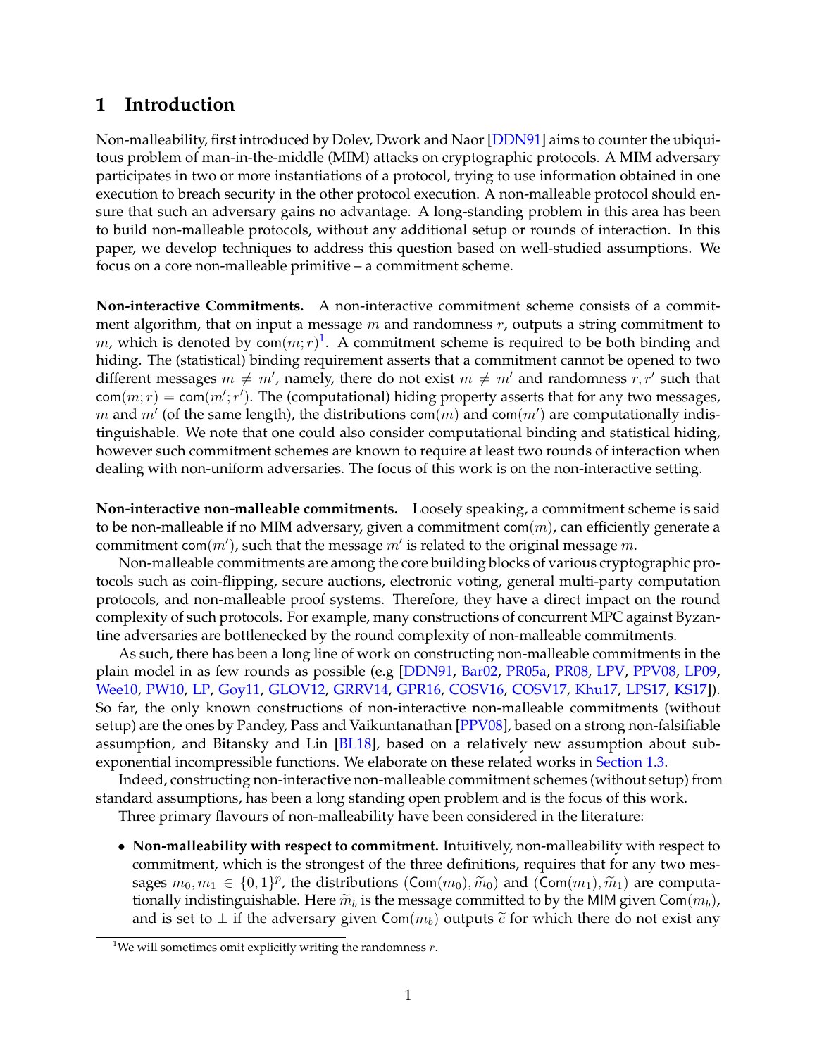## 1 Introduction

Non-malleability, first introduced by Dolev, Dwork and Naor [DDN91] aims to counter the ubiquitous problem of man-in-the-middle (MIM) attacks on cryptographic protocols. A MIM adversary participates in two or more instantiations of a protocol, trying to use information obtained in one execution to breach security in the other protocol execution. A non-malleable protocol should ensure that such an adversary gains no advantage. A long-standing problem in this area has been to build non-malleable protocols, without any additional setup or rounds of interaction. In this paper, we develop techniques to address this question based on well-studied assumptions. We focus on a core non-malleable primitive – a commitment scheme.

**Non-interactive Commitments.** A non-interactive commitment scheme consists of a commitment algorithm, that on input a message $m$ and randomness $r$, outputs a string commitment to $m$, which is denoted by $\mathsf{com}(m; r)$[1]. A commitment scheme is required to be both binding and hiding. The (statistical) binding requirement asserts that a commitment cannot be opened to two different messages $m \neq m'$, namely, there do not exist $m \neq m'$ and randomness $r, r'$ such that $\mathsf{com}(m; r) = \mathsf{com}(m'; r')$. The (computational) hiding property asserts that for any two messages, $m$ and $m'$ (of the same length), the distributions $\mathsf{com}(m)$ and $\mathsf{com}(m')$ are computationally indistinguishable. We note that one could also consider computational binding and statistical hiding, however such commitment schemes are known to require at least two rounds of interaction when dealing with non-uniform adversaries. The focus of this work is on the non-interactive setting.

**Non-interactive non-malleable commitments.** Loosely speaking, a commitment scheme is said to be non-malleable if no MIM adversary, given a commitment $\mathsf{com}(m)$, can efficiently generate a commitment $\mathsf{com}(m')$, such that the message $m'$ is related to the original message $m$.

Non-malleable commitments are among the core building blocks of various cryptographic protocols such as coin-flipping, secure auctions, electronic voting, general multi-party computation protocols, and non-malleable proof systems. Therefore, they have a direct impact on the round complexity of such protocols. For example, many constructions of concurrent MPC against Byzantine adversaries are bottlenecked by the round complexity of non-malleable commitments.

As such, there has been a long line of work on constructing non-malleable commitments in the plain model in as few rounds as possible (e.g [DDN91, Bar02, PR05a, PR08, LPV, PPV08, LP09, Wee10, PW10, LP, Goy11, GLOV12, GRRV14, GPR16, COSV16, COSV17, Khu17, LPS17, KS17]). So far, the only known constructions of non-interactive non-malleable commitments (without setup) are the ones by Pandey, Pass and Vaikuntanathan [PPV08], based on a strong non-falsifiable assumption, and Bitansky and Lin [BL18], based on a relatively new assumption about sub-exponential incompressible functions. We elaborate on these related works in Section 1.3.

Indeed, constructing non-interactive non-malleable commitment schemes (without setup) from standard assumptions, has been a long standing open problem and is the focus of this work.

Three primary flavours of non-malleability have been considered in the literature:

- **Non-malleability with respect to commitment.** Intuitively, non-malleability with respect to commitment, which is the strongest of the three definitions, requires that for any two messages $m_0, m_1 \in \{0, 1\}^p$, the distributions $(\mathsf{Com}(m_0), \widetilde{m}_0)$ and $(\mathsf{Com}(m_1), \widetilde{m}_1)$ are computationally indistinguishable. Here $\widetilde{m}_b$ is the message committed to by the MIM given $\mathsf{Com}(m_b)$, and is set to $\perp$ if the adversary given $\mathsf{Com}(m_b)$ outputs $\widetilde{c}$ for which there do not exist any

[1] We will sometimes omit explicitly writing the randomness $r$.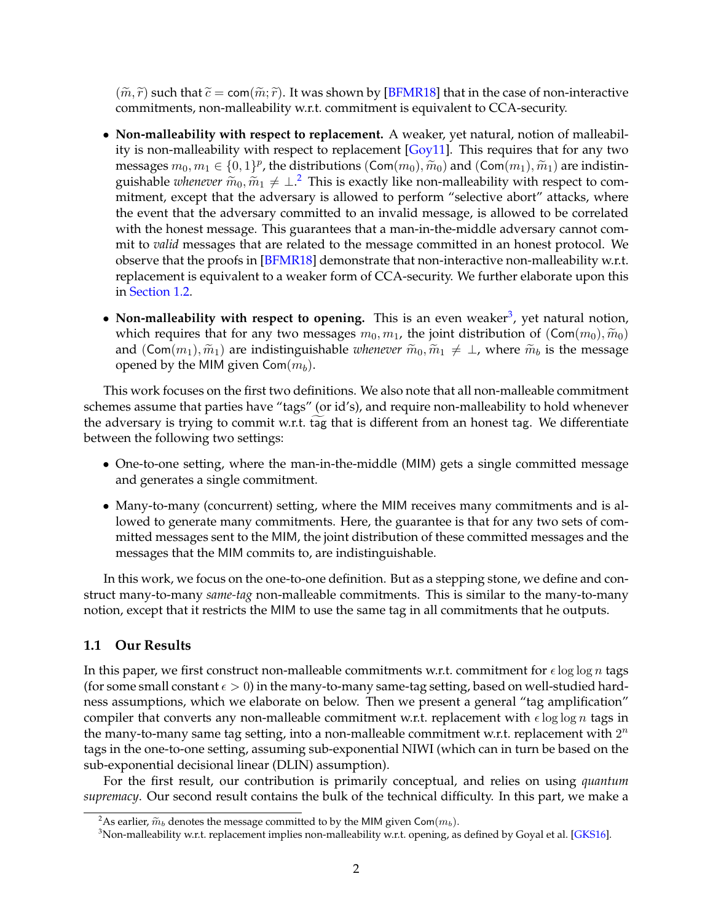$(\widetilde{m}, \widetilde{r})$ such that $\widetilde{c} = \mathsf{com}(\widetilde{m}; \widetilde{r})$. It was shown by [BFMR18] that in the case of non-interactive commitments, non-malleability w.r.t. commitment is equivalent to CCA-security.

- **Non-malleability with respect to replacement.** A weaker, yet natural, notion of malleability is non-malleability with respect to replacement [Goy11]. This requires that for any two messages $m_0, m_1 \in \{0,1\}^p$, the distributions $(\mathsf{Com}(m_0), \widetilde{m}_0)$ and $(\mathsf{Com}(m_1), \widetilde{m}_1)$ are indistinguishable *whenever* $\widetilde{m}_0, \widetilde{m}_1 \neq \bot$.[2] This is exactly like non-malleability with respect to commitment, except that the adversary is allowed to perform "selective abort" attacks, where the event that the adversary committed to an invalid message, is allowed to be correlated with the honest message. This guarantees that a man-in-the-middle adversary cannot commit to *valid* messages that are related to the message committed in an honest protocol. We observe that the proofs in [BFMR18] demonstrate that non-interactive non-malleability w.r.t. replacement is equivalent to a weaker form of CCA-security. We further elaborate upon this in Section 1.2.

- **Non-malleability with respect to opening.** This is an even weaker[3], yet natural notion, which requires that for any two messages $m_0, m_1$, the joint distribution of $(\mathsf{Com}(m_0), \widetilde{m}_0)$ and $(\mathsf{Com}(m_1), \widetilde{m}_1)$ are indistinguishable *whenever* $\widetilde{m}_0, \widetilde{m}_1 \neq \bot$, where $\widetilde{m}_b$ is the message opened by the MIM given $\mathsf{Com}(m_b)$.

This work focuses on the first two definitions. We also note that all non-malleable commitment schemes assume that parties have "tags" (or id's), and require non-malleability to hold whenever the adversary is trying to commit w.r.t. $\widetilde{\text{tag}}$ that is different from an honest tag. We differentiate between the following two settings:

- One-to-one setting, where the man-in-the-middle (MIM) gets a single committed message and generates a single commitment.

- Many-to-many (concurrent) setting, where the MIM receives many commitments and is allowed to generate many commitments. Here, the guarantee is that for any two sets of committed messages sent to the MIM, the joint distribution of these committed messages and the messages that the MIM commits to, are indistinguishable.

In this work, we focus on the one-to-one definition. But as a stepping stone, we define and construct many-to-many *same-tag* non-malleable commitments. This is similar to the many-to-many notion, except that it restricts the MIM to use the same tag in all commitments that he outputs.

## 1.1 Our Results

In this paper, we first construct non-malleable commitments w.r.t. commitment for $\epsilon \log \log n$ tags (for some small constant $\epsilon > 0$) in the many-to-many same-tag setting, based on well-studied hardness assumptions, which we elaborate on below. Then we present a general "tag amplification" compiler that converts any non-malleable commitment w.r.t. replacement with $\epsilon \log \log n$ tags in the many-to-many same tag setting, into a non-malleable commitment w.r.t. replacement with $2^n$ tags in the one-to-one setting, assuming sub-exponential NIWI (which can in turn be based on the sub-exponential decisional linear (DLIN) assumption).

For the first result, our contribution is primarily conceptual, and relies on using *quantum supremacy*. Our second result contains the bulk of the technical difficulty. In this part, we make a

[2] As earlier, $\widetilde{m}_b$ denotes the message committed to by the MIM given $\mathsf{Com}(m_b)$.

[3] Non-malleability w.r.t. replacement implies non-malleability w.r.t. opening, as defined by Goyal et al. [GKS16].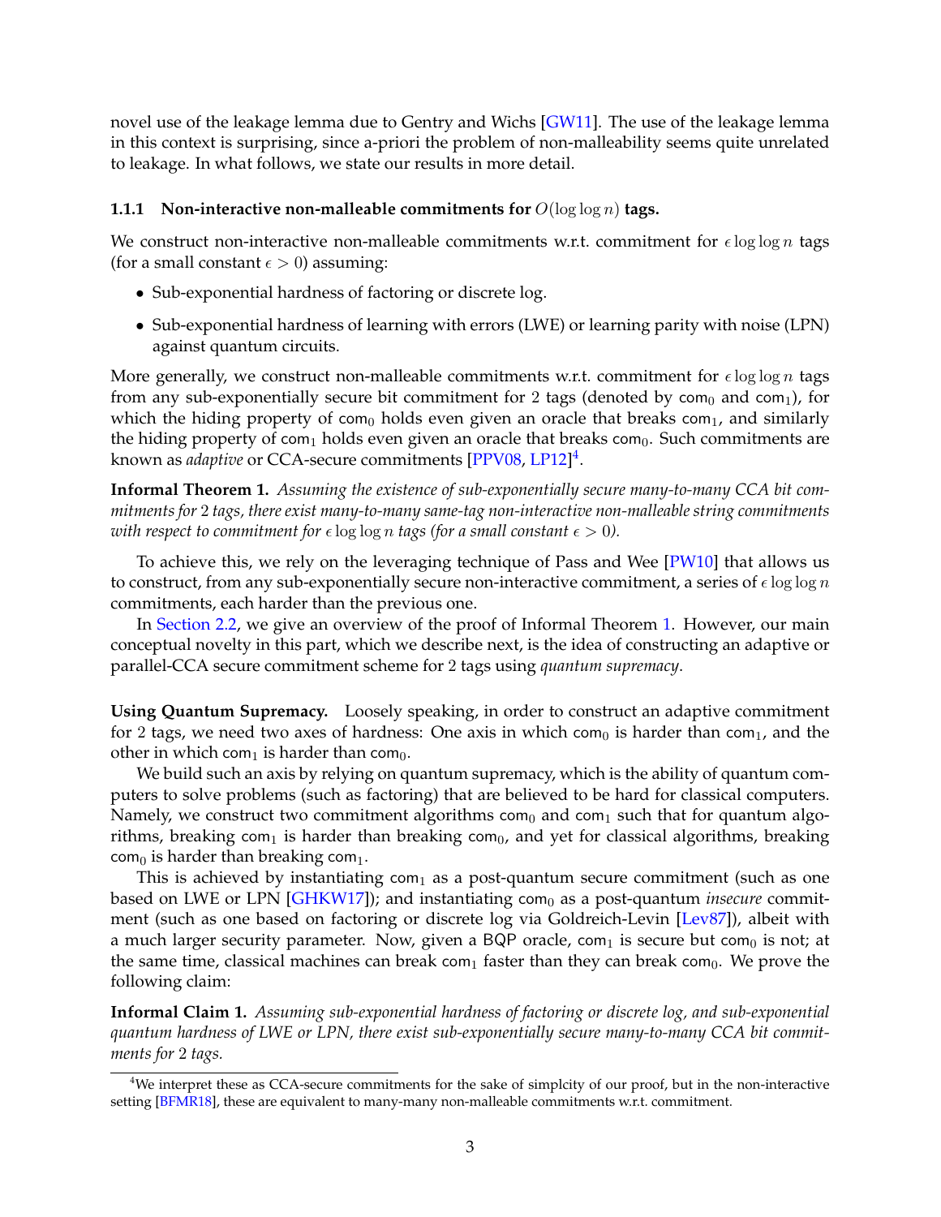novel use of the leakage lemma due to Gentry and Wichs [GW11]. The use of the leakage lemma in this context is surprising, since a-priori the problem of non-malleability seems quite unrelated to leakage. In what follows, we state our results in more detail.

### 1.1.1 Non-interactive non-malleable commitments for $O(\log \log n)$ tags.

We construct non-interactive non-malleable commitments w.r.t. commitment for $\epsilon \log \log n$ tags (for a small constant $\epsilon > 0$) assuming:

- Sub-exponential hardness of factoring or discrete log.
- Sub-exponential hardness of learning with errors (LWE) or learning parity with noise (LPN) against quantum circuits.

More generally, we construct non-malleable commitments w.r.t. commitment for $\epsilon \log \log n$ tags from any sub-exponentially secure bit commitment for 2 tags (denoted by $\mathsf{com}_0$ and $\mathsf{com}_1$), for which the hiding property of $\mathsf{com}_0$ holds even given an oracle that breaks $\mathsf{com}_1$, and similarly the hiding property of $\mathsf{com}_1$ holds even given an oracle that breaks $\mathsf{com}_0$. Such commitments are known as *adaptive* or CCA-secure commitments [PPV08, LP12][4].

**Informal Theorem 1.** *Assuming the existence of sub-exponentially secure many-to-many CCA bit commitments for 2 tags, there exist many-to-many same-tag non-interactive non-malleable string commitments with respect to commitment for $\epsilon \log \log n$ tags (for a small constant $\epsilon > 0$).*

To achieve this, we rely on the leveraging technique of Pass and Wee [PW10] that allows us to construct, from any sub-exponentially secure non-interactive commitment, a series of $\epsilon \log \log n$ commitments, each harder than the previous one.

In Section 2.2, we give an overview of the proof of Informal Theorem 1. However, our main conceptual novelty in this part, which we describe next, is the idea of constructing an adaptive or parallel-CCA secure commitment scheme for 2 tags using *quantum supremacy*.

**Using Quantum Supremacy.** Loosely speaking, in order to construct an adaptive commitment for 2 tags, we need two axes of hardness: One axis in which $\mathsf{com}_0$ is harder than $\mathsf{com}_1$, and the other in which $\mathsf{com}_1$ is harder than $\mathsf{com}_0$.

We build such an axis by relying on quantum supremacy, which is the ability of quantum computers to solve problems (such as factoring) that are believed to be hard for classical computers. Namely, we construct two commitment algorithms $\mathsf{com}_0$ and $\mathsf{com}_1$ such that for quantum algorithms, breaking $\mathsf{com}_1$ is harder than breaking $\mathsf{com}_0$, and yet for classical algorithms, breaking $\mathsf{com}_0$ is harder than breaking $\mathsf{com}_1$.

This is achieved by instantiating $\mathsf{com}_1$ as a post-quantum secure commitment (such as one based on LWE or LPN [GHKW17]); and instantiating $\mathsf{com}_0$ as a post-quantum *insecure* commitment (such as one based on factoring or discrete log via Goldreich-Levin [Lev87]), albeit with a much larger security parameter. Now, given a $\mathsf{BQP}$ oracle, $\mathsf{com}_1$ is secure but $\mathsf{com}_0$ is not; at the same time, classical machines can break $\mathsf{com}_1$ faster than they can break $\mathsf{com}_0$. We prove the following claim:

**Informal Claim 1.** *Assuming sub-exponential hardness of factoring or discrete log, and sub-exponential quantum hardness of LWE or LPN, there exist sub-exponentially secure many-to-many CCA bit commitments for 2 tags.*

[4] We interpret these as CCA-secure commitments for the sake of simplcity of our proof, but in the non-interactive setting [BFMR18], these are equivalent to many-many non-malleable commitments w.r.t. commitment.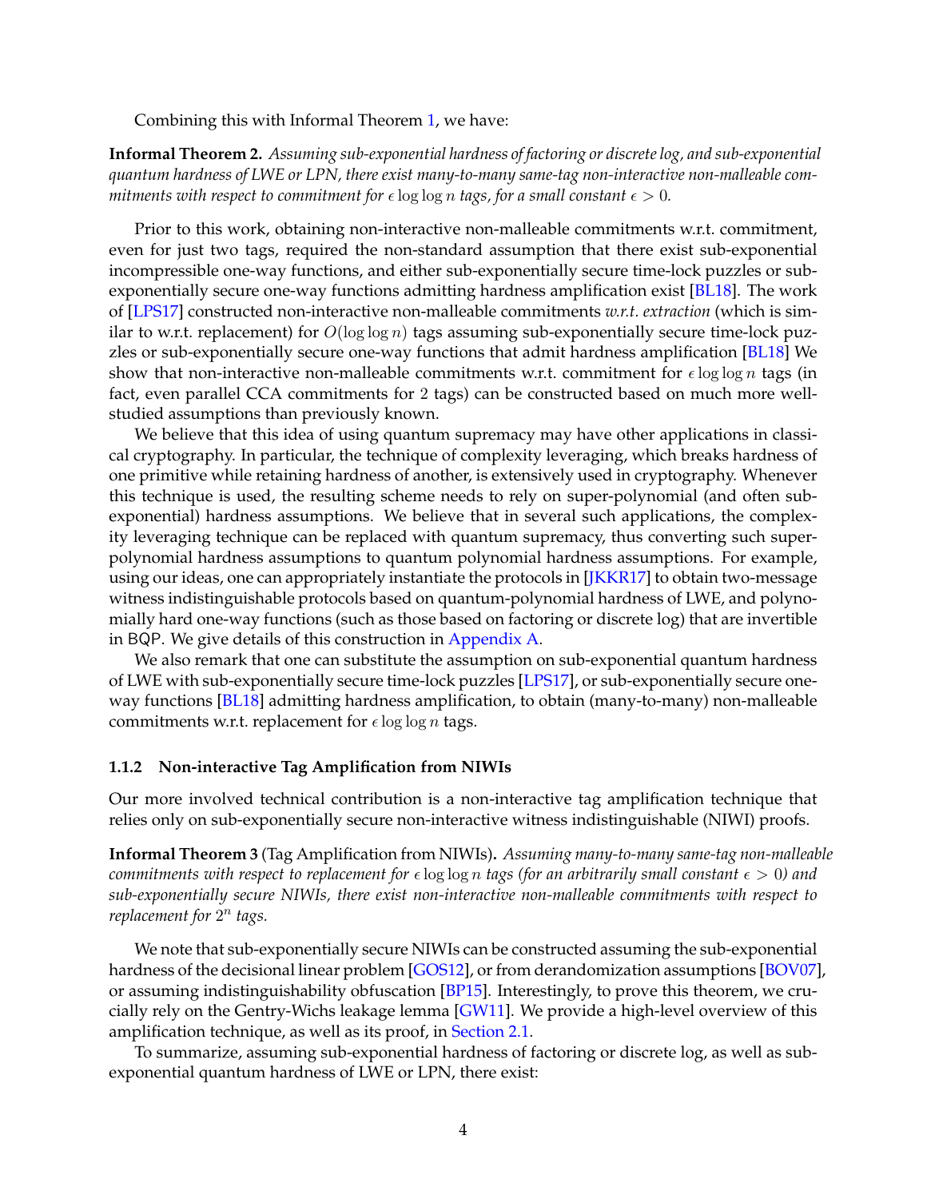Combining this with Informal Theorem 1, we have:

**Informal Theorem 2.** *Assuming sub-exponential hardness of factoring or discrete log, and sub-exponential quantum hardness of LWE or LPN, there exist many-to-many same-tag non-interactive non-malleable commitments with respect to commitment for $\epsilon \log \log n$ tags, for a small constant $\epsilon > 0$.*

Prior to this work, obtaining non-interactive non-malleable commitments w.r.t. commitment, even for just two tags, required the non-standard assumption that there exist sub-exponential incompressible one-way functions, and either sub-exponentially secure time-lock puzzles or sub-exponentially secure one-way functions admitting hardness amplification exist [BL18]. The work of [LPS17] constructed non-interactive non-malleable commitments *w.r.t. extraction* (which is similar to w.r.t. replacement) for $O(\log \log n)$ tags assuming sub-exponentially secure time-lock puzzles or sub-exponentially secure one-way functions that admit hardness amplification [BL18] We show that non-interactive non-malleable commitments w.r.t. commitment for $\epsilon \log \log n$ tags (in fact, even parallel CCA commitments for 2 tags) can be constructed based on much more well-studied assumptions than previously known.

We believe that this idea of using quantum supremacy may have other applications in classical cryptography. In particular, the technique of complexity leveraging, which breaks hardness of one primitive while retaining hardness of another, is extensively used in cryptography. Whenever this technique is used, the resulting scheme needs to rely on super-polynomial (and often sub-exponential) hardness assumptions. We believe that in several such applications, the complexity leveraging technique can be replaced with quantum supremacy, thus converting such super-polynomial hardness assumptions to quantum polynomial hardness assumptions. For example, using our ideas, one can appropriately instantiate the protocols in [JKKR17] to obtain two-message witness indistinguishable protocols based on quantum-polynomial hardness of LWE, and polynomially hard one-way functions (such as those based on factoring or discrete log) that are invertible in BQP. We give details of this construction in Appendix A.

We also remark that one can substitute the assumption on sub-exponential quantum hardness of LWE with sub-exponentially secure time-lock puzzles [LPS17], or sub-exponentially secure one-way functions [BL18] admitting hardness amplification, to obtain (many-to-many) non-malleable commitments w.r.t. replacement for $\epsilon \log \log n$ tags.

### 1.1.2 Non-interactive Tag Amplification from NIWIs

Our more involved technical contribution is a non-interactive tag amplification technique that relies only on sub-exponentially secure non-interactive witness indistinguishable (NIWI) proofs.

**Informal Theorem 3** (Tag Amplification from NIWIs)**.** *Assuming many-to-many same-tag non-malleable commitments with respect to replacement for $\epsilon \log \log n$ tags (for an arbitrarily small constant $\epsilon > 0$) and sub-exponentially secure NIWIs, there exist non-interactive non-malleable commitments with respect to replacement for $2^n$ tags.*

We note that sub-exponentially secure NIWIs can be constructed assuming the sub-exponential hardness of the decisional linear problem [GOS12], or from derandomization assumptions [BOV07], or assuming indistinguishability obfuscation [BP15]. Interestingly, to prove this theorem, we crucially rely on the Gentry-Wichs leakage lemma [GW11]. We provide a high-level overview of this amplification technique, as well as its proof, in Section 2.1.

To summarize, assuming sub-exponential hardness of factoring or discrete log, as well as sub-exponential quantum hardness of LWE or LPN, there exist: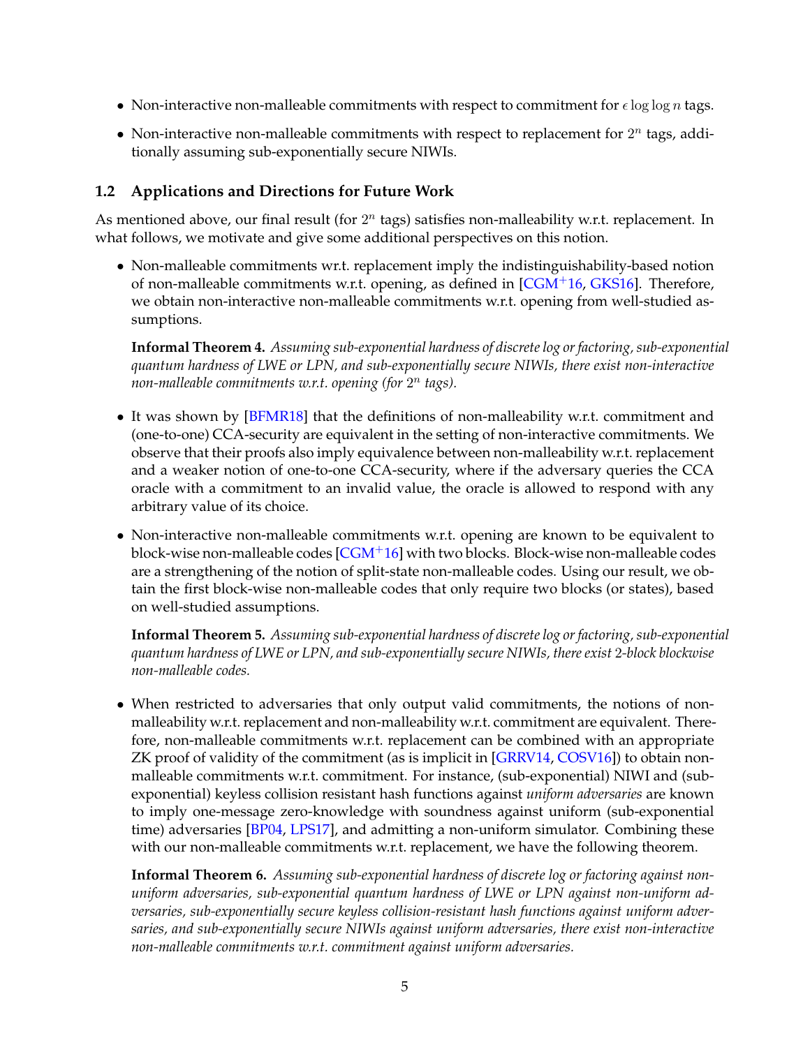- Non-interactive non-malleable commitments with respect to commitment for $\epsilon \log \log n$ tags.
- Non-interactive non-malleable commitments with respect to replacement for $2^n$ tags, additionally assuming sub-exponentially secure NIWIs.

### 1.2 Applications and Directions for Future Work

As mentioned above, our final result (for $2^n$ tags) satisfies non-malleability w.r.t. replacement. In what follows, we motivate and give some additional perspectives on this notion.

- Non-malleable commitments wr.t. replacement imply the indistinguishability-based notion of non-malleable commitments w.r.t. opening, as defined in [CGM+16, GKS16]. Therefore, we obtain non-interactive non-malleable commitments w.r.t. opening from well-studied assumptions.

  **Informal Theorem 4.** *Assuming sub-exponential hardness of discrete log or factoring, sub-exponential quantum hardness of LWE or LPN, and sub-exponentially secure NIWIs, there exist non-interactive non-malleable commitments w.r.t. opening (for $2^n$ tags).*

- It was shown by [BFMR18] that the definitions of non-malleability w.r.t. commitment and (one-to-one) CCA-security are equivalent in the setting of non-interactive commitments. We observe that their proofs also imply equivalence between non-malleability w.r.t. replacement and a weaker notion of one-to-one CCA-security, where if the adversary queries the CCA oracle with a commitment to an invalid value, the oracle is allowed to respond with any arbitrary value of its choice.

- Non-interactive non-malleable commitments w.r.t. opening are known to be equivalent to block-wise non-malleable codes [CGM+16] with two blocks. Block-wise non-malleable codes are a strengthening of the notion of split-state non-malleable codes. Using our result, we obtain the first block-wise non-malleable codes that only require two blocks (or states), based on well-studied assumptions.

  **Informal Theorem 5.** *Assuming sub-exponential hardness of discrete log or factoring, sub-exponential quantum hardness of LWE or LPN, and sub-exponentially secure NIWIs, there exist 2-block blockwise non-malleable codes.*

- When restricted to adversaries that only output valid commitments, the notions of non-malleability w.r.t. replacement and non-malleability w.r.t. commitment are equivalent. Therefore, non-malleable commitments w.r.t. replacement can be combined with an appropriate ZK proof of validity of the commitment (as is implicit in [GRRV14, COSV16]) to obtain non-malleable commitments w.r.t. commitment. For instance, (sub-exponential) NIWI and (sub-exponential) keyless collision resistant hash functions against *uniform adversaries* are known to imply one-message zero-knowledge with soundness against uniform (sub-exponential time) adversaries [BP04, LPS17], and admitting a non-uniform simulator. Combining these with our non-malleable commitments w.r.t. replacement, we have the following theorem.

  **Informal Theorem 6.** *Assuming sub-exponential hardness of discrete log or factoring against non-uniform adversaries, sub-exponential quantum hardness of LWE or LPN against non-uniform adversaries, sub-exponentially secure keyless collision-resistant hash functions against uniform adversaries, and sub-exponentially secure NIWIs against uniform adversaries, there exist non-interactive non-malleable commitments w.r.t. commitment against uniform adversaries.*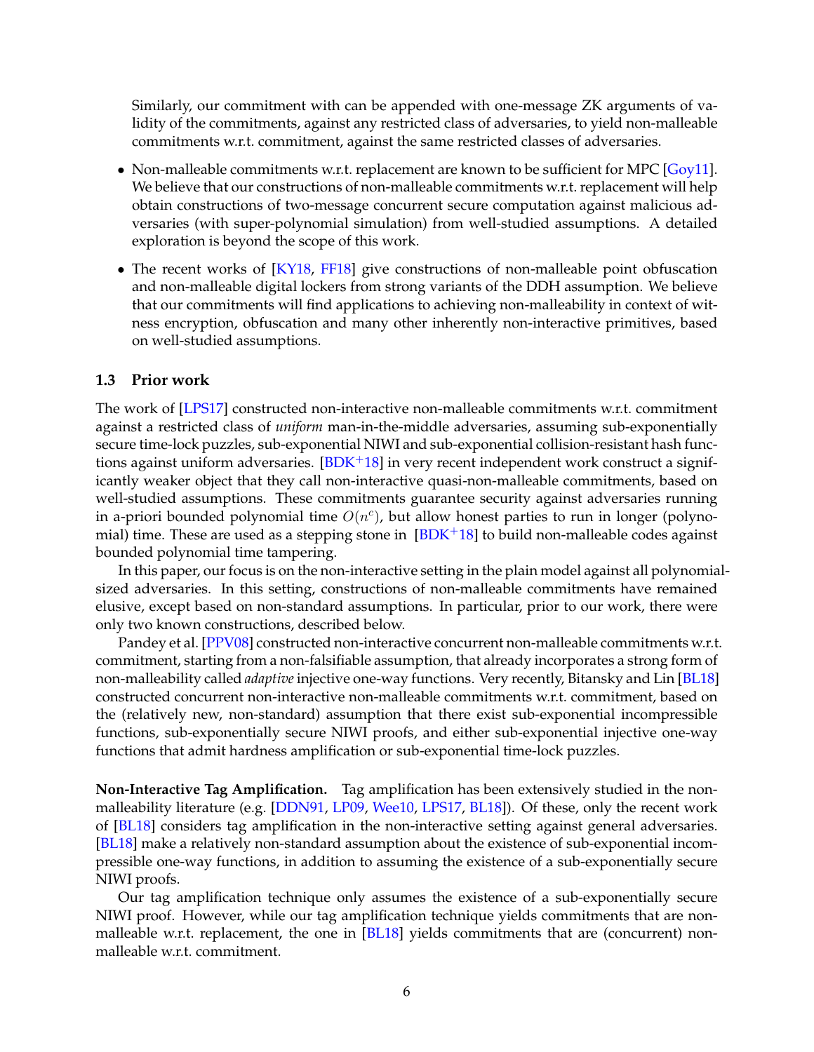Similarly, our commitment with can be appended with one-message ZK arguments of validity of the commitments, against any restricted class of adversaries, to yield non-malleable commitments w.r.t. commitment, against the same restricted classes of adversaries.

- Non-malleable commitments w.r.t. replacement are known to be sufficient for MPC [Goy11]. We believe that our constructions of non-malleable commitments w.r.t. replacement will help obtain constructions of two-message concurrent secure computation against malicious adversaries (with super-polynomial simulation) from well-studied assumptions. A detailed exploration is beyond the scope of this work.
- The recent works of [KY18, FF18] give constructions of non-malleable point obfuscation and non-malleable digital lockers from strong variants of the DDH assumption. We believe that our commitments will find applications to achieving non-malleability in context of witness encryption, obfuscation and many other inherently non-interactive primitives, based on well-studied assumptions.

### 1.3 Prior work

The work of [LPS17] constructed non-interactive non-malleable commitments w.r.t. commitment against a restricted class of *uniform* man-in-the-middle adversaries, assuming sub-exponentially secure time-lock puzzles, sub-exponential NIWI and sub-exponential collision-resistant hash functions against uniform adversaries. [BDK$^+$18] in very recent independent work construct a significantly weaker object that they call non-interactive quasi-non-malleable commitments, based on well-studied assumptions. These commitments guarantee security against adversaries running in a-priori bounded polynomial time $O(n^c)$, but allow honest parties to run in longer (polynomial) time. These are used as a stepping stone in [BDK$^+$18] to build non-malleable codes against bounded polynomial time tampering.

In this paper, our focus is on the non-interactive setting in the plain model against all polynomial-sized adversaries. In this setting, constructions of non-malleable commitments have remained elusive, except based on non-standard assumptions. In particular, prior to our work, there were only two known constructions, described below.

Pandey et al. [PPV08] constructed non-interactive concurrent non-malleable commitments w.r.t. commitment, starting from a non-falsifiable assumption, that already incorporates a strong form of non-malleability called *adaptive* injective one-way functions. Very recently, Bitansky and Lin [BL18] constructed concurrent non-interactive non-malleable commitments w.r.t. commitment, based on the (relatively new, non-standard) assumption that there exist sub-exponential incompressible functions, sub-exponentially secure NIWI proofs, and either sub-exponential injective one-way functions that admit hardness amplification or sub-exponential time-lock puzzles.

**Non-Interactive Tag Amplification.** Tag amplification has been extensively studied in the non-malleability literature (e.g. [DDN91, LP09, Wee10, LPS17, BL18]). Of these, only the recent work of [BL18] considers tag amplification in the non-interactive setting against general adversaries. [BL18] make a relatively non-standard assumption about the existence of sub-exponential incompressible one-way functions, in addition to assuming the existence of a sub-exponentially secure NIWI proofs.

Our tag amplification technique only assumes the existence of a sub-exponentially secure NIWI proof. However, while our tag amplification technique yields commitments that are non-malleable w.r.t. replacement, the one in [BL18] yields commitments that are (concurrent) non-malleable w.r.t. commitment.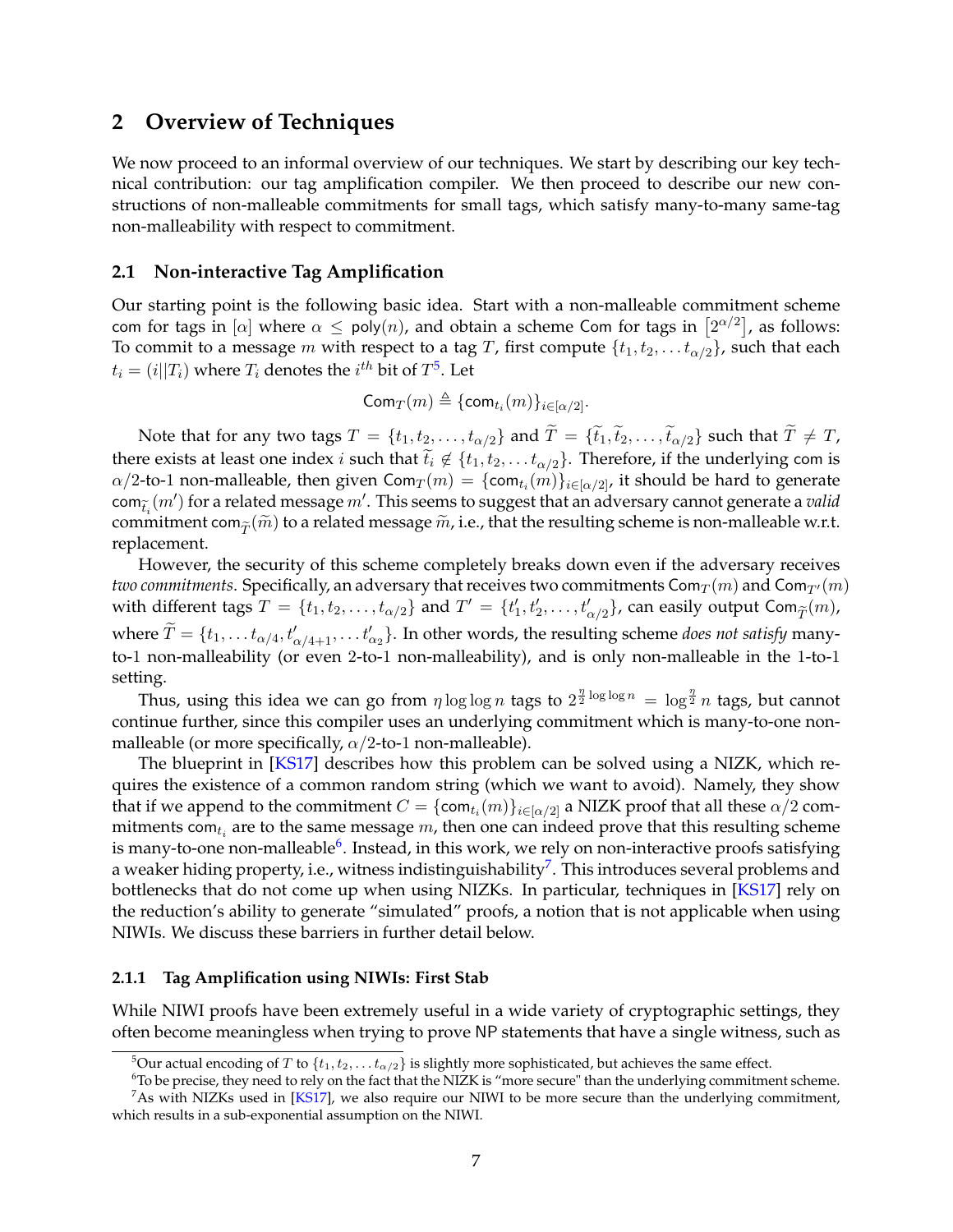## 2 Overview of Techniques

We now proceed to an informal overview of our techniques. We start by describing our key technical contribution: our tag amplification compiler. We then proceed to describe our new constructions of non-malleable commitments for small tags, which satisfy many-to-many same-tag non-malleability with respect to commitment.

### 2.1 Non-interactive Tag Amplification

Our starting point is the following basic idea. Start with a non-malleable commitment scheme $\mathsf{com}$ for tags in $[\alpha]$ where $\alpha \leq \mathsf{poly}(n)$, and obtain a scheme $\mathsf{Com}$ for tags in $\left[2^{\alpha/2}\right]$, as follows: To commit to a message $m$ with respect to a tag $T$, first compute $\{t_1, t_2, \ldots t_{\alpha/2}\}$, such that each $t_i = (i||T_i)$ where $T_i$ denotes the $i^{th}$ bit of $T$[5]. Let

$$\mathsf{Com}_T(m) \triangleq \{\mathsf{com}_{t_i}(m)\}_{i\in[\alpha/2]}.$$

Note that for any two tags $T = \{t_1, t_2, \ldots, t_{\alpha/2}\}$ and $\widetilde{T} = \{\widetilde{t}_1, \widetilde{t}_2, \ldots, \widetilde{t}_{\alpha/2}\}$ such that $\widetilde{T} \neq T$, there exists at least one index $i$ such that $\widetilde{t}_i \notin \{t_1, t_2, \ldots t_{\alpha/2}\}$. Therefore, if the underlying $\mathsf{com}$ is $\alpha/2$-to-1 non-malleable, then given $\mathsf{Com}_T(m) = \{\mathsf{com}_{t_i}(m)\}_{i\in[\alpha/2]}$, it should be hard to generate $\mathsf{com}_{\widetilde{t}_i}(m')$ for a related message $m'$. This seems to suggest that an adversary cannot generate a *valid* commitment $\mathsf{com}_{\widetilde{T}}(\widetilde{m})$ to a related message $\widetilde{m}$, i.e., that the resulting scheme is non-malleable w.r.t. replacement.

However, the security of this scheme completely breaks down even if the adversary receives *two commitments*. Specifically, an adversary that receives two commitments $\mathsf{Com}_T(m)$ and $\mathsf{Com}_{T'}(m)$ with different tags $T = \{t_1, t_2, \ldots, t_{\alpha/2}\}$ and $T' = \{t'_1, t'_2, \ldots, t'_{\alpha/2}\}$, can easily output $\mathsf{Com}_{\widetilde{T}}(m)$, where $\widetilde{T} = \{t_1, \ldots t_{\alpha/4}, t'_{\alpha/4+1}, \ldots t'_{\alpha_2}\}$. In other words, the resulting scheme *does not satisfy* many-to-1 non-malleability (or even 2-to-1 non-malleability), and is only non-malleable in the 1-to-1 setting.

Thus, using this idea we can go from $\eta \log\log n$ tags to $2^{\frac{\eta}{2}\log\log n} = \log^{\frac{\eta}{2}} n$ tags, but cannot continue further, since this compiler uses an underlying commitment which is many-to-one non-malleable (or more specifically, $\alpha/2$-to-1 non-malleable).

The blueprint in [KS17] describes how this problem can be solved using a NIZK, which requires the existence of a common random string (which we want to avoid). Namely, they show that if we append to the commitment $C = \{\mathsf{com}_{t_i}(m)\}_{i\in[\alpha/2]}$ a NIZK proof that all these $\alpha/2$ commitments $\mathsf{com}_{t_i}$ are to the same message $m$, then one can indeed prove that this resulting scheme is many-to-one non-malleable[6]. Instead, in this work, we rely on non-interactive proofs satisfying a weaker hiding property, i.e., witness indistinguishability[7]. This introduces several problems and bottlenecks that do not come up when using NIZKs. In particular, techniques in [KS17] rely on the reduction's ability to generate "simulated" proofs, a notion that is not applicable when using NIWIs. We discuss these barriers in further detail below.

#### 2.1.1 Tag Amplification using NIWIs: First Stab

While NIWI proofs have been extremely useful in a wide variety of cryptographic settings, they often become meaningless when trying to prove NP statements that have a single witness, such as

[5] Our actual encoding of $T$ to $\{t_1, t_2, \ldots t_{\alpha/2}\}$ is slightly more sophisticated, but achieves the same effect.

[6] To be precise, they need to rely on the fact that the NIZK is "more secure" than the underlying commitment scheme.

[7] As with NIZKs used in [KS17], we also require our NIWI to be more secure than the underlying commitment, which results in a sub-exponential assumption on the NIWI.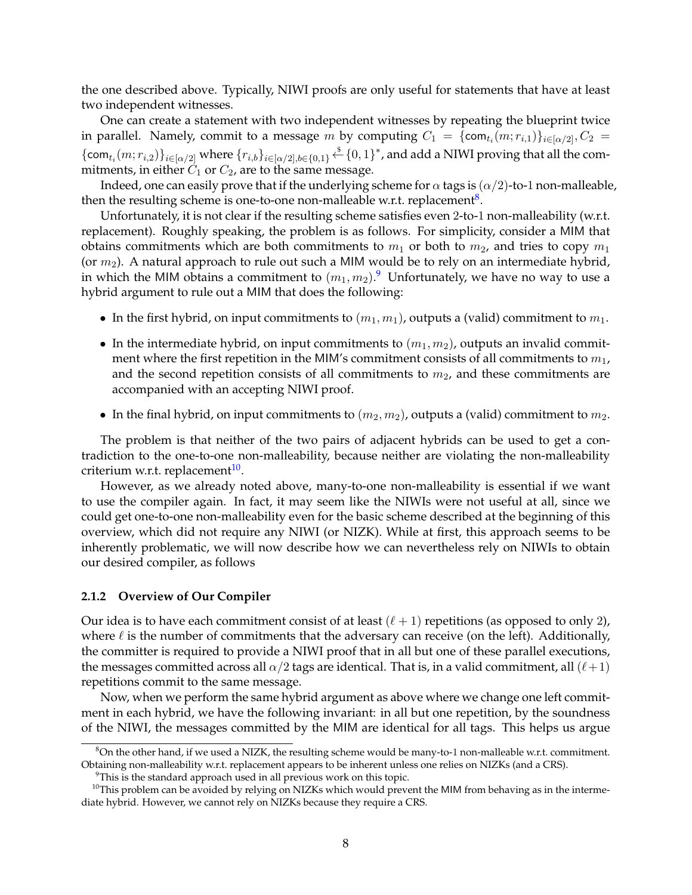the one described above. Typically, NIWI proofs are only useful for statements that have at least two independent witnesses.

One can create a statement with two independent witnesses by repeating the blueprint twice in parallel. Namely, commit to a message $m$ by computing $C_1 = \{\mathsf{com}_{t_i}(m; r_{i,1})\}_{i\in[\alpha/2]}, C_2 = \{\mathsf{com}_{t_i}(m; r_{i,2})\}_{i\in[\alpha/2]}$ where $\{r_{i,b}\}_{i\in[\alpha/2],b\in\{0,1\}} \xleftarrow{\$} \{0,1\}^*$, and add a NIWI proving that all the commitments, in either $C_1$ or $C_2$, are to the same message.

Indeed, one can easily prove that if the underlying scheme for $\alpha$ tags is $(\alpha/2)$-to-1 non-malleable, then the resulting scheme is one-to-one non-malleable w.r.t. replacement[8].

Unfortunately, it is not clear if the resulting scheme satisfies even 2-to-1 non-malleability (w.r.t. replacement). Roughly speaking, the problem is as follows. For simplicity, consider a MIM that obtains commitments which are both commitments to $m_1$ or both to $m_2$, and tries to copy $m_1$ (or $m_2$). A natural approach to rule out such a MIM would be to rely on an intermediate hybrid, in which the MIM obtains a commitment to $(m_1, m_2)$.[9] Unfortunately, we have no way to use a hybrid argument to rule out a MIM that does the following:

- In the first hybrid, on input commitments to $(m_1, m_1)$, outputs a (valid) commitment to $m_1$.
- In the intermediate hybrid, on input commitments to $(m_1, m_2)$, outputs an invalid commitment where the first repetition in the MIM's commitment consists of all commitments to $m_1$, and the second repetition consists of all commitments to $m_2$, and these commitments are accompanied with an accepting NIWI proof.
- In the final hybrid, on input commitments to $(m_2, m_2)$, outputs a (valid) commitment to $m_2$.

The problem is that neither of the two pairs of adjacent hybrids can be used to get a contradiction to the one-to-one non-malleability, because neither are violating the non-malleability criterium w.r.t. replacement[10].

However, as we already noted above, many-to-one non-malleability is essential if we want to use the compiler again. In fact, it may seem like the NIWIs were not useful at all, since we could get one-to-one non-malleability even for the basic scheme described at the beginning of this overview, which did not require any NIWI (or NIZK). While at first, this approach seems to be inherently problematic, we will now describe how we can nevertheless rely on NIWIs to obtain our desired compiler, as follows

### 2.1.2 Overview of Our Compiler

Our idea is to have each commitment consist of at least $(\ell + 1)$ repetitions (as opposed to only 2), where $\ell$ is the number of commitments that the adversary can receive (on the left). Additionally, the committer is required to provide a NIWI proof that in all but one of these parallel executions, the messages committed across all $\alpha/2$ tags are identical. That is, in a valid commitment, all $(\ell+1)$ repetitions commit to the same message.

Now, when we perform the same hybrid argument as above where we change one left commitment in each hybrid, we have the following invariant: in all but one repetition, by the soundness of the NIWI, the messages committed by the MIM are identical for all tags. This helps us argue

---

[8] On the other hand, if we used a NIZK, the resulting scheme would be many-to-1 non-malleable w.r.t. commitment. Obtaining non-malleability w.r.t. replacement appears to be inherent unless one relies on NIZKs (and a CRS).

[9] This is the standard approach used in all previous work on this topic.

[10] This problem can be avoided by relying on NIZKs which would prevent the MIM from behaving as in the intermediate hybrid. However, we cannot rely on NIZKs because they require a CRS.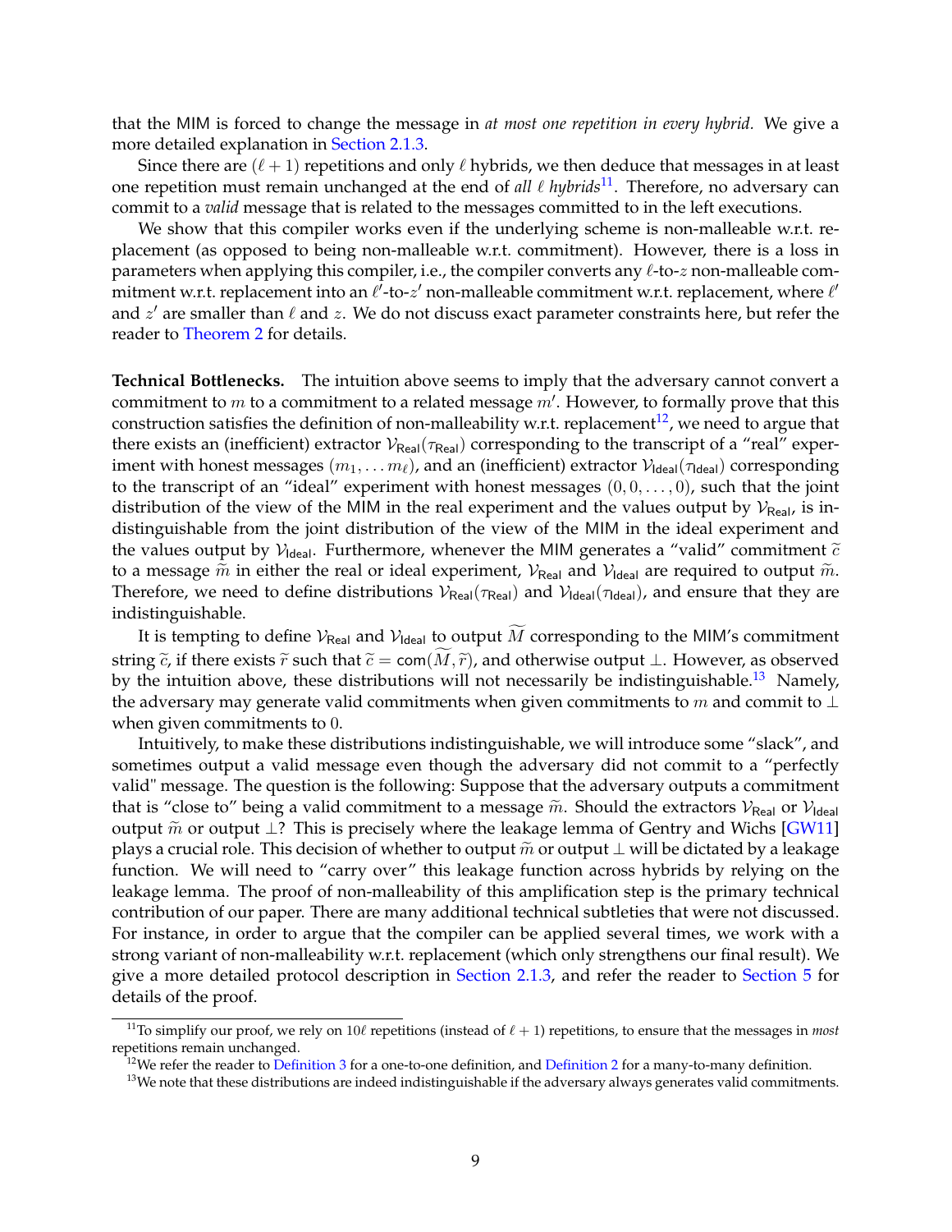that the MIM is forced to change the message in *at most one repetition in every hybrid.* We give a more detailed explanation in Section 2.1.3.

Since there are $(\ell+1)$ repetitions and only $\ell$ hybrids, we then deduce that messages in at least one repetition must remain unchanged at the end of *all $\ell$ hybrids*[11]. Therefore, no adversary can commit to a *valid* message that is related to the messages committed to in the left executions.

We show that this compiler works even if the underlying scheme is non-malleable w.r.t. replacement (as opposed to being non-malleable w.r.t. commitment). However, there is a loss in parameters when applying this compiler, i.e., the compiler converts any $\ell$-to-$z$ non-malleable commitment w.r.t. replacement into an $\ell'$-to-$z'$ non-malleable commitment w.r.t. replacement, where $\ell'$ and $z'$ are smaller than $\ell$ and $z$. We do not discuss exact parameter constraints here, but refer the reader to Theorem 2 for details.

**Technical Bottlenecks.** The intuition above seems to imply that the adversary cannot convert a commitment to $m$ to a commitment to a related message $m'$. However, to formally prove that this construction satisfies the definition of non-malleability w.r.t. replacement[12], we need to argue that there exists an (inefficient) extractor $\mathcal{V}_{\mathsf{Real}}(\tau_{\mathsf{Real}})$ corresponding to the transcript of a "real" experiment with honest messages $(m_1, \ldots m_\ell)$, and an (inefficient) extractor $\mathcal{V}_{\mathsf{Ideal}}(\tau_{\mathsf{Ideal}})$ corresponding to the transcript of an "ideal" experiment with honest messages $(0, 0, \ldots, 0)$, such that the joint distribution of the view of the MIM in the real experiment and the values output by $\mathcal{V}_{\mathsf{Real}}$, is indistinguishable from the joint distribution of the view of the MIM in the ideal experiment and the values output by $\mathcal{V}_{\mathsf{Ideal}}$. Furthermore, whenever the MIM generates a "valid" commitment $\widetilde{c}$ to a message $\widetilde{m}$ in either the real or ideal experiment, $\mathcal{V}_{\mathsf{Real}}$ and $\mathcal{V}_{\mathsf{Ideal}}$ are required to output $\widetilde{m}$. Therefore, we need to define distributions $\mathcal{V}_{\mathsf{Real}}(\tau_{\mathsf{Real}})$ and $\mathcal{V}_{\mathsf{Ideal}}(\tau_{\mathsf{Ideal}})$, and ensure that they are indistinguishable.

It is tempting to define $\mathcal{V}_{\mathsf{Real}}$ and $\mathcal{V}_{\mathsf{Ideal}}$ to output $\widetilde{M}$ corresponding to the MIM's commitment string $\widetilde{c}$, if there exists $\widetilde{r}$ such that $\widetilde{c} = \mathsf{com}(\widetilde{M}, \widetilde{r})$, and otherwise output $\perp$. However, as observed by the intuition above, these distributions will not necessarily be indistinguishable.[13] Namely, the adversary may generate valid commitments when given commitments to $m$ and commit to $\perp$ when given commitments to $0$.

Intuitively, to make these distributions indistinguishable, we will introduce some "slack", and sometimes output a valid message even though the adversary did not commit to a "perfectly valid" message. The question is the following: Suppose that the adversary outputs a commitment that is "close to" being a valid commitment to a message $\widetilde{m}$. Should the extractors $\mathcal{V}_{\mathsf{Real}}$ or $\mathcal{V}_{\mathsf{Ideal}}$ output $\widetilde{m}$ or output $\perp$? This is precisely where the leakage lemma of Gentry and Wichs [GW11] plays a crucial role. This decision of whether to output $\widetilde{m}$ or output $\perp$ will be dictated by a leakage function. We will need to "carry over" this leakage function across hybrids by relying on the leakage lemma. The proof of non-malleability of this amplification step is the primary technical contribution of our paper. There are many additional technical subtleties that were not discussed. For instance, in order to argue that the compiler can be applied several times, we work with a strong variant of non-malleability w.r.t. replacement (which only strengthens our final result). We give a more detailed protocol description in Section 2.1.3, and refer the reader to Section 5 for details of the proof.

---

[11] To simplify our proof, we rely on $10\ell$ repetitions (instead of $\ell+1$) repetitions, to ensure that the messages in *most* repetitions remain unchanged.

[12] We refer the reader to Definition 3 for a one-to-one definition, and Definition 2 for a many-to-many definition.

[13] We note that these distributions are indeed indistinguishable if the adversary always generates valid commitments.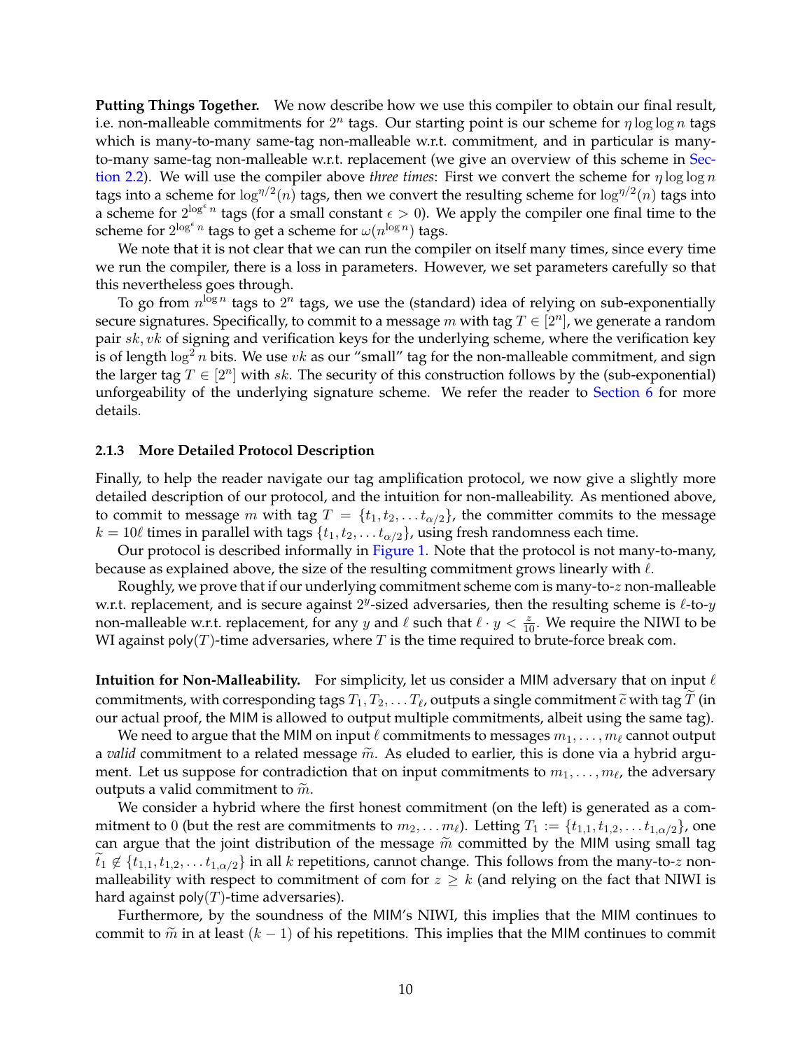**Putting Things Together.** We now describe how we use this compiler to obtain our final result, i.e. non-malleable commitments for $2^n$ tags. Our starting point is our scheme for $\eta \log \log n$ tags which is many-to-many same-tag non-malleable w.r.t. commitment, and in particular is many-to-many same-tag non-malleable w.r.t. replacement (we give an overview of this scheme in Section 2.2). We will use the compiler above *three times*: First we convert the scheme for $\eta \log \log n$ tags into a scheme for $\log^{\eta/2}(n)$ tags, then we convert the resulting scheme for $\log^{\eta/2}(n)$ tags into a scheme for $2^{\log^{\epsilon} n}$ tags (for a small constant $\epsilon > 0$). We apply the compiler one final time to the scheme for $2^{\log^{\epsilon} n}$ tags to get a scheme for $\omega(n^{\log n})$ tags.

We note that it is not clear that we can run the compiler on itself many times, since every time we run the compiler, there is a loss in parameters. However, we set parameters carefully so that this nevertheless goes through.

To go from $n^{\log n}$ tags to $2^n$ tags, we use the (standard) idea of relying on sub-exponentially secure signatures. Specifically, to commit to a message $m$ with tag $T \in [2^n]$, we generate a random pair $sk, vk$ of signing and verification keys for the underlying scheme, where the verification key is of length $\log^2 n$ bits. We use $vk$ as our "small" tag for the non-malleable commitment, and sign the larger tag $T \in [2^n]$ with $sk$. The security of this construction follows by the (sub-exponential) unforgeability of the underlying signature scheme. We refer the reader to Section 6 for more details.

### 2.1.3 More Detailed Protocol Description

Finally, to help the reader navigate our tag amplification protocol, we now give a slightly more detailed description of our protocol, and the intuition for non-malleability. As mentioned above, to commit to message $m$ with tag $T = \{t_1, t_2, \ldots t_{\alpha/2}\}$, the committer commits to the message $k = 10\ell$ times in parallel with tags $\{t_1, t_2, \ldots t_{\alpha/2}\}$, using fresh randomness each time.

Our protocol is described informally in Figure 1. Note that the protocol is not many-to-many, because as explained above, the size of the resulting commitment grows linearly with $\ell$.

Roughly, we prove that if our underlying commitment scheme com is many-to-$z$ non-malleable w.r.t. replacement, and is secure against $2^y$-sized adversaries, then the resulting scheme is $\ell$-to-$y$ non-malleable w.r.t. replacement, for any $y$ and $\ell$ such that $\ell \cdot y < \frac{z}{10}$. We require the NIWI to be WI against poly$(T)$-time adversaries, where $T$ is the time required to brute-force break com.

**Intuition for Non-Malleability.** For simplicity, let us consider a MIM adversary that on input $\ell$ commitments, with corresponding tags $T_1, T_2, \ldots T_\ell$, outputs a single commitment $\widetilde{c}$ with tag $\widetilde{T}$ (in our actual proof, the MIM is allowed to output multiple commitments, albeit using the same tag).

We need to argue that the MIM on input $\ell$ commitments to messages $m_1, \ldots, m_\ell$ cannot output a *valid* commitment to a related message $\widetilde{m}$. As eluded to earlier, this is done via a hybrid argument. Let us suppose for contradiction that on input commitments to $m_1, \ldots, m_\ell$, the adversary outputs a valid commitment to $\widetilde{m}$.

We consider a hybrid where the first honest commitment (on the left) is generated as a commitment to 0 (but the rest are commitments to $m_2, \ldots m_\ell$). Letting $T_1 := \{t_{1,1}, t_{1,2}, \ldots t_{1,\alpha/2}\}$, one can argue that the joint distribution of the message $\widetilde{m}$ committed by the MIM using small tag $\widetilde{t}_1 \notin \{t_{1,1}, t_{1,2}, \ldots t_{1,\alpha/2}\}$ in all $k$ repetitions, cannot change. This follows from the many-to-$z$ non-malleability with respect to commitment of com for $z \geq k$ (and relying on the fact that NIWI is hard against poly$(T)$-time adversaries).

Furthermore, by the soundness of the MIM's NIWI, this implies that the MIM continues to commit to $\widetilde{m}$ in at least $(k-1)$ of his repetitions. This implies that the MIM continues to commit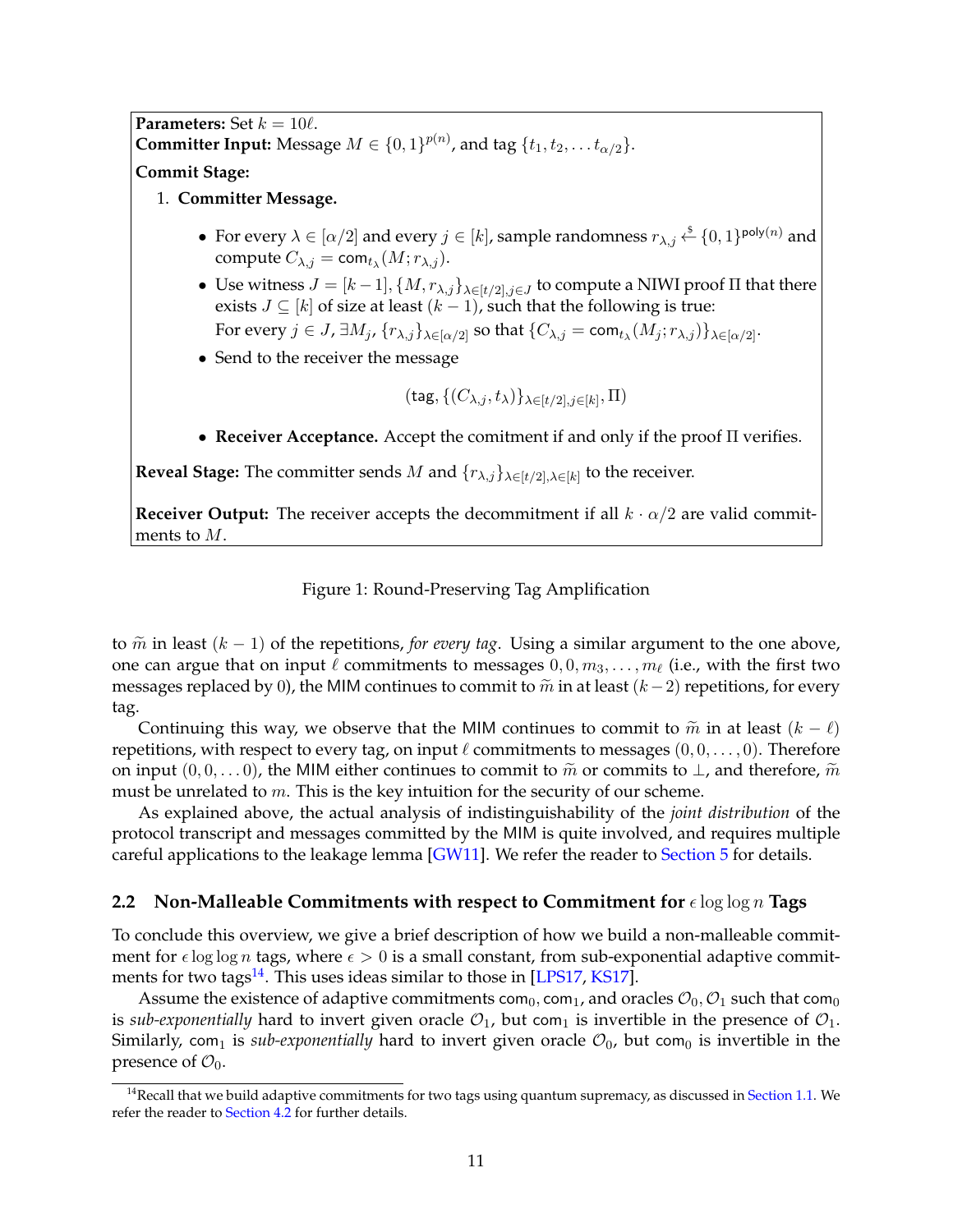**Parameters:** Set $k = 10\ell$.

**Committer Input:** Message $M \in \{0,1\}^{p(n)}$, and tag $\{t_1, t_2, \ldots t_{\alpha/2}\}$.

**Commit Stage:**

1. **Committer Message.**
   - For every $\lambda \in [\alpha/2]$ and every $j \in [k]$, sample randomness $r_{\lambda,j} \xleftarrow{\$} \{0,1\}^{\mathsf{poly}(n)}$ and compute $C_{\lambda,j} = \mathsf{com}_{t_\lambda}(M; r_{\lambda,j})$.
   - Use witness $J = [k-1], \{M, r_{\lambda,j}\}_{\lambda \in [t/2], j \in J}$ to compute a NIWI proof $\Pi$ that there exists $J \subseteq [k]$ of size at least $(k-1)$, such that the following is true:
     For every $j \in J$, $\exists M_j$, $\{r_{\lambda,j}\}_{\lambda \in [\alpha/2]}$ so that $\{C_{\lambda,j} = \mathsf{com}_{t_\lambda}(M_j; r_{\lambda,j})\}_{\lambda \in [\alpha/2]}$.
   - Send to the receiver the message
   $$(\mathsf{tag}, \{(C_{\lambda,j}, t_\lambda)\}_{\lambda \in [t/2], j \in [k]}, \Pi)$$
   - **Receiver Acceptance.** Accept the comitment if and only if the proof $\Pi$ verifies.

**Reveal Stage:** The committer sends $M$ and $\{r_{\lambda,j}\}_{\lambda \in [t/2], \lambda \in [k]}$ to the receiver.

**Receiver Output:** The receiver accepts the decommitment if all $k \cdot \alpha/2$ are valid commitments to $M$.

Figure 1: Round-Preserving Tag Amplification

to $\widetilde{m}$ in least $(k-1)$ of the repetitions, *for every tag*. Using a similar argument to the one above, one can argue that on input $\ell$ commitments to messages $0, 0, m_3, \ldots, m_\ell$ (i.e., with the first two messages replaced by 0), the MIM continues to commit to $\widetilde{m}$ in at least $(k-2)$ repetitions, for every tag.

Continuing this way, we observe that the MIM continues to commit to $\widetilde{m}$ in at least $(k-\ell)$ repetitions, with respect to every tag, on input $\ell$ commitments to messages $(0, 0, \ldots, 0)$. Therefore on input $(0, 0, \ldots 0)$, the MIM either continues to commit to $\widetilde{m}$ or commits to $\bot$, and therefore, $\widetilde{m}$ must be unrelated to $m$. This is the key intuition for the security of our scheme.

As explained above, the actual analysis of indistinguishability of the *joint distribution* of the protocol transcript and messages committed by the MIM is quite involved, and requires multiple careful applications to the leakage lemma [GW11]. We refer the reader to Section 5 for details.

## 2.2 Non-Malleable Commitments with respect to Commitment for $\epsilon \log \log n$ Tags

To conclude this overview, we give a brief description of how we build a non-malleable commitment for $\epsilon \log \log n$ tags, where $\epsilon > 0$ is a small constant, from sub-exponential adaptive commitments for two tags[14]. This uses ideas similar to those in [LPS17, KS17].

Assume the existence of adaptive commitments $\mathsf{com}_0, \mathsf{com}_1$, and oracles $\mathcal{O}_0, \mathcal{O}_1$ such that $\mathsf{com}_0$ is *sub-exponentially* hard to invert given oracle $\mathcal{O}_1$, but $\mathsf{com}_1$ is invertible in the presence of $\mathcal{O}_1$. Similarly, $\mathsf{com}_1$ is *sub-exponentially* hard to invert given oracle $\mathcal{O}_0$, but $\mathsf{com}_0$ is invertible in the presence of $\mathcal{O}_0$.

[14] Recall that we build adaptive commitments for two tags using quantum supremacy, as discussed in Section 1.1. We refer the reader to Section 4.2 for further details.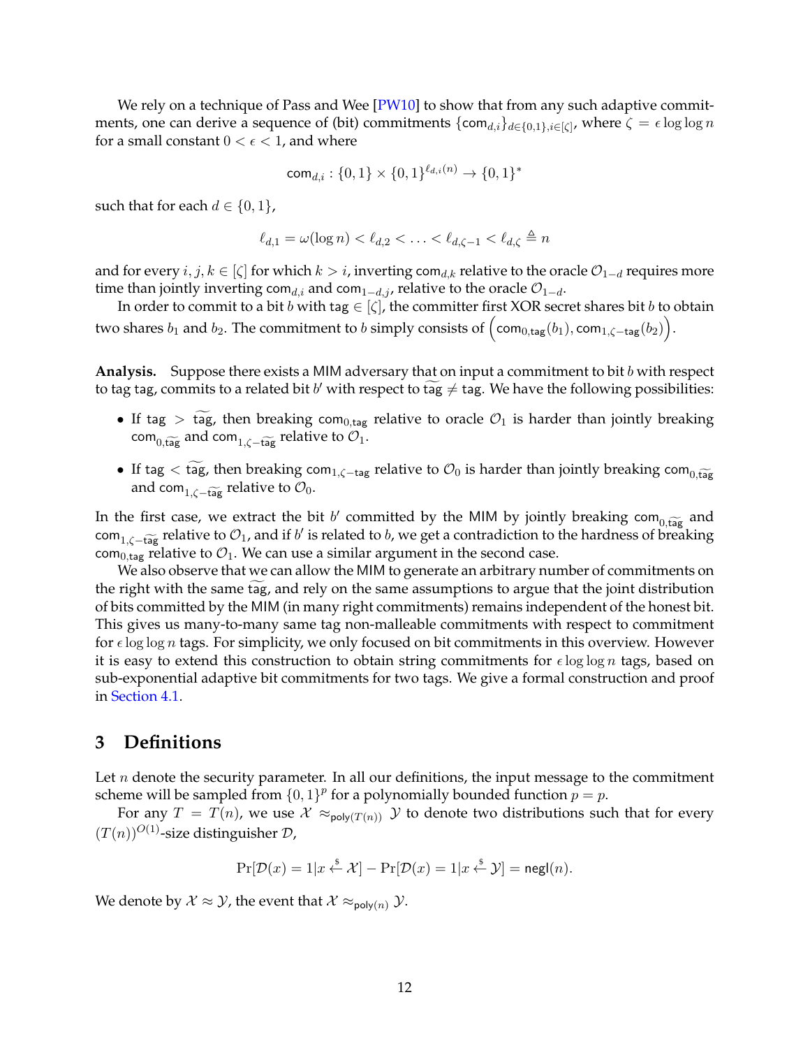We rely on a technique of Pass and Wee [PW10] to show that from any such adaptive commitments, one can derive a sequence of (bit) commitments $\{\mathsf{com}_{d,i}\}_{d\in\{0,1\},i\in[\zeta]}$, where $\zeta = \epsilon \log\log n$ for a small constant $0 < \epsilon < 1$, and where

$$\mathsf{com}_{d,i} : \{0,1\} \times \{0,1\}^{\ell_{d,i}(n)} \to \{0,1\}^*$$

such that for each $d \in \{0,1\}$,

$$\ell_{d,1} = \omega(\log n) < \ell_{d,2} < \ldots < \ell_{d,\zeta-1} < \ell_{d,\zeta} \triangleq n$$

and for every $i, j, k \in [\zeta]$ for which $k > i$, inverting $\mathsf{com}_{d,k}$ relative to the oracle $\mathcal{O}_{1-d}$ requires more time than jointly inverting $\mathsf{com}_{d,i}$ and $\mathsf{com}_{1-d,j}$, relative to the oracle $\mathcal{O}_{1-d}$.

In order to commit to a bit $b$ with tag $\in [\zeta]$, the committer first XOR secret shares bit $b$ to obtain two shares $b_1$ and $b_2$. The commitment to $b$ simply consists of $\left(\mathsf{com}_{0,\mathsf{tag}}(b_1), \mathsf{com}_{1,\zeta-\mathsf{tag}}(b_2)\right)$.

**Analysis.** Suppose there exists a MIM adversary that on input a commitment to bit $b$ with respect to tag tag, commits to a related bit $b'$ with respect to $\widetilde{\mathsf{tag}} \neq \mathsf{tag}$. We have the following possibilities:

- If $\mathsf{tag} > \widetilde{\mathsf{tag}}$, then breaking $\mathsf{com}_{0,\mathsf{tag}}$ relative to oracle $\mathcal{O}_1$ is harder than jointly breaking $\mathsf{com}_{0,\widetilde{\mathsf{tag}}}$ and $\mathsf{com}_{1,\zeta-\widetilde{\mathsf{tag}}}$ relative to $\mathcal{O}_1$.
- If $\mathsf{tag} < \widetilde{\mathsf{tag}}$, then breaking $\mathsf{com}_{1,\zeta-\mathsf{tag}}$ relative to $\mathcal{O}_0$ is harder than jointly breaking $\mathsf{com}_{0,\widetilde{\mathsf{tag}}}$ and $\mathsf{com}_{1,\zeta-\widetilde{\mathsf{tag}}}$ relative to $\mathcal{O}_0$.

In the first case, we extract the bit $b'$ committed by the MIM by jointly breaking $\mathsf{com}_{0,\widetilde{\mathsf{tag}}}$ and $\mathsf{com}_{1,\zeta-\widetilde{\mathsf{tag}}}$ relative to $\mathcal{O}_1$, and if $b'$ is related to $b$, we get a contradiction to the hardness of breaking $\mathsf{com}_{0,\mathsf{tag}}$ relative to $\mathcal{O}_1$. We can use a similar argument in the second case.

We also observe that we can allow the MIM to generate an arbitrary number of commitments on the right with the same $\widetilde{\mathsf{tag}}$, and rely on the same assumptions to argue that the joint distribution of bits committed by the MIM (in many right commitments) remains independent of the honest bit. This gives us many-to-many same tag non-malleable commitments with respect to commitment for $\epsilon \log\log n$ tags. For simplicity, we only focused on bit commitments in this overview. However it is easy to extend this construction to obtain string commitments for $\epsilon \log\log n$ tags, based on sub-exponential adaptive bit commitments for two tags. We give a formal construction and proof in Section 4.1.

# 3 Definitions

Let $n$ denote the security parameter. In all our definitions, the input message to the commitment scheme will be sampled from $\{0,1\}^p$ for a polynomially bounded function $p = p$.

For any $T = T(n)$, we use $\mathcal{X} \approx_{\mathsf{poly}(T(n))} \mathcal{Y}$ to denote two distributions such that for every $(T(n))^{O(1)}$-size distinguisher $\mathcal{D}$,

$$\Pr[\mathcal{D}(x) = 1 | x \xleftarrow{\$} \mathcal{X}] - \Pr[\mathcal{D}(x) = 1 | x \xleftarrow{\$} \mathcal{Y}] = \mathsf{negl}(n).$$

We denote by $\mathcal{X} \approx \mathcal{Y}$, the event that $\mathcal{X} \approx_{\mathsf{poly}(n)} \mathcal{Y}$.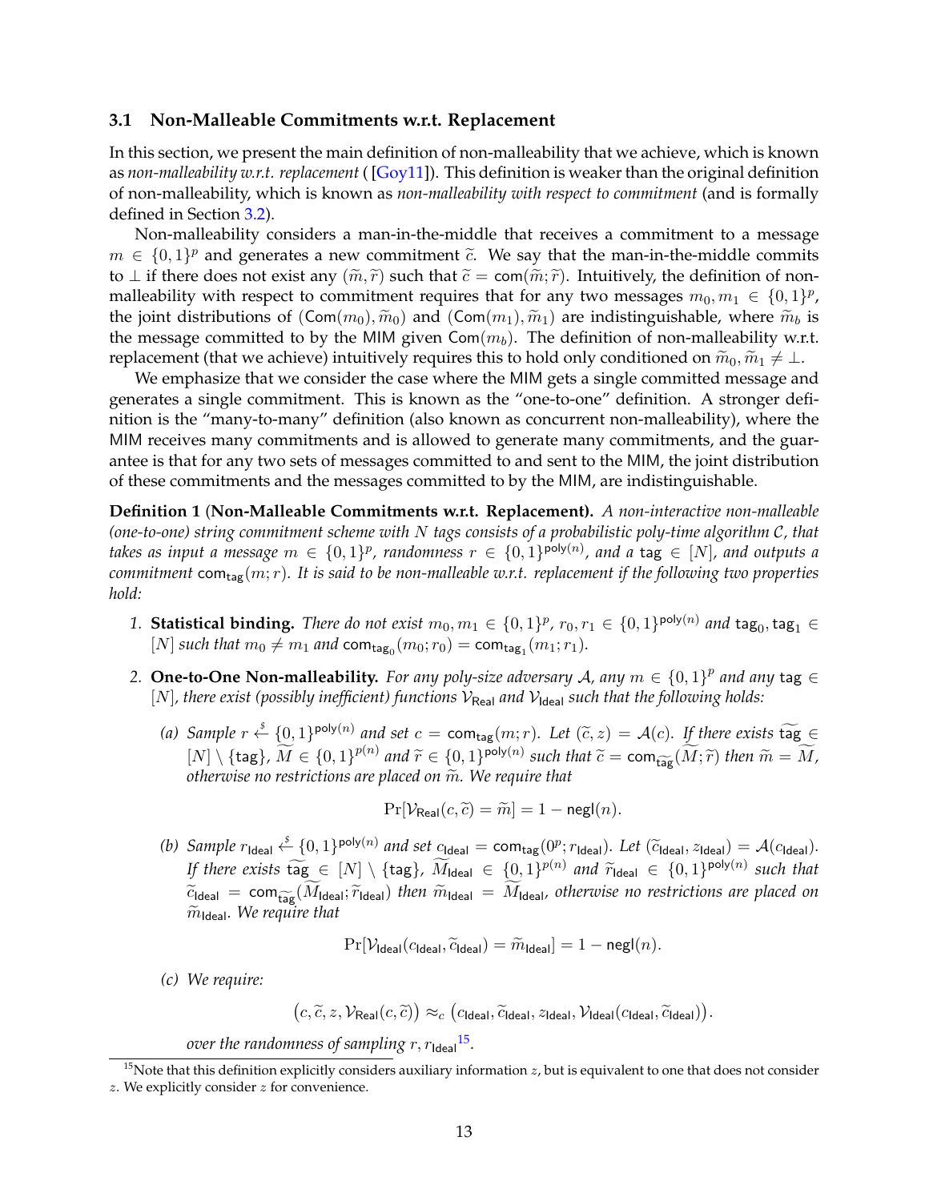### 3.1 Non-Malleable Commitments w.r.t. Replacement

In this section, we present the main definition of non-malleability that we achieve, which is known as *non-malleability w.r.t. replacement* ( [Goy11]). This definition is weaker than the original definition of non-malleability, which is known as *non-malleability with respect to commitment* (and is formally defined in Section 3.2).

Non-malleability considers a man-in-the-middle that receives a commitment to a message $m \in \{0,1\}^p$ and generates a new commitment $\widetilde{c}$. We say that the man-in-the-middle commits to $\perp$ if there does not exist any $(\widetilde{m}, \widetilde{r})$ such that $\widetilde{c} = \mathsf{com}(\widetilde{m}; \widetilde{r})$. Intuitively, the definition of non-malleability with respect to commitment requires that for any two messages $m_0, m_1 \in \{0,1\}^p$, the joint distributions of $(\mathsf{Com}(m_0), \widetilde{m}_0)$ and $(\mathsf{Com}(m_1), \widetilde{m}_1)$ are indistinguishable, where $\widetilde{m}_b$ is the message committed to by the MIM given $\mathsf{Com}(m_b)$. The definition of non-malleability w.r.t. replacement (that we achieve) intuitively requires this to hold only conditioned on $\widetilde{m}_0, \widetilde{m}_1 \neq \perp$.

We emphasize that we consider the case where the MIM gets a single committed message and generates a single commitment. This is known as the "one-to-one" definition. A stronger definition is the "many-to-many" definition (also known as concurrent non-malleability), where the MIM receives many commitments and is allowed to generate many commitments, and the guarantee is that for any two sets of messages committed to and sent to the MIM, the joint distribution of these commitments and the messages committed to by the MIM, are indistinguishable.

**Definition 1 (Non-Malleable Commitments w.r.t. Replacement).** *A non-interactive non-malleable (one-to-one) string commitment scheme with $N$ tags consists of a probabilistic poly-time algorithm $\mathcal{C}$, that takes as input a message $m \in \{0,1\}^p$, randomness $r \in \{0,1\}^{\mathsf{poly}(n)}$, and a $\mathsf{tag} \in [N]$, and outputs a commitment $\mathsf{com}_{\mathsf{tag}}(m; r)$. It is said to be non-malleable w.r.t. replacement if the following two properties hold:*

1. **Statistical binding.** *There do not exist $m_0, m_1 \in \{0,1\}^p$, $r_0, r_1 \in \{0,1\}^{\mathsf{poly}(n)}$ and $\mathsf{tag}_0, \mathsf{tag}_1 \in [N]$ such that $m_0 \neq m_1$ and $\mathsf{com}_{\mathsf{tag}_0}(m_0; r_0) = \mathsf{com}_{\mathsf{tag}_1}(m_1; r_1)$.*

2. **One-to-One Non-malleability.** *For any poly-size adversary $\mathcal{A}$, any $m \in \{0,1\}^p$ and any $\mathsf{tag} \in [N]$, there exist (possibly inefficient) functions $\mathcal{V}_{\mathsf{Real}}$ and $\mathcal{V}_{\mathsf{Ideal}}$ such that the following holds:*

   *(a) Sample $r \xleftarrow{\$} \{0,1\}^{\mathsf{poly}(n)}$ and set $c = \mathsf{com}_{\mathsf{tag}}(m; r)$. Let $(\widetilde{c}, z) = \mathcal{A}(c)$. If there exists $\widetilde{\mathsf{tag}} \in [N] \setminus \{\mathsf{tag}\}$, $\widetilde{M} \in \{0,1\}^{p(n)}$ and $\widetilde{r} \in \{0,1\}^{\mathsf{poly}(n)}$ such that $\widetilde{c} = \mathsf{com}_{\widetilde{\mathsf{tag}}}(\widetilde{M}; \widetilde{r})$ then $\widetilde{m} = \widetilde{M}$, otherwise no restrictions are placed on $\widetilde{m}$. We require that*

   $$\Pr[\mathcal{V}_{\mathsf{Real}}(c, \widetilde{c}) = \widetilde{m}] = 1 - \mathsf{negl}(n).$$

   *(b) Sample $r_{\mathsf{Ideal}} \xleftarrow{\$} \{0,1\}^{\mathsf{poly}(n)}$ and set $c_{\mathsf{Ideal}} = \mathsf{com}_{\mathsf{tag}}(0^p; r_{\mathsf{Ideal}})$. Let $(\widetilde{c}_{\mathsf{Ideal}}, z_{\mathsf{Ideal}}) = \mathcal{A}(c_{\mathsf{Ideal}})$. If there exists $\widetilde{\mathsf{tag}} \in [N] \setminus \{\mathsf{tag}\}$, $\widetilde{M}_{\mathsf{Ideal}} \in \{0,1\}^{p(n)}$ and $\widetilde{r}_{\mathsf{Ideal}} \in \{0,1\}^{\mathsf{poly}(n)}$ such that $\widetilde{c}_{\mathsf{Ideal}} = \mathsf{com}_{\widetilde{\mathsf{tag}}}(\widetilde{M}_{\mathsf{Ideal}}; \widetilde{r}_{\mathsf{Ideal}})$ then $\widetilde{m}_{\mathsf{Ideal}} = \widetilde{M}_{\mathsf{Ideal}}$, otherwise no restrictions are placed on $\widetilde{m}_{\mathsf{Ideal}}$. We require that*

   $$\Pr[\mathcal{V}_{\mathsf{Ideal}}(c_{\mathsf{Ideal}}, \widetilde{c}_{\mathsf{Ideal}}) = \widetilde{m}_{\mathsf{Ideal}}] = 1 - \mathsf{negl}(n).$$

   *(c) We require:*

   $$\left(c, \widetilde{c}, z, \mathcal{V}_{\mathsf{Real}}(c, \widetilde{c})\right) \approx_c \left(c_{\mathsf{Ideal}}, \widetilde{c}_{\mathsf{Ideal}}, z_{\mathsf{Ideal}}, \mathcal{V}_{\mathsf{Ideal}}(c_{\mathsf{Ideal}}, \widetilde{c}_{\mathsf{Ideal}})\right).$$

   *over the randomness of sampling $r, r_{\mathsf{Ideal}}$*[15]*.*

[15] Note that this definition explicitly considers auxiliary information $z$, but is equivalent to one that does not consider $z$. We explicitly consider $z$ for convenience.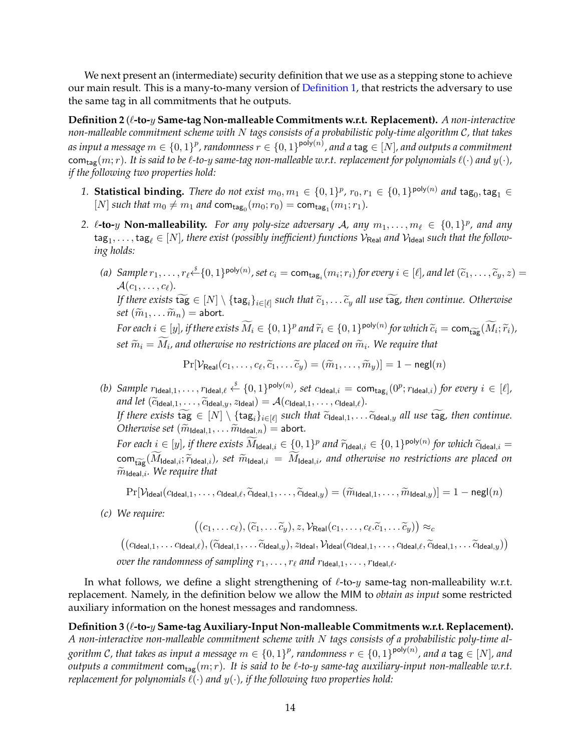We next present an (intermediate) security definition that we use as a stepping stone to achieve our main result. This is a many-to-many version of Definition 1, that restricts the adversary to use the same tag in all commitments that he outputs.

**Definition 2 ($\ell$-to-$y$ Same-tag Non-malleable Commitments w.r.t. Replacement).** *A non-interactive non-malleable commitment scheme with $N$ tags consists of a probabilistic poly-time algorithm $\mathcal{C}$, that takes as input a message $m \in \{0,1\}^p$, randomness $r \in \{0,1\}^{\mathsf{poly}(n)}$, and a* $\mathsf{tag} \in [N]$*, and outputs a commitment* $\mathsf{com}_{\mathsf{tag}}(m; r)$*. It is said to be $\ell$-to-$y$ same-tag non-malleable w.r.t. replacement for polynomials $\ell(\cdot)$ and $y(\cdot)$, if the following two properties hold:*

1. **Statistical binding.** *There do not exist $m_0, m_1 \in \{0,1\}^p$, $r_0, r_1 \in \{0,1\}^{\mathsf{poly}(n)}$ and $\mathsf{tag}_0, \mathsf{tag}_1 \in [N]$ such that $m_0 \neq m_1$ and $\mathsf{com}_{\mathsf{tag}_0}(m_0; r_0) = \mathsf{com}_{\mathsf{tag}_1}(m_1; r_1)$.*

2. **$\ell$-to-$y$ Non-malleability.** *For any poly-size adversary $\mathcal{A}$, any $m_1, \ldots, m_\ell \in \{0,1\}^p$, and any $\mathsf{tag}_1, \ldots, \mathsf{tag}_\ell \in [N]$, there exist (possibly inefficient) functions $\mathcal{V}_{\mathsf{Real}}$ and $\mathcal{V}_{\mathsf{Ideal}}$ such that the following holds:*

   *(a) Sample $r_1, \ldots, r_\ell \xleftarrow{\$} \{0,1\}^{\mathsf{poly}(n)}$, set $c_i = \mathsf{com}_{\mathsf{tag}_i}(m_i; r_i)$ for every $i \in [\ell]$, and let $(\widetilde{c}_1, \ldots, \widetilde{c}_y, z) = \mathcal{A}(c_1, \ldots, c_\ell)$.*
   *If there exists $\widetilde{\mathsf{tag}} \in [N] \setminus \{\mathsf{tag}_i\}_{i \in [\ell]}$ such that $\widetilde{c}_1, \ldots \widetilde{c}_y$ all use $\widetilde{\mathsf{tag}}$, then continue. Otherwise set $(\widetilde{m}_1, \ldots \widetilde{m}_n) = \mathsf{abort}$.*
   *For each $i \in [y]$, if there exists $\widetilde{M}_i \in \{0,1\}^p$ and $\widetilde{r}_i \in \{0,1\}^{\mathsf{poly}(n)}$ for which $\widetilde{c}_i = \mathsf{com}_{\widetilde{\mathsf{tag}}}(\widetilde{M}_i; \widetilde{r}_i)$, set $\widetilde{m}_i = \widetilde{M}_i$, and otherwise no restrictions are placed on $\widetilde{m}_i$. We require that*

   $$\Pr[\mathcal{V}_{\mathsf{Real}}(c_1, \ldots, c_\ell, \widetilde{c}_1, \ldots \widetilde{c}_y) = (\widetilde{m}_1, \ldots, \widetilde{m}_y)] = 1 - \mathsf{negl}(n)$$

   *(b) Sample $r_{\mathsf{Ideal},1}, \ldots, r_{\mathsf{Ideal},\ell} \xleftarrow{\$} \{0,1\}^{\mathsf{poly}(n)}$, set $c_{\mathsf{Ideal},i} = \mathsf{com}_{\mathsf{tag}_i}(0^p; r_{\mathsf{Ideal},i})$ for every $i \in [\ell]$, and let $(\widetilde{c}_{\mathsf{Ideal},1}, \ldots, \widetilde{c}_{\mathsf{Ideal},y}, z_{\mathsf{Ideal}}) = \mathcal{A}(c_{\mathsf{Ideal},1}, \ldots, c_{\mathsf{Ideal},\ell})$.*
   *If there exists $\widetilde{\mathsf{tag}} \in [N] \setminus \{\mathsf{tag}_i\}_{i \in [\ell]}$ such that $\widetilde{c}_{\mathsf{Ideal},1}, \ldots \widetilde{c}_{\mathsf{Ideal},y}$ all use $\widetilde{\mathsf{tag}}$, then continue. Otherwise set $(\widetilde{m}_{\mathsf{Ideal},1}, \ldots \widetilde{m}_{\mathsf{Ideal},n}) = \mathsf{abort}$.*
   *For each $i \in [y]$, if there exists $\widetilde{M}_{\mathsf{Ideal},i} \in \{0,1\}^p$ and $\widetilde{r}_{\mathsf{Ideal},i} \in \{0,1\}^{\mathsf{poly}(n)}$ for which $\widetilde{c}_{\mathsf{Ideal},i} = \mathsf{com}_{\widetilde{\mathsf{tag}}}(\widetilde{M}_{\mathsf{Ideal},i}; \widetilde{r}_{\mathsf{Ideal},i})$, set $\widetilde{m}_{\mathsf{Ideal},i} = \widetilde{M}_{\mathsf{Ideal},i}$, and otherwise no restrictions are placed on $\widetilde{m}_{\mathsf{Ideal},i}$. We require that*

   $$\Pr[\mathcal{V}_{\mathsf{Ideal}}(c_{\mathsf{Ideal},1}, \ldots, c_{\mathsf{Ideal},\ell}, \widetilde{c}_{\mathsf{Ideal},1}, \ldots, \widetilde{c}_{\mathsf{Ideal},y}) = (\widetilde{m}_{\mathsf{Ideal},1}, \ldots, \widetilde{m}_{\mathsf{Ideal},y})] = 1 - \mathsf{negl}(n)$$

   *(c) We require:*

   $$\big((c_1, \ldots c_\ell), (\widetilde{c}_1, \ldots \widetilde{c}_y), z, \mathcal{V}_{\mathsf{Real}}(c_1, \ldots, c_\ell . \widetilde{c}_1, \ldots \widetilde{c}_y)\big) \approx_c$$
   $$\big((c_{\mathsf{Ideal},1}, \ldots c_{\mathsf{Ideal},\ell}), (\widetilde{c}_{\mathsf{Ideal},1}, \ldots \widetilde{c}_{\mathsf{Ideal},y}), z_{\mathsf{Ideal}}, \mathcal{V}_{\mathsf{Ideal}}(c_{\mathsf{Ideal},1}, \ldots, c_{\mathsf{Ideal},\ell}, \widetilde{c}_{\mathsf{Ideal},1}, \ldots \widetilde{c}_{\mathsf{Ideal},y})\big)$$

   *over the randomness of sampling $r_1, \ldots, r_\ell$ and $r_{\mathsf{Ideal},1}, \ldots, r_{\mathsf{Ideal},\ell}$.*

In what follows, we define a slight strengthening of $\ell$-to-$y$ same-tag non-malleability w.r.t. replacement. Namely, in the definition below we allow the MIM to *obtain as input* some restricted auxiliary information on the honest messages and randomness.

**Definition 3 ($\ell$-to-$y$ Same-tag Auxiliary-Input Non-malleable Commitments w.r.t. Replacement).** *A non-interactive non-malleable commitment scheme with $N$ tags consists of a probabilistic poly-time algorithm $\mathcal{C}$, that takes as input a message $m \in \{0,1\}^p$, randomness $r \in \{0,1\}^{\mathsf{poly}(n)}$, and a* $\mathsf{tag} \in [N]$*, and outputs a commitment* $\mathsf{com}_{\mathsf{tag}}(m; r)$*. It is said to be $\ell$-to-$y$ same-tag auxiliary-input non-malleable w.r.t. replacement for polynomials $\ell(\cdot)$ and $y(\cdot)$, if the following two properties hold:*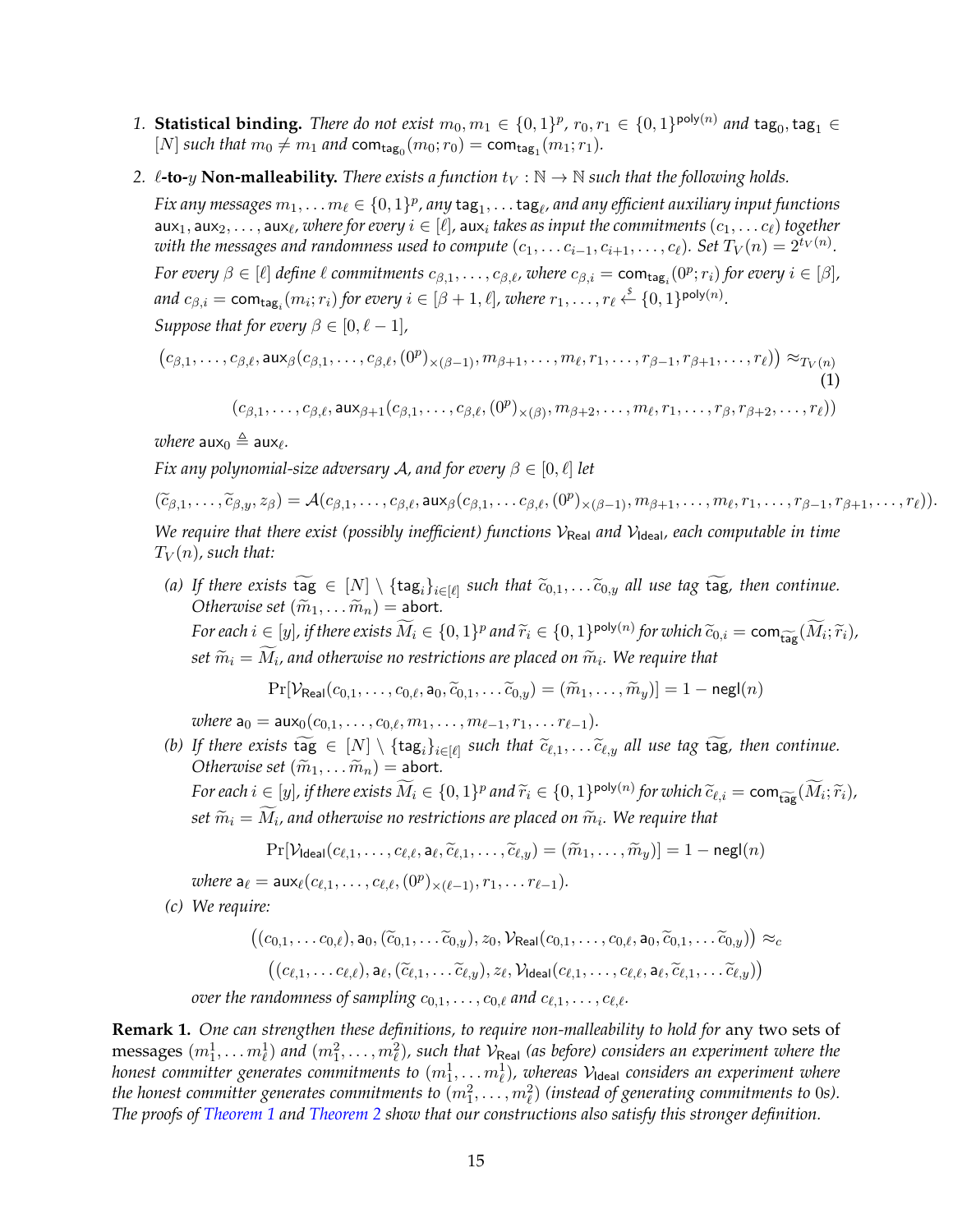1. **Statistical binding.** *There do not exist $m_0, m_1 \in \{0,1\}^p$, $r_0, r_1 \in \{0,1\}^{\mathsf{poly}(n)}$ and $\mathsf{tag}_0, \mathsf{tag}_1 \in [N]$ such that $m_0 \neq m_1$ and $\mathsf{com}_{\mathsf{tag}_0}(m_0; r_0) = \mathsf{com}_{\mathsf{tag}_1}(m_1; r_1)$.*

2. **$\ell$-to-$y$ Non-malleability.** *There exists a function $t_V : \mathbb{N} \to \mathbb{N}$ such that the following holds.*

   *Fix any messages $m_1, \ldots m_\ell \in \{0,1\}^p$, any $\mathsf{tag}_1, \ldots \mathsf{tag}_\ell$, and any efficient auxiliary input functions $\mathsf{aux}_1, \mathsf{aux}_2, \ldots, \mathsf{aux}_\ell$, where for every $i \in [\ell]$, $\mathsf{aux}_i$ takes as input the commitments $(c_1, \ldots c_\ell)$ together with the messages and randomness used to compute $(c_1, \ldots c_{i-1}, c_{i+1}, \ldots, c_\ell)$. Set $T_V(n) = 2^{t_V(n)}$.*

   *For every $\beta \in [\ell]$ define $\ell$ commitments $c_{\beta,1}, \ldots, c_{\beta,\ell}$, where $c_{\beta,i} = \mathsf{com}_{\mathsf{tag}_i}(0^p; r_i)$ for every $i \in [\beta]$, and $c_{\beta,i} = \mathsf{com}_{\mathsf{tag}_i}(m_i; r_i)$ for every $i \in [\beta+1, \ell]$, where $r_1, \ldots, r_\ell \xleftarrow{\$} \{0,1\}^{\mathsf{poly}(n)}$.*

   *Suppose that for every $\beta \in [0, \ell-1]$,*

   $$\left(c_{\beta,1}, \ldots, c_{\beta,\ell}, \mathsf{aux}_\beta(c_{\beta,1}, \ldots, c_{\beta,\ell}, (0^p)_{\times(\beta-1)}, m_{\beta+1}, \ldots, m_\ell, r_1, \ldots, r_{\beta-1}, r_{\beta+1}, \ldots, r_\ell)\right) \approx_{T_V(n)} \tag{1}$$
   $$\left(c_{\beta,1}, \ldots, c_{\beta,\ell}, \mathsf{aux}_{\beta+1}(c_{\beta,1}, \ldots, c_{\beta,\ell}, (0^p)_{\times(\beta)}, m_{\beta+2}, \ldots, m_\ell, r_1, \ldots, r_\beta, r_{\beta+2}, \ldots, r_\ell)\right)$$

   *where $\mathsf{aux}_0 \triangleq \mathsf{aux}_\ell$.*

   *Fix any polynomial-size adversary $\mathcal{A}$, and for every $\beta \in [0, \ell]$ let*

   $$(\widetilde{c}_{\beta,1}, \ldots, \widetilde{c}_{\beta,y}, z_\beta) = \mathcal{A}(c_{\beta,1}, \ldots, c_{\beta,\ell}, \mathsf{aux}_\beta(c_{\beta,1}, \ldots c_{\beta,\ell}, (0^p)_{\times(\beta-1)}, m_{\beta+1}, \ldots, m_\ell, r_1, \ldots, r_{\beta-1}, r_{\beta+1}, \ldots, r_\ell)).$$

   *We require that there exist (possibly inefficient) functions $\mathcal{V}_{\mathsf{Real}}$ and $\mathcal{V}_{\mathsf{Ideal}}$, each computable in time $T_V(n)$, such that:*

   *(a) If there exists $\widetilde{\mathsf{tag}} \in [N] \setminus \{\mathsf{tag}_i\}_{i \in [\ell]}$ such that $\widetilde{c}_{0,1}, \ldots \widetilde{c}_{0,y}$ all use tag $\widetilde{\mathsf{tag}}$, then continue. Otherwise set $(\widetilde{m}_1, \ldots \widetilde{m}_n) = \mathsf{abort}$.*
   *For each $i \in [y]$, if there exists $\widetilde{M}_i \in \{0,1\}^p$ and $\widetilde{r}_i \in \{0,1\}^{\mathsf{poly}(n)}$ for which $\widetilde{c}_{0,i} = \mathsf{com}_{\widetilde{\mathsf{tag}}}(\widetilde{M}_i; \widetilde{r}_i)$, set $\widetilde{m}_i = \widetilde{M}_i$, and otherwise no restrictions are placed on $\widetilde{m}_i$. We require that*

   $$\Pr[\mathcal{V}_{\mathsf{Real}}(c_{0,1}, \ldots, c_{0,\ell}, \mathsf{a}_0, \widetilde{c}_{0,1}, \ldots \widetilde{c}_{0,y}) = (\widetilde{m}_1, \ldots, \widetilde{m}_y)] = 1 - \mathsf{negl}(n)$$

   *where $\mathsf{a}_0 = \mathsf{aux}_0(c_{0,1}, \ldots, c_{0,\ell}, m_1, \ldots, m_{\ell-1}, r_1, \ldots r_{\ell-1})$.*

   *(b) If there exists $\widetilde{\mathsf{tag}} \in [N] \setminus \{\mathsf{tag}_i\}_{i \in [\ell]}$ such that $\widetilde{c}_{\ell,1}, \ldots \widetilde{c}_{\ell,y}$ all use tag $\widetilde{\mathsf{tag}}$, then continue. Otherwise set $(\widetilde{m}_1, \ldots \widetilde{m}_n) = \mathsf{abort}$.*
   *For each $i \in [y]$, if there exists $\widetilde{M}_i \in \{0,1\}^p$ and $\widetilde{r}_i \in \{0,1\}^{\mathsf{poly}(n)}$ for which $\widetilde{c}_{\ell,i} = \mathsf{com}_{\widetilde{\mathsf{tag}}}(\widetilde{M}_i; \widetilde{r}_i)$, set $\widetilde{m}_i = \widetilde{M}_i$, and otherwise no restrictions are placed on $\widetilde{m}_i$. We require that*

   $$\Pr[\mathcal{V}_{\mathsf{Ideal}}(c_{\ell,1}, \ldots, c_{\ell,\ell}, \mathsf{a}_\ell, \widetilde{c}_{\ell,1}, \ldots, \widetilde{c}_{\ell,y}) = (\widetilde{m}_1, \ldots, \widetilde{m}_y)] = 1 - \mathsf{negl}(n)$$

   *where $\mathsf{a}_\ell = \mathsf{aux}_\ell(c_{\ell,1}, \ldots, c_{\ell,\ell}, (0^p)_{\times(\ell-1)}, r_1, \ldots r_{\ell-1})$.*

   *(c) We require:*

   $$\left((c_{0,1}, \ldots c_{0,\ell}), \mathsf{a}_0, (\widetilde{c}_{0,1}, \ldots \widetilde{c}_{0,y}), z_0, \mathcal{V}_{\mathsf{Real}}(c_{0,1}, \ldots, c_{0,\ell}, \mathsf{a}_0, \widetilde{c}_{0,1}, \ldots \widetilde{c}_{0,y})\right) \approx_c$$
   $$\left((c_{\ell,1}, \ldots c_{\ell,\ell}), \mathsf{a}_\ell, (\widetilde{c}_{\ell,1}, \ldots \widetilde{c}_{\ell,y}), z_\ell, \mathcal{V}_{\mathsf{Ideal}}(c_{\ell,1}, \ldots, c_{\ell,\ell}, \mathsf{a}_\ell, \widetilde{c}_{\ell,1}, \ldots \widetilde{c}_{\ell,y})\right)$$

   *over the randomness of sampling $c_{0,1}, \ldots, c_{0,\ell}$ and $c_{\ell,1}, \ldots, c_{\ell,\ell}$.*

**Remark 1.** *One can strengthen these definitions, to require non-malleability to hold for* any two sets of messages *$(m^1_1, \ldots m^1_\ell)$ and $(m^2_1, \ldots, m^2_\ell)$, such that $\mathcal{V}_{\mathsf{Real}}$ (as before) considers an experiment where the honest committer generates commitments to $(m^1_1, \ldots m^1_\ell)$, whereas $\mathcal{V}_{\mathsf{Ideal}}$ considers an experiment where the honest committer generates commitments to $(m^2_1, \ldots, m^2_\ell)$ (instead of generating commitments to 0s). The proofs of Theorem 1 and Theorem 2 show that our constructions also satisfy this stronger definition.*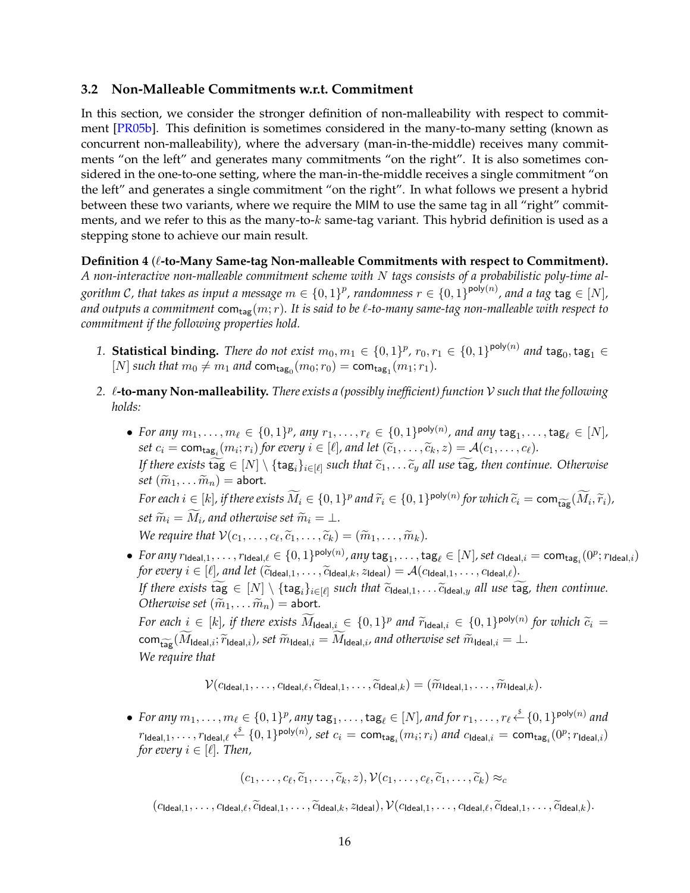### 3.2 Non-Malleable Commitments w.r.t. Commitment

In this section, we consider the stronger definition of non-malleability with respect to commitment [PR05b]. This definition is sometimes considered in the many-to-many setting (known as concurrent non-malleability), where the adversary (man-in-the-middle) receives many commitments "on the left" and generates many commitments "on the right". It is also sometimes considered in the one-to-one setting, where the man-in-the-middle receives a single commitment "on the left" and generates a single commitment "on the right". In what follows we present a hybrid between these two variants, where we require the MIM to use the same tag in all "right" commitments, and we refer to this as the many-to-$k$ same-tag variant. This hybrid definition is used as a stepping stone to achieve our main result.

**Definition 4 ($\ell$-to-Many Same-tag Non-malleable Commitments with respect to Commitment).** *A non-interactive non-malleable commitment scheme with $N$ tags consists of a probabilistic poly-time algorithm $\mathcal{C}$, that takes as input a message $m \in \{0,1\}^p$, randomness $r \in \{0,1\}^{\mathsf{poly}(n)}$, and a tag $\mathsf{tag} \in [N]$, and outputs a commitment $\mathsf{com}_{\mathsf{tag}}(m; r)$. It is said to be $\ell$-to-many same-tag non-malleable with respect to commitment if the following properties hold.*

1. **Statistical binding.** *There do not exist $m_0, m_1 \in \{0,1\}^p$, $r_0, r_1 \in \{0,1\}^{\mathsf{poly}(n)}$ and $\mathsf{tag}_0, \mathsf{tag}_1 \in [N]$ such that $m_0 \neq m_1$ and $\mathsf{com}_{\mathsf{tag}_0}(m_0; r_0) = \mathsf{com}_{\mathsf{tag}_1}(m_1; r_1)$.*

2. **$\ell$-to-many Non-malleability.** *There exists a (possibly inefficient) function $\mathcal{V}$ such that the following holds:*

   - *For any $m_1, \ldots, m_\ell \in \{0,1\}^p$, any $r_1, \ldots, r_\ell \in \{0,1\}^{\mathsf{poly}(n)}$, and any $\mathsf{tag}_1, \ldots, \mathsf{tag}_\ell \in [N]$, set $c_i = \mathsf{com}_{\mathsf{tag}_i}(m_i; r_i)$ for every $i \in [\ell]$, and let $(\widetilde{c}_1, \ldots, \widetilde{c}_k, z) = \mathcal{A}(c_1, \ldots, c_\ell)$.*
     *If there exists $\widetilde{\mathsf{tag}} \in [N] \setminus \{\mathsf{tag}_i\}_{i \in [\ell]}$ such that $\widetilde{c}_1, \ldots \widetilde{c}_y$ all use $\widetilde{\mathsf{tag}}$, then continue. Otherwise set $(\widetilde{m}_1, \ldots \widetilde{m}_n) = \mathsf{abort}$.*
     *For each $i \in [k]$, if there exists $\widetilde{M}_i \in \{0,1\}^p$ and $\widetilde{r}_i \in \{0,1\}^{\mathsf{poly}(n)}$ for which $\widetilde{c}_i = \mathsf{com}_{\widetilde{\mathsf{tag}}}(\widetilde{M}_i, \widetilde{r}_i)$, set $\widetilde{m}_i = \widetilde{M}_i$, and otherwise set $\widetilde{m}_i = \bot$.*
     *We require that $\mathcal{V}(c_1, \ldots, c_\ell, \widetilde{c}_1, \ldots, \widetilde{c}_k) = (\widetilde{m}_1, \ldots, \widetilde{m}_k)$.*

   - *For any $r_{\mathsf{Ideal},1}, \ldots, r_{\mathsf{Ideal},\ell} \in \{0,1\}^{\mathsf{poly}(n)}$, any $\mathsf{tag}_1, \ldots, \mathsf{tag}_\ell \in [N]$, set $c_{\mathsf{Ideal},i} = \mathsf{com}_{\mathsf{tag}_i}(0^p; r_{\mathsf{Ideal},i})$ for every $i \in [\ell]$, and let $(\widetilde{c}_{\mathsf{Ideal},1}, \ldots, \widetilde{c}_{\mathsf{Ideal},k}, z_{\mathsf{Ideal}}) = \mathcal{A}(c_{\mathsf{Ideal},1}, \ldots, c_{\mathsf{Ideal},\ell})$.*
     *If there exists $\widetilde{\mathsf{tag}} \in [N] \setminus \{\mathsf{tag}_i\}_{i \in [\ell]}$ such that $\widetilde{c}_{\mathsf{Ideal},1}, \ldots \widetilde{c}_{\mathsf{Ideal},y}$ all use $\widetilde{\mathsf{tag}}$, then continue. Otherwise set $(\widetilde{m}_1, \ldots \widetilde{m}_n) = \mathsf{abort}$.*
     *For each $i \in [k]$, if there exists $\widetilde{M}_{\mathsf{Ideal},i} \in \{0,1\}^p$ and $\widetilde{r}_{\mathsf{Ideal},i} \in \{0,1\}^{\mathsf{poly}(n)}$ for which $\widetilde{c}_i = \mathsf{com}_{\widetilde{\mathsf{tag}}}(\widetilde{M}_{\mathsf{Ideal},i}; \widetilde{r}_{\mathsf{Ideal},i})$, set $\widetilde{m}_{\mathsf{Ideal},i} = \widetilde{M}_{\mathsf{Ideal},i}$, and otherwise set $\widetilde{m}_{\mathsf{Ideal},i} = \bot$.*
     *We require that*

     $$\mathcal{V}(c_{\mathsf{Ideal},1}, \ldots, c_{\mathsf{Ideal},\ell}, \widetilde{c}_{\mathsf{Ideal},1}, \ldots, \widetilde{c}_{\mathsf{Ideal},k}) = (\widetilde{m}_{\mathsf{Ideal},1}, \ldots, \widetilde{m}_{\mathsf{Ideal},k}).$$

   - *For any $m_1, \ldots, m_\ell \in \{0,1\}^p$, any $\mathsf{tag}_1, \ldots, \mathsf{tag}_\ell \in [N]$, and for $r_1, \ldots, r_\ell \xleftarrow{\$} \{0,1\}^{\mathsf{poly}(n)}$ and $r_{\mathsf{Ideal},1}, \ldots, r_{\mathsf{Ideal},\ell} \xleftarrow{\$} \{0,1\}^{\mathsf{poly}(n)}$, set $c_i = \mathsf{com}_{\mathsf{tag}_i}(m_i; r_i)$ and $c_{\mathsf{Ideal},i} = \mathsf{com}_{\mathsf{tag}_i}(0^p; r_{\mathsf{Ideal},i})$ for every $i \in [\ell]$. Then,*

     $$(c_1, \ldots, c_\ell, \widetilde{c}_1, \ldots, \widetilde{c}_k, z), \mathcal{V}(c_1, \ldots, c_\ell, \widetilde{c}_1, \ldots, \widetilde{c}_k) \approx_c$$

     $$(c_{\mathsf{Ideal},1}, \ldots, c_{\mathsf{Ideal},\ell}, \widetilde{c}_{\mathsf{Ideal},1}, \ldots, \widetilde{c}_{\mathsf{Ideal},k}, z_{\mathsf{Ideal}}), \mathcal{V}(c_{\mathsf{Ideal},1}, \ldots, c_{\mathsf{Ideal},\ell}, \widetilde{c}_{\mathsf{Ideal},1}, \ldots, \widetilde{c}_{\mathsf{Ideal},k}).$$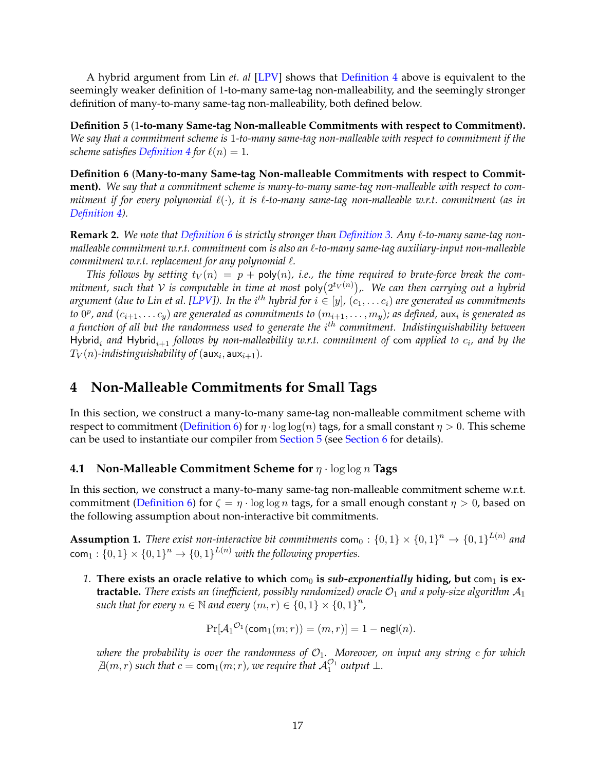A hybrid argument from Lin *et. al* [LPV] shows that Definition 4 above is equivalent to the seemingly weaker definition of 1-to-many same-tag non-malleability, and the seemingly stronger definition of many-to-many same-tag non-malleability, both defined below.

**Definition 5 (1-to-many Same-tag Non-malleable Commitments with respect to Commitment).** *We say that a commitment scheme is 1-to-many same-tag non-malleable with respect to commitment if the scheme satisfies Definition 4 for $\ell(n) = 1$.*

**Definition 6 (Many-to-many Same-tag Non-malleable Commitments with respect to Commitment).** *We say that a commitment scheme is many-to-many same-tag non-malleable with respect to commitment if for every polynomial $\ell(\cdot)$, it is $\ell$-to-many same-tag non-malleable w.r.t. commitment (as in Definition 4).*

**Remark 2.** *We note that Definition 6 is strictly stronger than Definition 3. Any $\ell$-to-many same-tag non-malleable commitment w.r.t. commitment* $\mathsf{com}$ *is also an $\ell$-to-many same-tag auxiliary-input non-malleable commitment w.r.t. replacement for any polynomial $\ell$.*

*This follows by setting $t_V(n) = p + \mathsf{poly}(n)$, i.e., the time required to brute-force break the commitment, such that $\mathcal{V}$ is computable in time at most $\mathsf{poly}(2^{t_V(n)})$,. We can then carrying out a hybrid argument (due to Lin et al. [LPV]). In the $i^{th}$ hybrid for $i \in [y]$, $(c_1, \ldots c_i)$ are generated as commitments to $0^p$, and $(c_{i+1}, \ldots c_y)$ are generated as commitments to $(m_{i+1}, \ldots, m_y)$; as defined,* $\mathsf{aux}_i$ *is generated as a function of all but the randomness used to generate the $i^{th}$ commitment. Indistinguishability between* $\mathsf{Hybrid}_i$ *and* $\mathsf{Hybrid}_{i+1}$ *follows by non-malleability w.r.t. commitment of* $\mathsf{com}$ *applied to $c_i$, and by the $T_V(n)$-indistinguishability of $(\mathsf{aux}_i, \mathsf{aux}_{i+1})$.*

# 4 Non-Malleable Commitments for Small Tags

In this section, we construct a many-to-many same-tag non-malleable commitment scheme with respect to commitment (Definition 6) for $\eta \cdot \log\log(n)$ tags, for a small constant $\eta > 0$. This scheme can be used to instantiate our compiler from Section 5 (see Section 6 for details).

## 4.1 Non-Malleable Commitment Scheme for $\eta \cdot \log\log n$ Tags

In this section, we construct a many-to-many same-tag non-malleable commitment scheme w.r.t. commitment (Definition 6) for $\zeta = \eta \cdot \log\log n$ tags, for a small enough constant $\eta > 0$, based on the following assumption about non-interactive bit commitments.

**Assumption 1.** *There exist non-interactive bit commitments $\mathsf{com}_0 : \{0,1\} \times \{0,1\}^n \to \{0,1\}^{L(n)}$ and $\mathsf{com}_1 : \{0,1\} \times \{0,1\}^n \to \{0,1\}^{L(n)}$ with the following properties.*

1. **There exists an oracle relative to which $\mathsf{com}_0$ is *sub-exponentially* hiding, but $\mathsf{com}_1$ is extractable.** *There exists an (inefficient, possibly randomized) oracle $\mathcal{O}_1$ and a poly-size algorithm $\mathcal{A}_1$ such that for every $n \in \mathbb{N}$ and every $(m, r) \in \{0,1\} \times \{0,1\}^n$,*

$$\Pr[{\mathcal{A}_1}^{\mathcal{O}_1}(\mathsf{com}_1(m; r)) = (m, r)] = 1 - \mathsf{negl}(n).$$

   *where the probability is over the randomness of $\mathcal{O}_1$. Moreover, on input any string $c$ for which $\nexists(m, r)$ such that $c = \mathsf{com}_1(m; r)$, we require that $\mathcal{A}_1^{\mathcal{O}_1}$ output $\perp$.*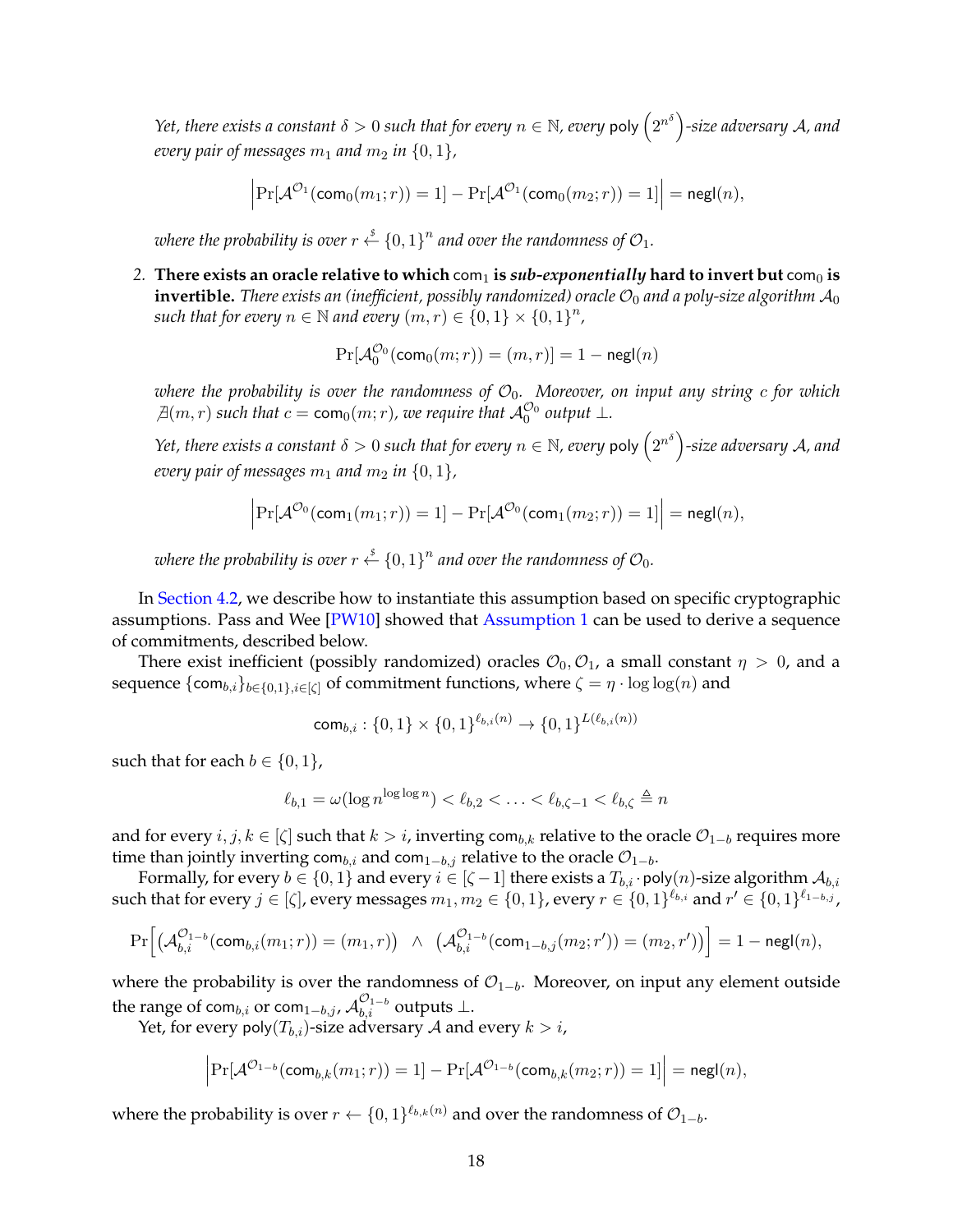*Yet, there exists a constant $\delta > 0$ such that for every $n \in \mathbb{N}$, every* $\mathsf{poly}\left(2^{n^\delta}\right)$*-size adversary $\mathcal{A}$, and every pair of messages $m_1$ and $m_2$ in $\{0,1\}$,*

$$\left|\Pr[\mathcal{A}^{\mathcal{O}_1}(\mathsf{com}_0(m_1;r)) = 1] - \Pr[\mathcal{A}^{\mathcal{O}_1}(\mathsf{com}_0(m_2;r)) = 1]\right| = \mathsf{negl}(n),$$

*where the probability is over $r \xleftarrow{\$} \{0,1\}^n$ and over the randomness of $\mathcal{O}_1$.*

2. **There exists an oracle relative to which $\mathsf{com}_1$ is *sub-exponentially* hard to invert but $\mathsf{com}_0$ is invertible.** *There exists an (inefficient, possibly randomized) oracle $\mathcal{O}_0$ and a poly-size algorithm $\mathcal{A}_0$ such that for every $n \in \mathbb{N}$ and every $(m, r) \in \{0,1\} \times \{0,1\}^n$,*

$$\Pr[\mathcal{A}_0^{\mathcal{O}_0}(\mathsf{com}_0(m;r)) = (m,r)] = 1 - \mathsf{negl}(n)$$

*where the probability is over the randomness of $\mathcal{O}_0$. Moreover, on input any string $c$ for which $\nexists(m,r)$ such that $c = \mathsf{com}_0(m;r)$, we require that $\mathcal{A}_0^{\mathcal{O}_0}$ output $\perp$.*

*Yet, there exists a constant $\delta > 0$ such that for every $n \in \mathbb{N}$, every* $\mathsf{poly}\left(2^{n^\delta}\right)$*-size adversary $\mathcal{A}$, and every pair of messages $m_1$ and $m_2$ in $\{0,1\}$,*

$$\left|\Pr[\mathcal{A}^{\mathcal{O}_0}(\mathsf{com}_1(m_1;r)) = 1] - \Pr[\mathcal{A}^{\mathcal{O}_0}(\mathsf{com}_1(m_2;r)) = 1]\right| = \mathsf{negl}(n),$$

*where the probability is over $r \xleftarrow{\$} \{0,1\}^n$ and over the randomness of $\mathcal{O}_0$.*

In Section 4.2, we describe how to instantiate this assumption based on specific cryptographic assumptions. Pass and Wee [PW10] showed that Assumption 1 can be used to derive a sequence of commitments, described below.

There exist inefficient (possibly randomized) oracles $\mathcal{O}_0, \mathcal{O}_1$, a small constant $\eta > 0$, and a sequence $\{\mathsf{com}_{b,i}\}_{b\in\{0,1\}, i\in[\zeta]}$ of commitment functions, where $\zeta = \eta \cdot \log\log(n)$ and

$$\mathsf{com}_{b,i} : \{0,1\} \times \{0,1\}^{\ell_{b,i}(n)} \to \{0,1\}^{L(\ell_{b,i}(n))}$$

such that for each $b \in \{0,1\}$,

$$\ell_{b,1} = \omega(\log n^{\log\log n}) < \ell_{b,2} < \ldots < \ell_{b,\zeta-1} < \ell_{b,\zeta} \triangleq n$$

and for every $i, j, k \in [\zeta]$ such that $k > i$, inverting $\mathsf{com}_{b,k}$ relative to the oracle $\mathcal{O}_{1-b}$ requires more time than jointly inverting $\mathsf{com}_{b,i}$ and $\mathsf{com}_{1-b,j}$ relative to the oracle $\mathcal{O}_{1-b}$.

Formally, for every $b \in \{0,1\}$ and every $i \in [\zeta - 1]$ there exists a $T_{b,i} \cdot \mathsf{poly}(n)$-size algorithm $\mathcal{A}_{b,i}$ such that for every $j \in [\zeta]$, every messages $m_1, m_2 \in \{0,1\}$, every $r \in \{0,1\}^{\ell_{b,i}}$ and $r' \in \{0,1\}^{\ell_{1-b,j}}$,

$$\Pr\Big[\big(\mathcal{A}_{b,i}^{\mathcal{O}_{1-b}}(\mathsf{com}_{b,i}(m_1;r)) = (m_1,r)\big) \;\wedge\; \big(\mathcal{A}_{b,i}^{\mathcal{O}_{1-b}}(\mathsf{com}_{1-b,j}(m_2;r')) = (m_2,r')\big)\Big] = 1 - \mathsf{negl}(n),$$

where the probability is over the randomness of $\mathcal{O}_{1-b}$. Moreover, on input any element outside the range of $\mathsf{com}_{b,i}$ or $\mathsf{com}_{1-b,j}$, $\mathcal{A}_{b,i}^{\mathcal{O}_{1-b}}$ outputs $\perp$.

Yet, for every $\mathsf{poly}(T_{b,i})$-size adversary $\mathcal{A}$ and every $k > i$,

$$\left|\Pr[\mathcal{A}^{\mathcal{O}_{1-b}}(\mathsf{com}_{b,k}(m_1;r)) = 1] - \Pr[\mathcal{A}^{\mathcal{O}_{1-b}}(\mathsf{com}_{b,k}(m_2;r)) = 1]\right| = \mathsf{negl}(n),$$

where the probability is over $r \leftarrow \{0,1\}^{\ell_{b,k}(n)}$ and over the randomness of $\mathcal{O}_{1-b}$.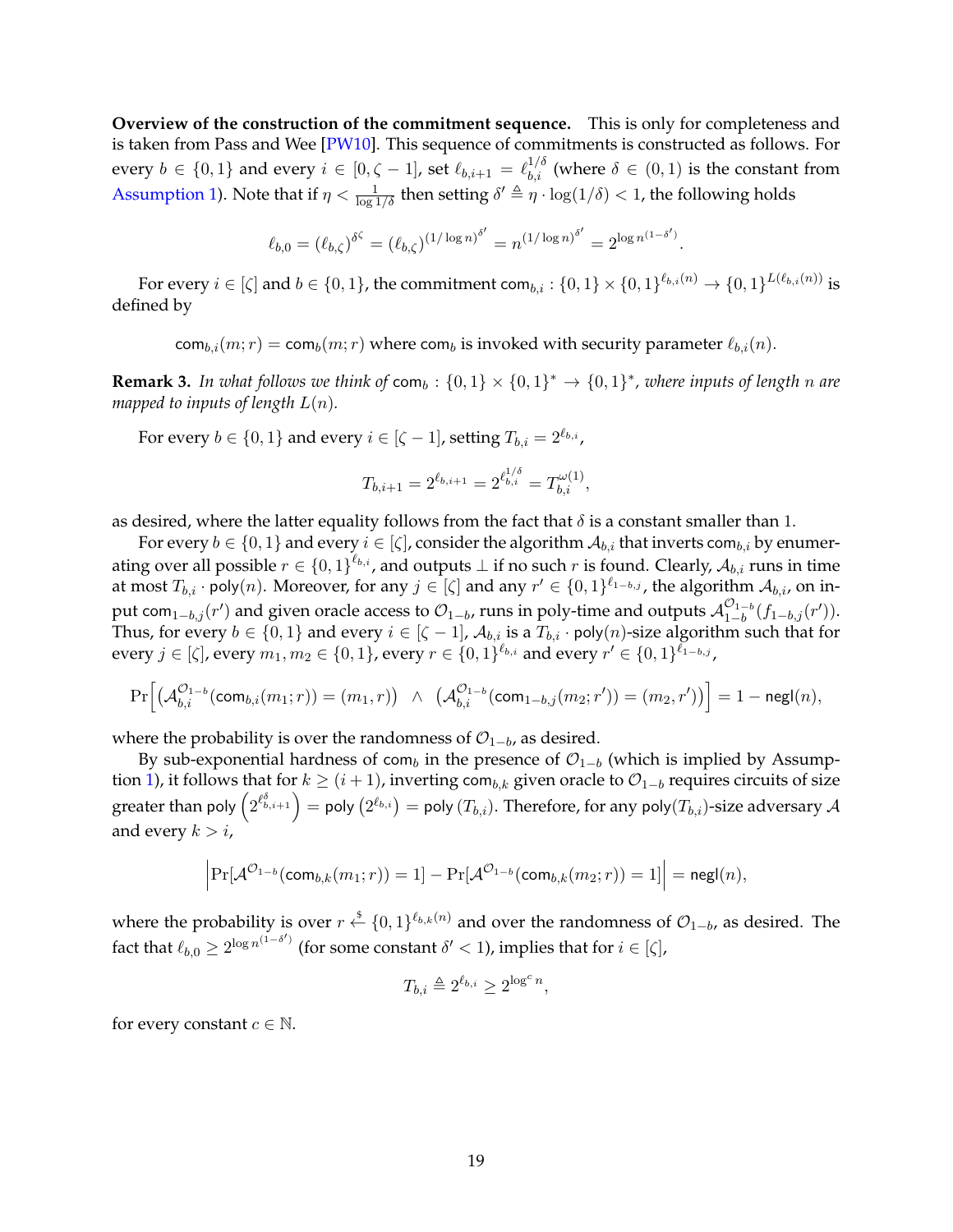**Overview of the construction of the commitment sequence.** This is only for completeness and is taken from Pass and Wee [PW10]. This sequence of commitments is constructed as follows. For every $b \in \{0,1\}$ and every $i \in [0, \zeta - 1]$, set $\ell_{b,i+1} = \ell_{b,i}^{1/\delta}$ (where $\delta \in (0,1)$ is the constant from Assumption 1). Note that if $\eta < \frac{1}{\log 1/\delta}$ then setting $\delta' \triangleq \eta \cdot \log(1/\delta) < 1$, the following holds

$$\ell_{b,0} = (\ell_{b,\zeta})^{\delta^\zeta} = (\ell_{b,\zeta})^{(1/\log n)^{\delta'}} = n^{(1/\log n)^{\delta'}} = 2^{\log n^{(1-\delta')}}.$$

For every $i \in [\zeta]$ and $b \in \{0,1\}$, the commitment $\mathsf{com}_{b,i} : \{0,1\} \times \{0,1\}^{\ell_{b,i}(n)} \to \{0,1\}^{L(\ell_{b,i}(n))}$ is defined by

$$\mathsf{com}_{b,i}(m;r) = \mathsf{com}_b(m;r) \text{ where } \mathsf{com}_b \text{ is invoked with security parameter } \ell_{b,i}(n).$$

**Remark 3.** *In what follows we think of $\mathsf{com}_b : \{0,1\} \times \{0,1\}^* \to \{0,1\}^*$, where inputs of length $n$ are mapped to inputs of length $L(n)$.*

For every $b \in \{0,1\}$ and every $i \in [\zeta - 1]$, setting $T_{b,i} = 2^{\ell_{b,i}}$,

$$T_{b,i+1} = 2^{\ell_{b,i+1}} = 2^{\ell_{b,i}^{1/\delta}} = T_{b,i}^{\omega(1)},$$

as desired, where the latter equality follows from the fact that $\delta$ is a constant smaller than 1.

For every $b \in \{0,1\}$ and every $i \in [\zeta]$, consider the algorithm $\mathcal{A}_{b,i}$ that inverts $\mathsf{com}_{b,i}$ by enumerating over all possible $r \in \{0,1\}^{\ell_{b,i}}$, and outputs $\perp$ if no such $r$ is found. Clearly, $\mathcal{A}_{b,i}$ runs in time at most $T_{b,i} \cdot \mathsf{poly}(n)$. Moreover, for any $j \in [\zeta]$ and any $r' \in \{0,1\}^{\ell_{1-b,j}}$, the algorithm $\mathcal{A}_{b,i}$, on input $\mathsf{com}_{1-b,j}(r')$ and given oracle access to $\mathcal{O}_{1-b}$, runs in poly-time and outputs $\mathcal{A}_{1-b}^{\mathcal{O}_{1-b}}(f_{1-b,j}(r'))$. Thus, for every $b \in \{0,1\}$ and every $i \in [\zeta - 1]$, $\mathcal{A}_{b,i}$ is a $T_{b,i} \cdot \mathsf{poly}(n)$-size algorithm such that for every $j \in [\zeta]$, every $m_1, m_2 \in \{0,1\}$, every $r \in \{0,1\}^{\ell_{b,i}}$ and every $r' \in \{0,1\}^{\ell_{1-b,j}}$,

$$\Pr\Big[\big(\mathcal{A}_{b,i}^{\mathcal{O}_{1-b}}(\mathsf{com}_{b,i}(m_1;r)) = (m_1, r)\big) \;\wedge\; \big(\mathcal{A}_{b,i}^{\mathcal{O}_{1-b}}(\mathsf{com}_{1-b,j}(m_2;r')) = (m_2, r')\big)\Big] = 1 - \mathsf{negl}(n),$$

where the probability is over the randomness of $\mathcal{O}_{1-b}$, as desired.

By sub-exponential hardness of $\mathsf{com}_b$ in the presence of $\mathcal{O}_{1-b}$ (which is implied by Assumption 1), it follows that for $k \geq (i+1)$, inverting $\mathsf{com}_{b,k}$ given oracle to $\mathcal{O}_{1-b}$ requires circuits of size greater than $\mathsf{poly}\left(2^{\ell_{b,i+1}^{\delta}}\right) = \mathsf{poly}\left(2^{\ell_{b,i}}\right) = \mathsf{poly}\left(T_{b,i}\right)$. Therefore, for any $\mathsf{poly}(T_{b,i})$-size adversary $\mathcal{A}$ and every $k > i$,

$$\left|\Pr[\mathcal{A}^{\mathcal{O}_{1-b}}(\mathsf{com}_{b,k}(m_1;r)) = 1] - \Pr[\mathcal{A}^{\mathcal{O}_{1-b}}(\mathsf{com}_{b,k}(m_2;r)) = 1]\right| = \mathsf{negl}(n),$$

where the probability is over $r \xleftarrow{\$} \{0,1\}^{\ell_{b,k}(n)}$ and over the randomness of $\mathcal{O}_{1-b}$, as desired. The fact that $\ell_{b,0} \geq 2^{\log n^{(1-\delta')}}$ (for some constant $\delta' < 1$), implies that for $i \in [\zeta]$,

$$T_{b,i} \triangleq 2^{\ell_{b,i}} \geq 2^{\log^c n},$$

for every constant $c \in \mathbb{N}$.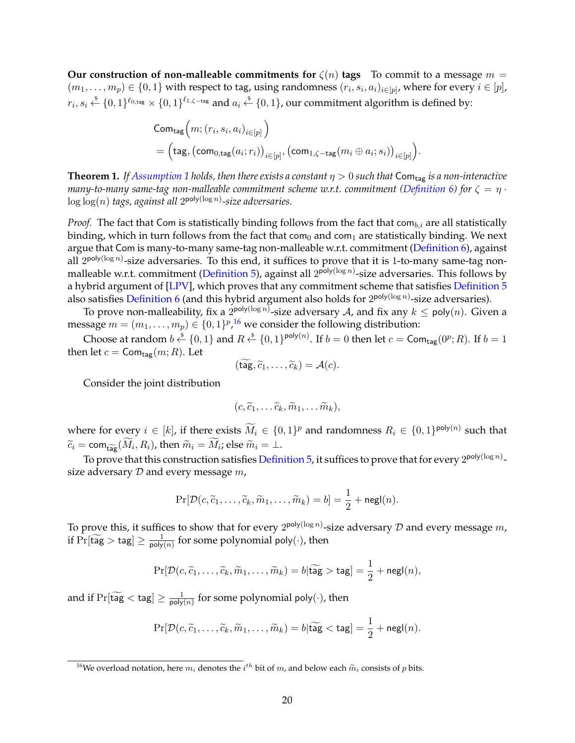**Our construction of non-malleable commitments for $\zeta(n)$ tags** To commit to a message $m = (m_1, \ldots, m_p) \in \{0,1\}$ with respect to tag, using randomness $(r_i, s_i, a_i)_{i \in [p]}$, where for every $i \in [p]$, $r_i, s_i \xleftarrow{\$} \{0,1\}^{\ell_{0,\mathsf{tag}}} \times \{0,1\}^{\ell_{1,\zeta-\mathsf{tag}}}$ and $a_i \xleftarrow{\$} \{0,1\}$, our commitment algorithm is defined by:

$$
\begin{aligned}
&\mathsf{Com}_{\mathsf{tag}}\Big(m; (r_i, s_i, a_i)_{i \in [p]}\Big) \\
&= \Big(\mathsf{tag}, \big(\mathsf{com}_{0,\mathsf{tag}}(a_i; r_i)\big)_{i \in [p]}, \big(\mathsf{com}_{1,\zeta-\mathsf{tag}}(m_i \oplus a_i; s_i)\big)_{i \in [p]}\Big).
\end{aligned}
$$

**Theorem 1.** *If Assumption 1 holds, then there exists a constant $\eta > 0$ such that $\mathsf{Com}_{\mathsf{tag}}$ is a non-interactive many-to-many same-tag non-malleable commitment scheme w.r.t. commitment (Definition 6) for $\zeta = \eta \cdot \log\log(n)$ tags, against all $2^{\mathsf{poly}(\log n)}$-size adversaries.*

*Proof.* The fact that Com is statistically binding follows from the fact that $\mathsf{com}_{b,i}$ are all statistically binding, which in turn follows from the fact that $\mathsf{com}_0$ and $\mathsf{com}_1$ are statistically binding. We next argue that Com is many-to-many same-tag non-malleable w.r.t. commitment (Definition 6), against all $2^{\mathsf{poly}(\log n)}$-size adversaries. To this end, it suffices to prove that it is 1-to-many same-tag non-malleable w.r.t. commitment (Definition 5), against all $2^{\mathsf{poly}(\log n)}$-size adversaries. This follows by a hybrid argument of [LPV], which proves that any commitment scheme that satisfies Definition 5 also satisfies Definition 6 (and this hybrid argument also holds for $2^{\mathsf{poly}(\log n)}$-size adversaries).

To prove non-malleability, fix a $2^{\mathsf{poly}(\log n)}$-size adversary $\mathcal{A}$, and fix any $k \leq \mathsf{poly}(n)$. Given a message $m = (m_1, \ldots, m_p) \in \{0,1\}^p$,[16] we consider the following distribution:

Choose at random $b \xleftarrow{\$} \{0,1\}$ and $R \xleftarrow{\$} \{0,1\}^{\mathsf{poly}(n)}$. If $b = 0$ then let $c = \mathsf{Com}_{\mathsf{tag}}(0^p; R)$. If $b = 1$ then let $c = \mathsf{Com}_{\mathsf{tag}}(m; R)$. Let

$$
(\widetilde{\mathsf{tag}}, \widetilde{c}_1, \ldots, \widetilde{c}_k) = \mathcal{A}(c).
$$

Consider the joint distribution

$$
(c, \widetilde{c}_1, \ldots \widetilde{c}_k, \widetilde{m}_1, \ldots \widetilde{m}_k),
$$

where for every $i \in [k]$, if there exists $\widetilde{M}_i \in \{0,1\}^p$ and randomness $R_i \in \{0,1\}^{\mathsf{poly}(n)}$ such that $\widetilde{c}_i = \mathsf{com}_{\widetilde{\mathsf{tag}}}(\widetilde{M}_i, R_i)$, then $\widetilde{m}_i = \widetilde{M}_i$; else $\widetilde{m}_i = \bot$.

To prove that this construction satisfies Definition 5, it suffices to prove that for every $2^{\mathsf{poly}(\log n)}$-size adversary $\mathcal{D}$ and every message $m$,

$$
\Pr[\mathcal{D}(c, \widetilde{c}_1, \ldots, \widetilde{c}_k, \widetilde{m}_1, \ldots, \widetilde{m}_k) = b] = \frac{1}{2} + \mathsf{negl}(n).
$$

To prove this, it suffices to show that for every $2^{\mathsf{poly}(\log n)}$-size adversary $\mathcal{D}$ and every message $m$, if $\Pr[\widetilde{\mathsf{tag}} > \mathsf{tag}] \geq \frac{1}{\mathsf{poly}(n)}$ for some polynomial $\mathsf{poly}(\cdot)$, then

$$
\Pr[\mathcal{D}(c, \widetilde{c}_1, \ldots, \widetilde{c}_k, \widetilde{m}_1, \ldots, \widetilde{m}_k) = b | \widetilde{\mathsf{tag}} > \mathsf{tag}] = \frac{1}{2} + \mathsf{negl}(n),
$$

and if $\Pr[\widetilde{\mathsf{tag}} < \mathsf{tag}] \geq \frac{1}{\mathsf{poly}(n)}$ for some polynomial $\mathsf{poly}(\cdot)$, then

$$
\Pr[\mathcal{D}(c, \widetilde{c}_1, \ldots, \widetilde{c}_k, \widetilde{m}_1, \ldots, \widetilde{m}_k) = b | \widetilde{\mathsf{tag}} < \mathsf{tag}] = \frac{1}{2} + \mathsf{negl}(n).
$$

[16] We overload notation, here $m_i$ denotes the $i^{th}$ bit of $m$, and below each $\widetilde{m}_i$ consists of $p$ bits.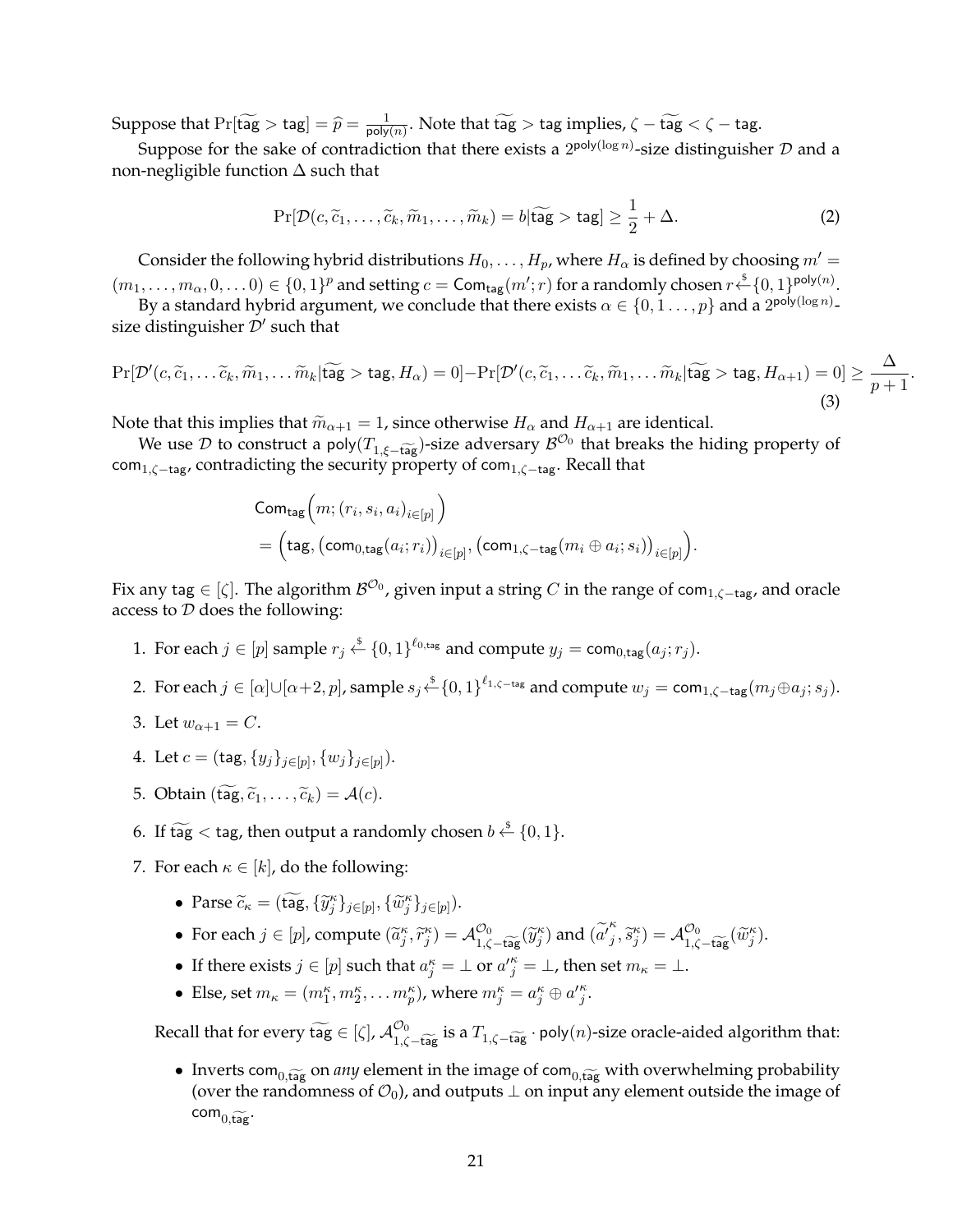Suppose that $\Pr[\widetilde{\mathsf{tag}} > \mathsf{tag}] = \widehat{p} = \frac{1}{\mathsf{poly}(n)}$. Note that $\widetilde{\mathsf{tag}} > \mathsf{tag}$ implies, $\zeta - \widetilde{\mathsf{tag}} < \zeta - \mathsf{tag}$.

Suppose for the sake of contradiction that there exists a $2^{\mathsf{poly}(\log n)}$-size distinguisher $\mathcal{D}$ and a non-negligible function $\Delta$ such that

$$\Pr[\mathcal{D}(c, \widetilde{c}_1, \ldots, \widetilde{c}_k, \widetilde{m}_1, \ldots, \widetilde{m}_k) = b | \widetilde{\mathsf{tag}} > \mathsf{tag}] \geq \frac{1}{2} + \Delta. \tag{2}$$

Consider the following hybrid distributions $H_0, \ldots, H_p$, where $H_\alpha$ is defined by choosing $m' = (m_1, \ldots, m_\alpha, 0, \ldots 0) \in \{0,1\}^p$ and setting $c = \mathsf{Com}_{\mathsf{tag}}(m'; r)$ for a randomly chosen $r \xleftarrow{\$} \{0,1\}^{\mathsf{poly}(n)}$.

By a standard hybrid argument, we conclude that there exists $\alpha \in \{0, 1 \ldots, p\}$ and a $2^{\mathsf{poly}(\log n)}$-size distinguisher $\mathcal{D}'$ such that

$$\Pr[\mathcal{D}'(c, \widetilde{c}_1, \ldots \widetilde{c}_k, \widetilde{m}_1, \ldots \widetilde{m}_k | \widetilde{\mathsf{tag}} > \mathsf{tag}, H_\alpha) = 0] - \Pr[\mathcal{D}'(c, \widetilde{c}_1, \ldots \widetilde{c}_k, \widetilde{m}_1, \ldots \widetilde{m}_k | \widetilde{\mathsf{tag}} > \mathsf{tag}, H_{\alpha+1}) = 0] \geq \frac{\Delta}{p+1}. \tag{3}$$

Note that this implies that $\widetilde{m}_{\alpha+1} = 1$, since otherwise $H_\alpha$ and $H_{\alpha+1}$ are identical.

We use $\mathcal{D}$ to construct a $\mathsf{poly}(T_{1,\xi-\widetilde{\mathsf{tag}}})$-size adversary $\mathcal{B}^{\mathcal{O}_0}$ that breaks the hiding property of $\mathsf{com}_{1,\zeta-\mathsf{tag}}$, contradicting the security property of $\mathsf{com}_{1,\zeta-\mathsf{tag}}$. Recall that

$$\begin{aligned} &\mathsf{Com}_{\mathsf{tag}}\Big(m; (r_i, s_i, a_i)_{i\in[p]}\Big) \\ &= \Big(\mathsf{tag}, \big(\mathsf{com}_{0,\mathsf{tag}}(a_i; r_i)\big)_{i\in[p]}, \big(\mathsf{com}_{1,\zeta-\mathsf{tag}}(m_i \oplus a_i; s_i)\big)_{i\in[p]}\Big). \end{aligned}$$

Fix any $\mathsf{tag} \in [\zeta]$. The algorithm $\mathcal{B}^{\mathcal{O}_0}$, given input a string $C$ in the range of $\mathsf{com}_{1,\zeta-\mathsf{tag}}$, and oracle access to $\mathcal{D}$ does the following:

1. For each $j \in [p]$ sample $r_j \xleftarrow{\$} \{0,1\}^{\ell_{0,\mathsf{tag}}}$ and compute $y_j = \mathsf{com}_{0,\mathsf{tag}}(a_j; r_j)$.
2. For each $j \in [\alpha] \cup [\alpha+2, p]$, sample $s_j \xleftarrow{\$} \{0,1\}^{\ell_{1,\zeta-\mathsf{tag}}}$ and compute $w_j = \mathsf{com}_{1,\zeta-\mathsf{tag}}(m_j \oplus a_j; s_j)$.
3. Let $w_{\alpha+1} = C$.
4. Let $c = (\mathsf{tag}, \{y_j\}_{j\in[p]}, \{w_j\}_{j\in[p]})$.
5. Obtain $(\widetilde{\mathsf{tag}}, \widetilde{c}_1, \ldots, \widetilde{c}_k) = \mathcal{A}(c)$.
6. If $\widetilde{\mathsf{tag}} < \mathsf{tag}$, then output a randomly chosen $b \xleftarrow{\$} \{0,1\}$.
7. For each $\kappa \in [k]$, do the following:
   - Parse $\widetilde{c}_\kappa = (\widetilde{\mathsf{tag}}, \{\widetilde{y}^\kappa_j\}_{j\in[p]}, \{\widetilde{w}^\kappa_j\}_{j\in[p]})$.
   - For each $j \in [p]$, compute $(\widetilde{a}^\kappa_j, \widetilde{r}^\kappa_j) = \mathcal{A}^{\mathcal{O}_0}_{1,\zeta-\widetilde{\mathsf{tag}}}(\widetilde{y}^\kappa_j)$ and $(\widetilde{a'}^\kappa_j, \widetilde{s}^\kappa_j) = \mathcal{A}^{\mathcal{O}_0}_{1,\zeta-\widetilde{\mathsf{tag}}}(\widetilde{w}^\kappa_j)$.
   - If there exists $j \in [p]$ such that $a^\kappa_j = \perp$ or ${a'}^\kappa_j = \perp$, then set $m_\kappa = \perp$.
   - Else, set $m_\kappa = (m^\kappa_1, m^\kappa_2, \ldots m^\kappa_p)$, where $m^\kappa_j = a^\kappa_j \oplus {a'}^\kappa_j$.

Recall that for every $\widetilde{\mathsf{tag}} \in [\zeta]$, $\mathcal{A}^{\mathcal{O}_0}_{1,\zeta-\widetilde{\mathsf{tag}}}$ is a $T_{1,\zeta-\widetilde{\mathsf{tag}}} \cdot \mathsf{poly}(n)$-size oracle-aided algorithm that:

- Inverts $\mathsf{com}_{0,\widetilde{\mathsf{tag}}}$ on *any* element in the image of $\mathsf{com}_{0,\widetilde{\mathsf{tag}}}$ with overwhelming probability (over the randomness of $\mathcal{O}_0$), and outputs $\perp$ on input any element outside the image of $\mathsf{com}_{0,\widetilde{\mathsf{tag}}}$.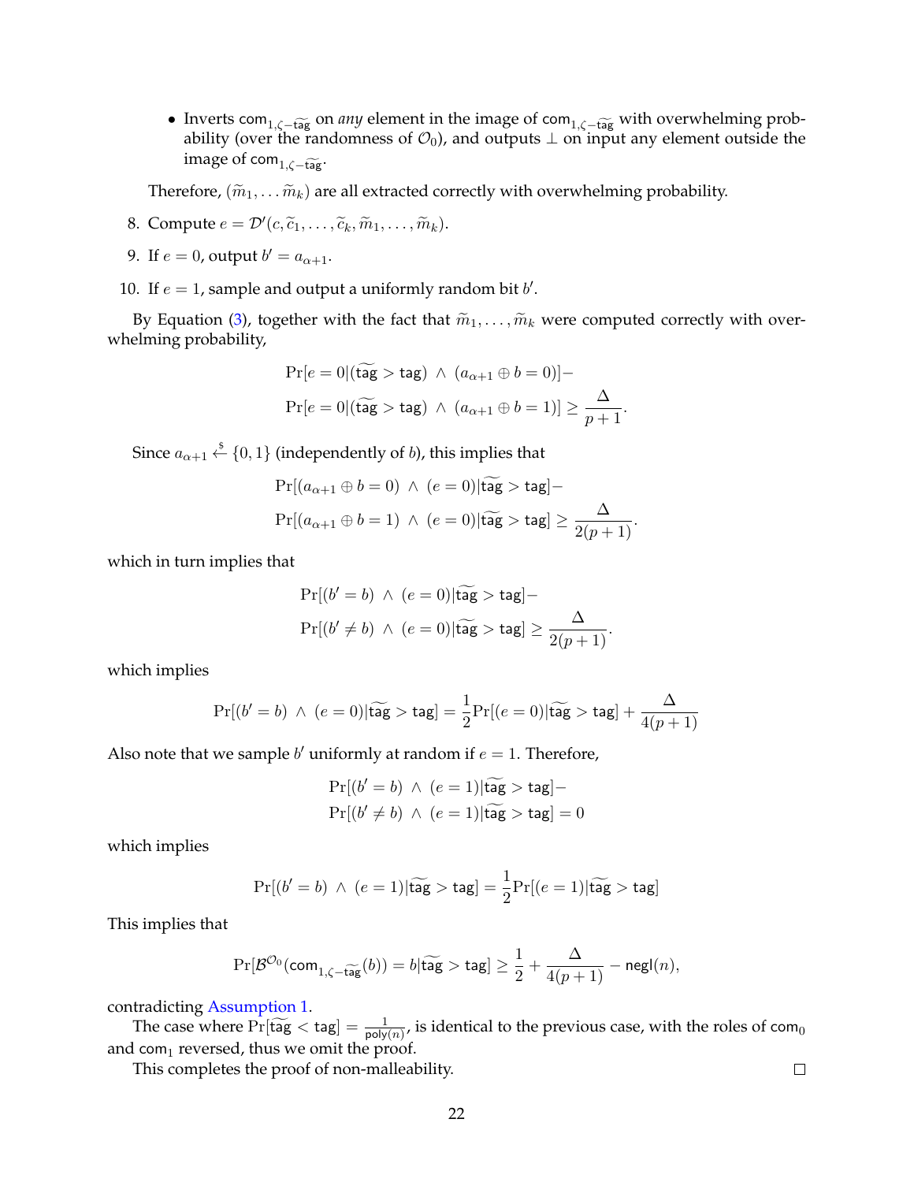- Inverts $\mathsf{com}_{1,\zeta-\widetilde{\mathsf{tag}}}$ on *any* element in the image of $\mathsf{com}_{1,\zeta-\widetilde{\mathsf{tag}}}$ with overwhelming probability (over the randomness of $\mathcal{O}_0$), and outputs $\perp$ on input any element outside the image of $\mathsf{com}_{1,\zeta-\widetilde{\mathsf{tag}}}$.

  Therefore, $(\widetilde{m}_1, \ldots \widetilde{m}_k)$ are all extracted correctly with overwhelming probability.

8. Compute $e = \mathcal{D}'(c, \widetilde{c}_1, \ldots, \widetilde{c}_k, \widetilde{m}_1, \ldots, \widetilde{m}_k)$.
9. If $e = 0$, output $b' = a_{\alpha+1}$.
10. If $e = 1$, sample and output a uniformly random bit $b'$.

By Equation (3), together with the fact that $\widetilde{m}_1, \ldots, \widetilde{m}_k$ were computed correctly with overwhelming probability,

$$\Pr[e = 0 | (\widetilde{\mathsf{tag}} > \mathsf{tag}) \wedge (a_{\alpha+1} \oplus b = 0)] -$$
$$\Pr[e = 0 | (\widetilde{\mathsf{tag}} > \mathsf{tag}) \wedge (a_{\alpha+1} \oplus b = 1)] \geq \frac{\Delta}{p+1}.$$

Since $a_{\alpha+1} \xleftarrow{\$} \{0,1\}$ (independently of $b$), this implies that

$$\Pr[(a_{\alpha+1} \oplus b = 0) \wedge (e = 0) | \widetilde{\mathsf{tag}} > \mathsf{tag}] -$$
$$\Pr[(a_{\alpha+1} \oplus b = 1) \wedge (e = 0) | \widetilde{\mathsf{tag}} > \mathsf{tag}] \geq \frac{\Delta}{2(p+1)}.$$

which in turn implies that

$$\Pr[(b' = b) \wedge (e = 0) | \widetilde{\mathsf{tag}} > \mathsf{tag}] -$$
$$\Pr[(b' \neq b) \wedge (e = 0) | \widetilde{\mathsf{tag}} > \mathsf{tag}] \geq \frac{\Delta}{2(p+1)}.$$

which implies

$$\Pr[(b' = b) \wedge (e = 0) | \widetilde{\mathsf{tag}} > \mathsf{tag}] = \frac{1}{2}\Pr[(e = 0) | \widetilde{\mathsf{tag}} > \mathsf{tag}] + \frac{\Delta}{4(p+1)}$$

Also note that we sample $b'$ uniformly at random if $e = 1$. Therefore,

$$\Pr[(b' = b) \wedge (e = 1) | \widetilde{\mathsf{tag}} > \mathsf{tag}] -$$
$$\Pr[(b' \neq b) \wedge (e = 1) | \widetilde{\mathsf{tag}} > \mathsf{tag}] = 0$$

which implies

$$\Pr[(b' = b) \wedge (e = 1) | \widetilde{\mathsf{tag}} > \mathsf{tag}] = \frac{1}{2}\Pr[(e = 1) | \widetilde{\mathsf{tag}} > \mathsf{tag}]$$

This implies that

$$\Pr[\mathcal{B}^{\mathcal{O}_0}(\mathsf{com}_{1,\zeta-\widetilde{\mathsf{tag}}}(b)) = b | \widetilde{\mathsf{tag}} > \mathsf{tag}] \geq \frac{1}{2} + \frac{\Delta}{4(p+1)} - \mathsf{negl}(n),$$

contradicting Assumption 1.

The case where $\Pr[\widetilde{\mathsf{tag}} < \mathsf{tag}] = \frac{1}{\mathsf{poly}(n)}$, is identical to the previous case, with the roles of $\mathsf{com}_0$ and $\mathsf{com}_1$ reversed, thus we omit the proof.

This completes the proof of non-malleability. □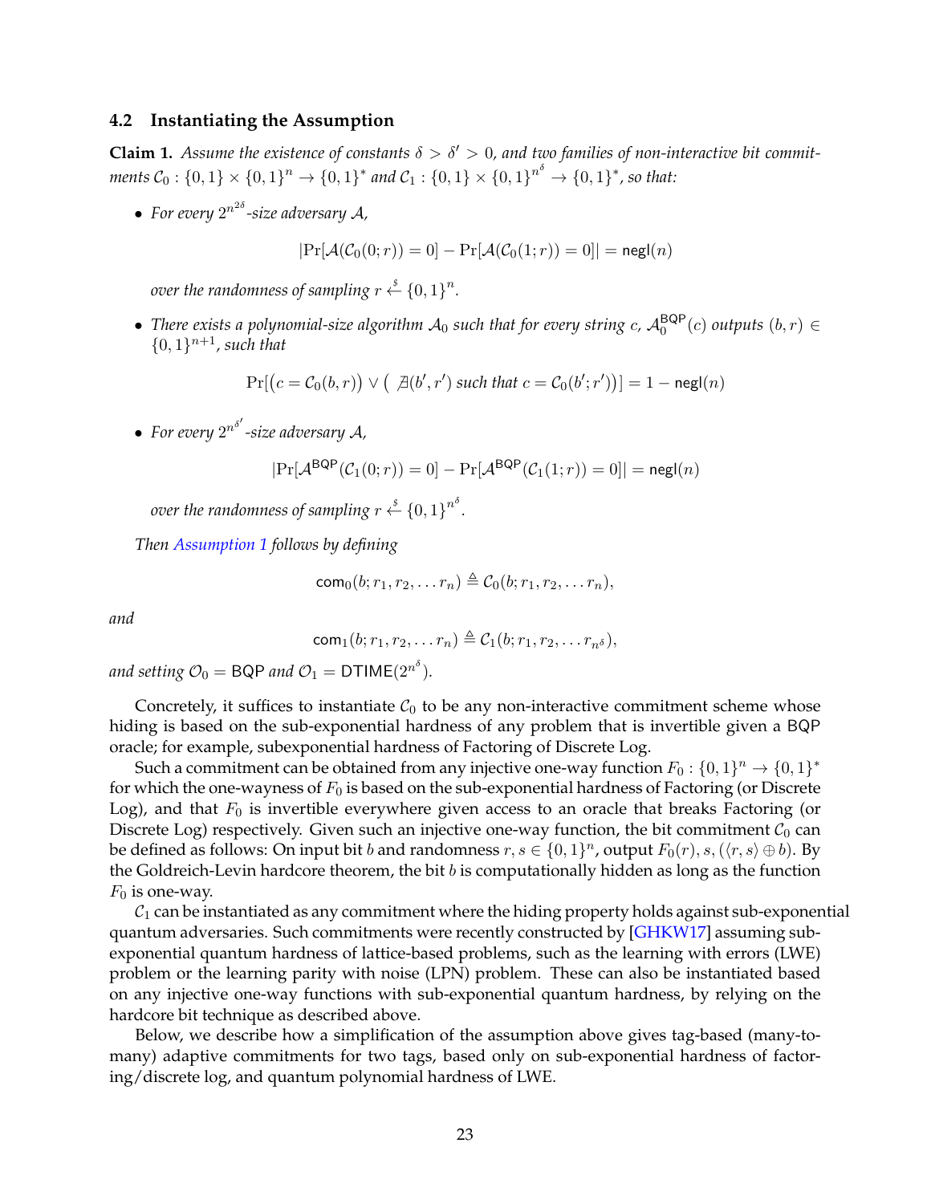### 4.2 Instantiating the Assumption

**Claim 1.** *Assume the existence of constants $\delta > \delta' > 0$, and two families of non-interactive bit commitments $\mathcal{C}_0 : \{0,1\} \times \{0,1\}^n \to \{0,1\}^*$ and $\mathcal{C}_1 : \{0,1\} \times \{0,1\}^{n^\delta} \to \{0,1\}^*$, so that:*

- *For every $2^{n^{2\delta}}$-size adversary $\mathcal{A}$,*

$$|\Pr[\mathcal{A}(\mathcal{C}_0(0;r)) = 0] - \Pr[\mathcal{A}(\mathcal{C}_0(1;r)) = 0]| = \mathsf{negl}(n)$$

  *over the randomness of sampling $r \xleftarrow{\$} \{0,1\}^n$.*

- *There exists a polynomial-size algorithm $\mathcal{A}_0$ such that for every string $c$, $\mathcal{A}_0^{\mathsf{BQP}}(c)$ outputs $(b,r) \in \{0,1\}^{n+1}$, such that*

$$\Pr[\big(c = \mathcal{C}_0(b,r)\big) \vee \big(\nexists (b', r') \text{ such that } c = \mathcal{C}_0(b';r')\big)] = 1 - \mathsf{negl}(n)$$

- *For every $2^{n^{\delta'}}$-size adversary $\mathcal{A}$,*

$$|\Pr[\mathcal{A}^{\mathsf{BQP}}(\mathcal{C}_1(0;r)) = 0] - \Pr[\mathcal{A}^{\mathsf{BQP}}(\mathcal{C}_1(1;r)) = 0]| = \mathsf{negl}(n)$$

  *over the randomness of sampling $r \xleftarrow{\$} \{0,1\}^{n^\delta}$.*

*Then Assumption 1 follows by defining*

$$\mathsf{com}_0(b; r_1, r_2, \ldots r_n) \triangleq \mathcal{C}_0(b; r_1, r_2, \ldots r_n),$$

*and*

$$\mathsf{com}_1(b; r_1, r_2, \ldots r_n) \triangleq \mathcal{C}_1(b; r_1, r_2, \ldots r_{n^\delta}),$$

*and setting $\mathcal{O}_0 = \mathsf{BQP}$ and $\mathcal{O}_1 = \mathsf{DTIME}(2^{n^\delta})$.*

Concretely, it suffices to instantiate $\mathcal{C}_0$ to be any non-interactive commitment scheme whose hiding is based on the sub-exponential hardness of any problem that is invertible given a BQP oracle; for example, subexponential hardness of Factoring of Discrete Log.

Such a commitment can be obtained from any injective one-way function $F_0 : \{0,1\}^n \to \{0,1\}^*$ for which the one-wayness of $F_0$ is based on the sub-exponential hardness of Factoring (or Discrete Log), and that $F_0$ is invertible everywhere given access to an oracle that breaks Factoring (or Discrete Log) respectively. Given such an injective one-way function, the bit commitment $\mathcal{C}_0$ can be defined as follows: On input bit $b$ and randomness $r, s \in \{0,1\}^n$, output $F_0(r), s, (\langle r, s \rangle \oplus b)$. By the Goldreich-Levin hardcore theorem, the bit $b$ is computationally hidden as long as the function $F_0$ is one-way.

$\mathcal{C}_1$ can be instantiated as any commitment where the hiding property holds against sub-exponential quantum adversaries. Such commitments were recently constructed by [GHKW17] assuming sub-exponential quantum hardness of lattice-based problems, such as the learning with errors (LWE) problem or the learning parity with noise (LPN) problem. These can also be instantiated based on any injective one-way functions with sub-exponential quantum hardness, by relying on the hardcore bit technique as described above.

Below, we describe how a simplification of the assumption above gives tag-based (many-to-many) adaptive commitments for two tags, based only on sub-exponential hardness of factoring/discrete log, and quantum polynomial hardness of LWE.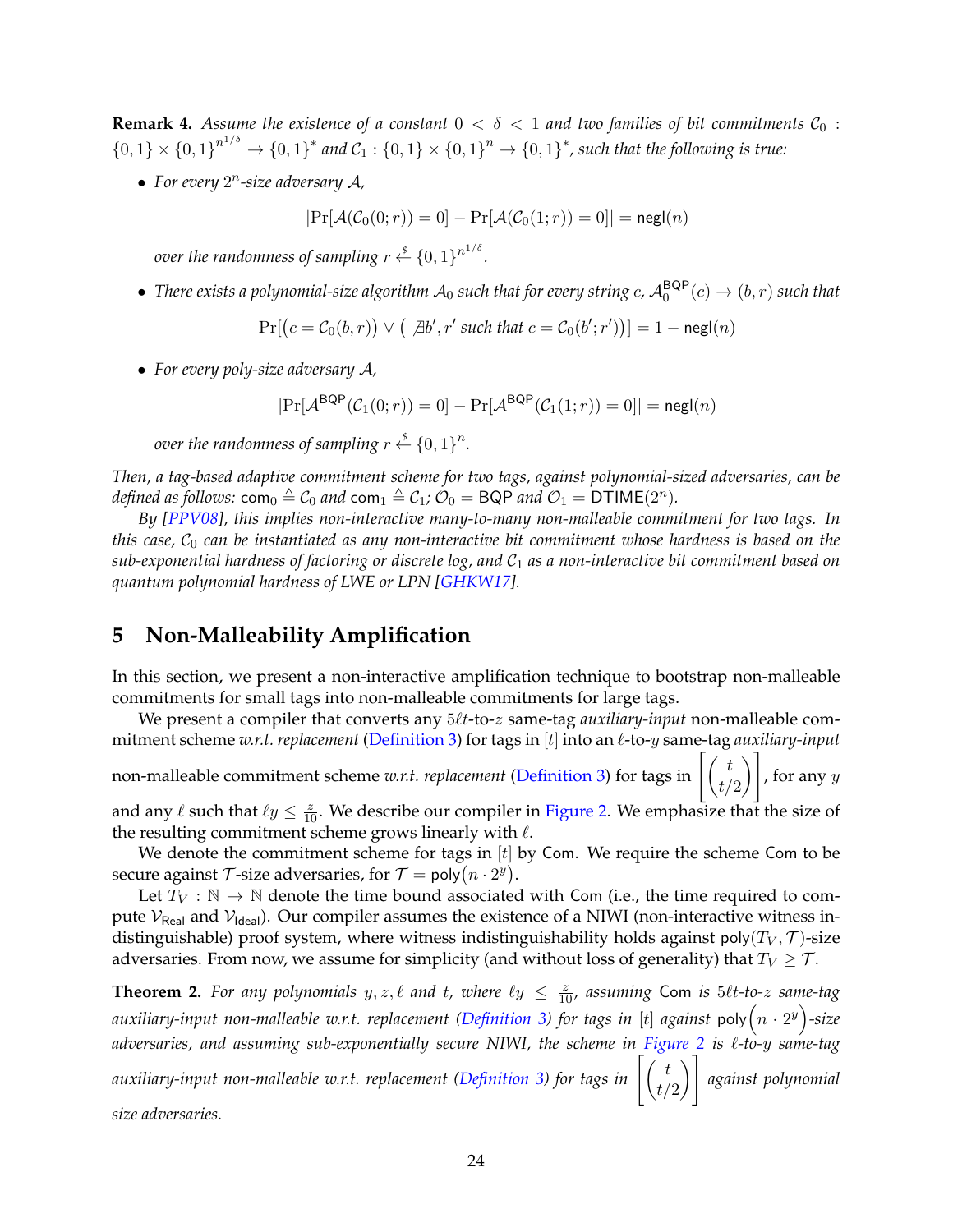**Remark 4.** *Assume the existence of a constant $0 < \delta < 1$ and two families of bit commitments $\mathcal{C}_0 : \{0,1\} \times \{0,1\}^{n^{1/\delta}} \to \{0,1\}^*$ and $\mathcal{C}_1 : \{0,1\} \times \{0,1\}^n \to \{0,1\}^*$, such that the following is true:*

- *For every $2^n$-size adversary $\mathcal{A}$,*

$$|\Pr[\mathcal{A}(\mathcal{C}_0(0;r)) = 0] - \Pr[\mathcal{A}(\mathcal{C}_0(1;r)) = 0]| = \mathsf{negl}(n)$$

  *over the randomness of sampling $r \xleftarrow{\$} \{0,1\}^{n^{1/\delta}}$.*

- *There exists a polynomial-size algorithm $\mathcal{A}_0$ such that for every string $c$, $\mathcal{A}_0^{\mathsf{BQP}}(c) \to (b, r)$ such that*

$$\Pr[(c = \mathcal{C}_0(b,r)) \vee (\nexists b', r' \text{ such that } c = \mathcal{C}_0(b';r'))] = 1 - \mathsf{negl}(n)$$

- *For every poly-size adversary $\mathcal{A}$,*

$$|\Pr[\mathcal{A}^{\mathsf{BQP}}(\mathcal{C}_1(0;r)) = 0] - \Pr[\mathcal{A}^{\mathsf{BQP}}(\mathcal{C}_1(1;r)) = 0]| = \mathsf{negl}(n)$$

  *over the randomness of sampling $r \xleftarrow{\$} \{0,1\}^n$.*

*Then, a tag-based adaptive commitment scheme for two tags, against polynomial-sized adversaries, can be defined as follows: $\mathsf{com}_0 \triangleq \mathcal{C}_0$ and $\mathsf{com}_1 \triangleq \mathcal{C}_1$; $\mathcal{O}_0 = \mathsf{BQP}$ and $\mathcal{O}_1 = \mathsf{DTIME}(2^n)$.*

*By [PPV08], this implies non-interactive many-to-many non-malleable commitment for two tags. In this case, $\mathcal{C}_0$ can be instantiated as any non-interactive bit commitment whose hardness is based on the sub-exponential hardness of factoring or discrete log, and $\mathcal{C}_1$ as a non-interactive bit commitment based on quantum polynomial hardness of LWE or LPN [GHKW17].*

## 5 Non-Malleability Amplification

In this section, we present a non-interactive amplification technique to bootstrap non-malleable commitments for small tags into non-malleable commitments for large tags.

We present a compiler that converts any $5\ell t$-to-$z$ same-tag *auxiliary-input* non-malleable commitment scheme *w.r.t. replacement* (Definition 3) for tags in $[t]$ into an $\ell$-to-$y$ same-tag *auxiliary-input* non-malleable commitment scheme *w.r.t. replacement* (Definition 3) for tags in $\left[\binom{t}{t/2}\right]$, for any $y$ and any $\ell$ such that $\ell y \leq \frac{z}{10}$. We describe our compiler in Figure 2. We emphasize that the size of the resulting commitment scheme grows linearly with $\ell$.

We denote the commitment scheme for tags in $[t]$ by $\mathsf{Com}$. We require the scheme $\mathsf{Com}$ to be secure against $\mathcal{T}$-size adversaries, for $\mathcal{T} = \mathsf{poly}(n \cdot 2^y)$.

Let $T_V : \mathbb{N} \to \mathbb{N}$ denote the time bound associated with $\mathsf{Com}$ (i.e., the time required to compute $\mathcal{V}_{\mathsf{Real}}$ and $\mathcal{V}_{\mathsf{Ideal}}$). Our compiler assumes the existence of a NIWI (non-interactive witness indistinguishable) proof system, where witness indistinguishability holds against $\mathsf{poly}(T_V, \mathcal{T})$-size adversaries. From now, we assume for simplicity (and without loss of generality) that $T_V \geq \mathcal{T}$.

**Theorem 2.** *For any polynomials $y, z, \ell$ and $t$, where $\ell y \leq \frac{z}{10}$, assuming $\mathsf{Com}$ is $5\ell t$-to-$z$ same-tag auxiliary-input non-malleable w.r.t. replacement (Definition 3) for tags in $[t]$ against $\mathsf{poly}\left(n \cdot 2^y\right)$-size adversaries, and assuming sub-exponentially secure NIWI, the scheme in Figure 2 is $\ell$-to-$y$ same-tag auxiliary-input non-malleable w.r.t. replacement (Definition 3) for tags in $\left[\binom{t}{t/2}\right]$ against polynomial size adversaries.*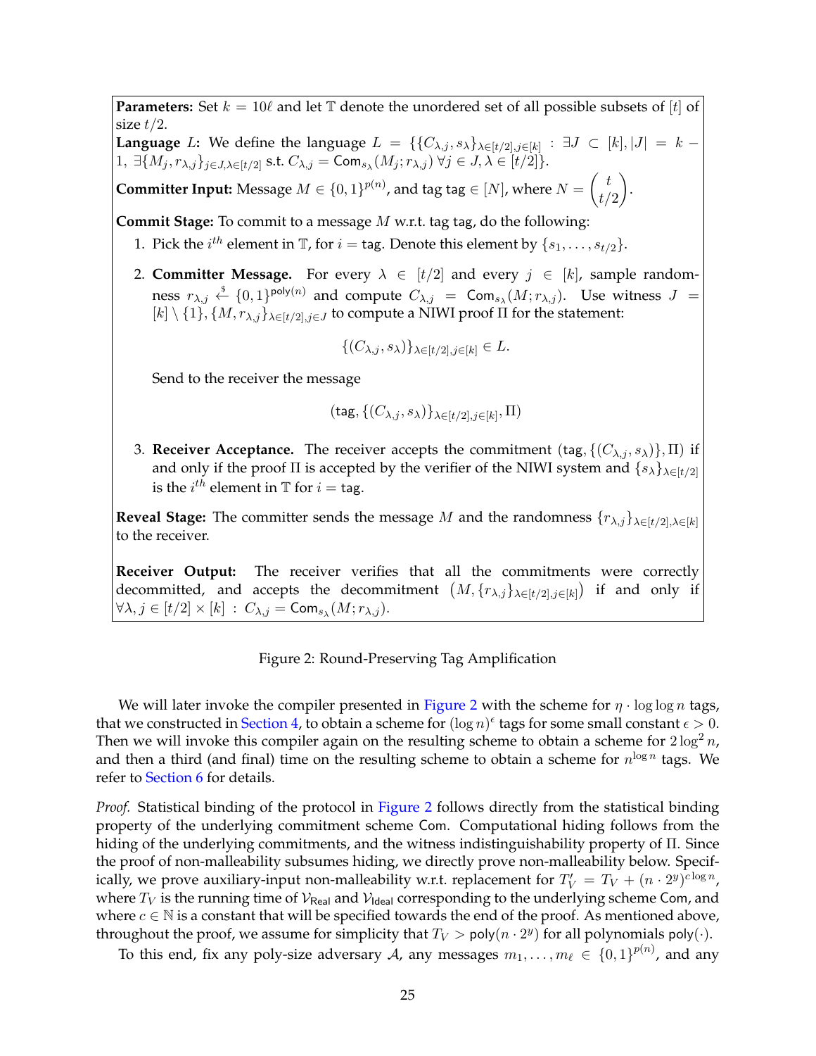**Parameters:** Set $k = 10\ell$ and let $\mathbb{T}$ denote the unordered set of all possible subsets of $[t]$ of size $t/2$.

**Language $L$:** We define the language $L = \{\{C_{\lambda,j}, s_\lambda\}_{\lambda\in[t/2],j\in[k]} : \exists J \subset [k], |J| = k - 1, \exists\{M_j, r_{\lambda,j}\}_{j\in J,\lambda\in[t/2]}$ s.t. $C_{\lambda,j} = \mathsf{Com}_{s_\lambda}(M_j; r_{\lambda,j})\ \forall j \in J, \lambda \in [t/2]\}$.

**Committer Input:** Message $M \in \{0,1\}^{p(n)}$, and tag $\mathsf{tag} \in [N]$, where $N = \binom{t}{t/2}$.

**Commit Stage:** To commit to a message $M$ w.r.t. tag $\mathsf{tag}$, do the following:

1. Pick the $i^{th}$ element in $\mathbb{T}$, for $i = \mathsf{tag}$. Denote this element by $\{s_1, \ldots, s_{t/2}\}$.

2. **Committer Message.** For every $\lambda \in [t/2]$ and every $j \in [k]$, sample randomness $r_{\lambda,j} \overset{\$}{\leftarrow} \{0,1\}^{\mathsf{poly}(n)}$ and compute $C_{\lambda,j} = \mathsf{Com}_{s_\lambda}(M; r_{\lambda,j})$. Use witness $J = [k] \setminus \{1\}, \{M, r_{\lambda,j}\}_{\lambda\in[t/2],j\in J}$ to compute a NIWI proof $\Pi$ for the statement:

$$\{(C_{\lambda,j}, s_\lambda)\}_{\lambda\in[t/2],j\in[k]} \in L.$$

   Send to the receiver the message

$$(\mathsf{tag}, \{(C_{\lambda,j}, s_\lambda)\}_{\lambda\in[t/2],j\in[k]}, \Pi)$$

3. **Receiver Acceptance.** The receiver accepts the commitment $(\mathsf{tag}, \{(C_{\lambda,j}, s_\lambda)\}, \Pi)$ if and only if the proof $\Pi$ is accepted by the verifier of the NIWI system and $\{s_\lambda\}_{\lambda\in[t/2]}$ is the $i^{th}$ element in $\mathbb{T}$ for $i = \mathsf{tag}$.

**Reveal Stage:** The committer sends the message $M$ and the randomness $\{r_{\lambda,j}\}_{\lambda\in[t/2],\lambda\in[k]}$ to the receiver.

**Receiver Output:** The receiver verifies that all the commitments were correctly decommitted, and accepts the decommitment $\left(M, \{r_{\lambda,j}\}_{\lambda\in[t/2],j\in[k]}\right)$ if and only if $\forall \lambda, j \in [t/2] \times [k]\ :\ C_{\lambda,j} = \mathsf{Com}_{s_\lambda}(M; r_{\lambda,j})$.

Figure 2: Round-Preserving Tag Amplification

We will later invoke the compiler presented in Figure 2 with the scheme for $\eta \cdot \log\log n$ tags, that we constructed in Section 4, to obtain a scheme for $(\log n)^\epsilon$ tags for some small constant $\epsilon > 0$. Then we will invoke this compiler again on the resulting scheme to obtain a scheme for $2\log^2 n$, and then a third (and final) time on the resulting scheme to obtain a scheme for $n^{\log n}$ tags. We refer to Section 6 for details.

*Proof.* Statistical binding of the protocol in Figure 2 follows directly from the statistical binding property of the underlying commitment scheme $\mathsf{Com}$. Computational hiding follows from the hiding of the underlying commitments, and the witness indistinguishability property of $\Pi$. Since the proof of non-malleability subsumes hiding, we directly prove non-malleability below. Specifically, we prove auxiliary-input non-malleability w.r.t. replacement for $T'_V = T_V + (n \cdot 2^y)^{c \log n}$, where $T_V$ is the running time of $\mathcal{V}_{\mathsf{Real}}$ and $\mathcal{V}_{\mathsf{Ideal}}$ corresponding to the underlying scheme $\mathsf{Com}$, and where $c \in \mathbb{N}$ is a constant that will be specified towards the end of the proof. As mentioned above, throughout the proof, we assume for simplicity that $T_V > \mathsf{poly}(n \cdot 2^y)$ for all polynomials $\mathsf{poly}(\cdot)$.

To this end, fix any poly-size adversary $\mathcal{A}$, any messages $m_1, \ldots, m_\ell \in \{0,1\}^{p(n)}$, and any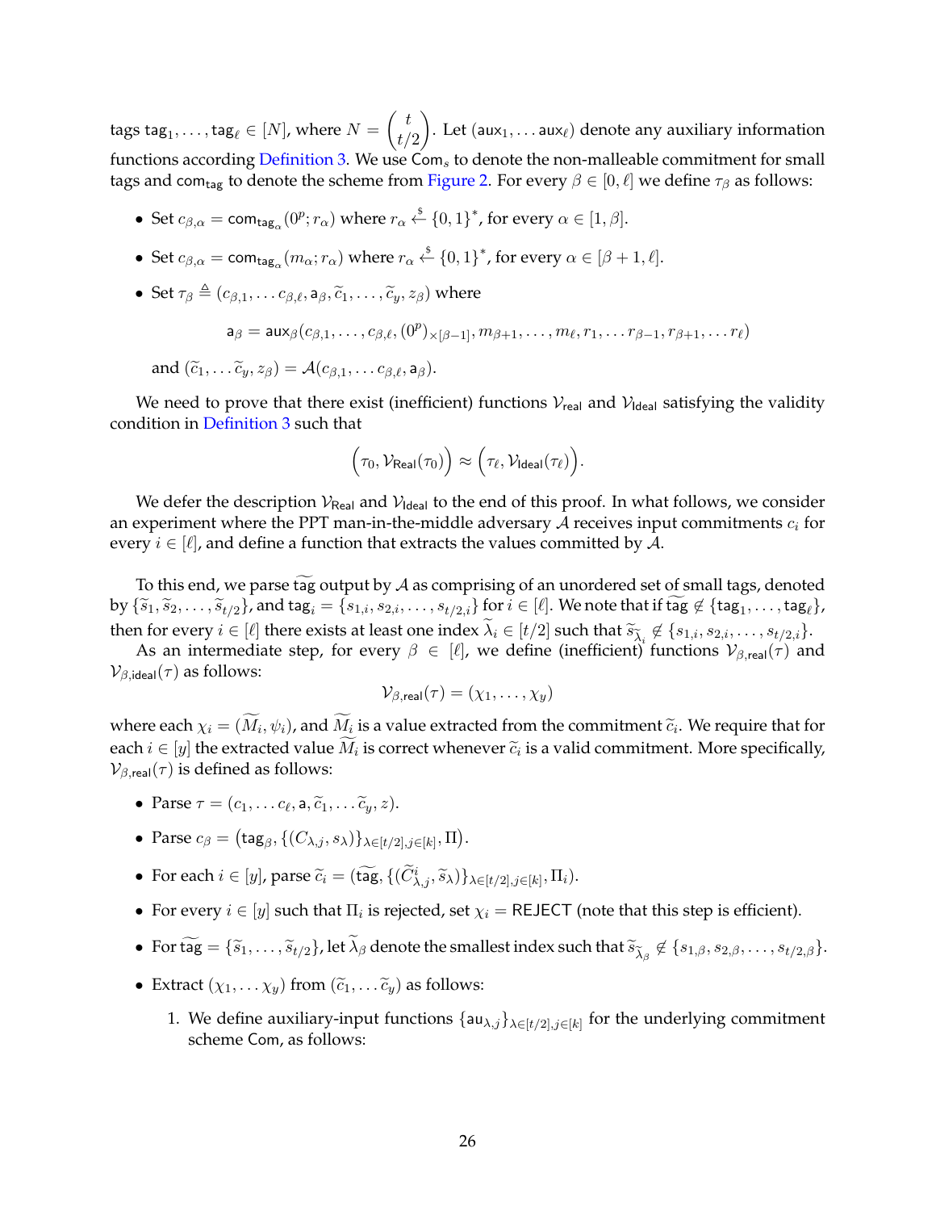tags $\mathsf{tag}_1, \ldots, \mathsf{tag}_\ell \in [N]$, where $N = \binom{t}{t/2}$. Let $(\mathsf{aux}_1, \ldots \mathsf{aux}_\ell)$ denote any auxiliary information functions according Definition 3. We use $\mathsf{Com}_s$ to denote the non-malleable commitment for small tags and $\mathsf{com}_{\mathsf{tag}}$ to denote the scheme from Figure 2. For every $\beta \in [0, \ell]$ we define $\tau_\beta$ as follows:

- Set $c_{\beta,\alpha} = \mathsf{com}_{\mathsf{tag}_\alpha}(0^p; r_\alpha)$ where $r_\alpha \xleftarrow{\$} \{0,1\}^*$, for every $\alpha \in [1, \beta]$.
- Set $c_{\beta,\alpha} = \mathsf{com}_{\mathsf{tag}_\alpha}(m_\alpha; r_\alpha)$ where $r_\alpha \xleftarrow{\$} \{0,1\}^*$, for every $\alpha \in [\beta+1, \ell]$.
- Set $\tau_\beta \triangleq (c_{\beta,1}, \ldots c_{\beta,\ell}, \mathsf{a}_\beta, \widetilde{c}_1, \ldots, \widetilde{c}_y, z_\beta)$ where

$$\mathsf{a}_\beta = \mathsf{aux}_\beta(c_{\beta,1}, \ldots, c_{\beta,\ell}, (0^p)_{\times[\beta-1]}, m_{\beta+1}, \ldots, m_\ell, r_1, \ldots r_{\beta-1}, r_{\beta+1}, \ldots r_\ell)$$

  and $(\widetilde{c}_1, \ldots \widetilde{c}_y, z_\beta) = \mathcal{A}(c_{\beta,1}, \ldots c_{\beta,\ell}, \mathsf{a}_\beta)$.

We need to prove that there exist (inefficient) functions $\mathcal{V}_{\mathsf{real}}$ and $\mathcal{V}_{\mathsf{Ideal}}$ satisfying the validity condition in Definition 3 such that

$$\Big(\tau_0, \mathcal{V}_{\mathsf{Real}}(\tau_0)\Big) \approx \Big(\tau_\ell, \mathcal{V}_{\mathsf{Ideal}}(\tau_\ell)\Big).$$

We defer the description $\mathcal{V}_{\mathsf{Real}}$ and $\mathcal{V}_{\mathsf{Ideal}}$ to the end of this proof. In what follows, we consider an experiment where the PPT man-in-the-middle adversary $\mathcal{A}$ receives input commitments $c_i$ for every $i \in [\ell]$, and define a function that extracts the values committed by $\mathcal{A}$.

To this end, we parse $\widetilde{\mathsf{tag}}$ output by $\mathcal{A}$ as comprising of an unordered set of small tags, denoted by $\{\widetilde{s}_1, \widetilde{s}_2, \ldots, \widetilde{s}_{t/2}\}$, and $\mathsf{tag}_i = \{s_{1,i}, s_{2,i}, \ldots, s_{t/2,i}\}$ for $i \in [\ell]$. We note that if $\widetilde{\mathsf{tag}} \notin \{\mathsf{tag}_1, \ldots, \mathsf{tag}_\ell\}$, then for every $i \in [\ell]$ there exists at least one index $\widetilde{\lambda}_i \in [t/2]$ such that $\widetilde{s}_{\widetilde{\lambda}_i} \notin \{s_{1,i}, s_{2,i}, \ldots, s_{t/2,i}\}$.

As an intermediate step, for every $\beta \in [\ell]$, we define (inefficient) functions $\mathcal{V}_{\beta,\mathsf{real}}(\tau)$ and $\mathcal{V}_{\beta,\mathsf{ideal}}(\tau)$ as follows:

$$\mathcal{V}_{\beta,\mathsf{real}}(\tau) = (\chi_1, \ldots, \chi_y)$$

where each $\chi_i = (\widetilde{M}_i, \psi_i)$, and $\widetilde{M}_i$ is a value extracted from the commitment $\widetilde{c}_i$. We require that for each $i \in [y]$ the extracted value $\widetilde{M}_i$ is correct whenever $\widetilde{c}_i$ is a valid commitment. More specifically, $\mathcal{V}_{\beta,\mathsf{real}}(\tau)$ is defined as follows:

- Parse $\tau = (c_1, \ldots c_\ell, \mathsf{a}, \widetilde{c}_1, \ldots \widetilde{c}_y, z)$.
- Parse $c_\beta = \big(\mathsf{tag}_\beta, \{(C_{\lambda,j}, s_\lambda)\}_{\lambda\in[t/2], j\in[k]}, \Pi\big)$.
- For each $i \in [y]$, parse $\widetilde{c}_i = (\widetilde{\mathsf{tag}}, \{(\widetilde{C}^i_{\lambda,j}, \widetilde{s}_\lambda)\}_{\lambda\in[t/2], j\in[k]}, \Pi_i)$.
- For every $i \in [y]$ such that $\Pi_i$ is rejected, set $\chi_i = \mathsf{REJECT}$ (note that this step is efficient).
- For $\widetilde{\mathsf{tag}} = \{\widetilde{s}_1, \ldots, \widetilde{s}_{t/2}\}$, let $\widetilde{\lambda}_\beta$ denote the smallest index such that $\widetilde{s}_{\widetilde{\lambda}_\beta} \notin \{s_{1,\beta}, s_{2,\beta}, \ldots, s_{t/2,\beta}\}$.
- Extract $(\chi_1, \ldots \chi_y)$ from $(\widetilde{c}_1, \ldots \widetilde{c}_y)$ as follows:
  1. We define auxiliary-input functions $\{\mathsf{au}_{\lambda,j}\}_{\lambda\in[t/2], j\in[k]}$ for the underlying commitment scheme Com, as follows: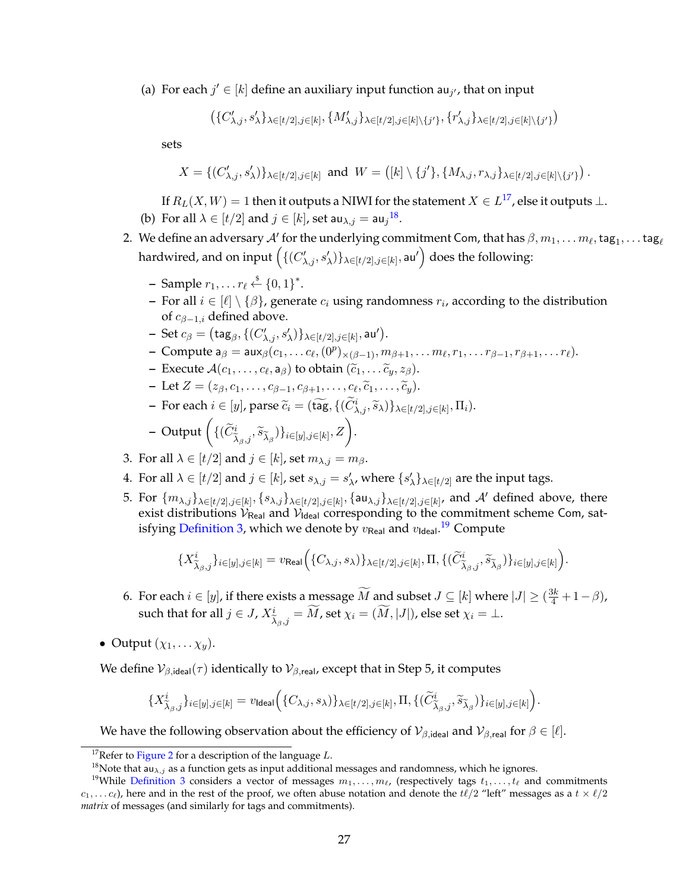(a) For each $j' \in [k]$ define an auxiliary input function $\mathsf{au}_{j'}$, that on input

$$\left(\{C'_{\lambda,j}, s'_\lambda\}_{\lambda\in[t/2],j\in[k]}, \{M'_{\lambda,j}\}_{\lambda\in[t/2],j\in[k]\setminus\{j'\}}, \{r'_{\lambda,j}\}_{\lambda\in[t/2],j\in[k]\setminus\{j'\}}\right)$$

sets

$$X = \{(C'_{\lambda,j}, s'_\lambda)\}_{\lambda\in[t/2],j\in[k]} \text{ and } W = \left([k]\setminus\{j'\}, \{M_{\lambda,j}, r_{\lambda,j}\}_{\lambda\in[t/2],j\in[k]\setminus\{j'\}}\right).$$

If $R_L(X, W) = 1$ then it outputs a NIWI for the statement $X \in L$[17], else it outputs $\bot$.

(b) For all $\lambda \in [t/2]$ and $j \in [k]$, set $\mathsf{au}_{\lambda,j} = \mathsf{au}_j$[18].

2. We define an adversary $\mathcal{A}'$ for the underlying commitment $\mathsf{Com}$, that has $\beta, m_1, \ldots m_\ell, \mathsf{tag}_1, \ldots \mathsf{tag}_\ell$ hardwired, and on input $\left(\{(C'_{\lambda,j}, s'_\lambda)\}_{\lambda\in[t/2],j\in[k]}, \mathsf{au}'\right)$ does the following:

   - Sample $r_1, \ldots r_\ell \xleftarrow{\$} \{0,1\}^*$.
   - For all $i \in [\ell]\setminus\{\beta\}$, generate $c_i$ using randomness $r_i$, according to the distribution of $c_{\beta-1,i}$ defined above.
   - Set $c_\beta = \left(\mathsf{tag}_\beta, \{(C'_{\lambda,j}, s'_\lambda)\}_{\lambda\in[t/2],j\in[k]}, \mathsf{au}'\right)$.
   - Compute $\mathsf{a}_\beta = \mathsf{aux}_\beta(c_1, \ldots c_\ell, (0^p)_{\times(\beta-1)}, m_{\beta+1}, \ldots m_\ell, r_1, \ldots r_{\beta-1}, r_{\beta+1}, \ldots r_\ell)$.
   - Execute $\mathcal{A}(c_1, \ldots, c_\ell, \mathsf{a}_\beta)$ to obtain $(\widetilde{c}_1, \ldots \widetilde{c}_y, z_\beta)$.
   - Let $Z = (z_\beta, c_1, \ldots, c_{\beta-1}, c_{\beta+1}, \ldots, c_\ell, \widetilde{c}_1, \ldots, \widetilde{c}_y)$.
   - For each $i \in [y]$, parse $\widetilde{c}_i = (\widetilde{\mathsf{tag}}, \{(\widetilde{C}^i_{\lambda,j}, \widetilde{s}_\lambda)\}_{\lambda\in[t/2],j\in[k]}, \Pi_i)$.
   - Output $\left(\{(\widetilde{C}^i_{\widetilde{\lambda}_\beta,j}, \widetilde{s}_{\widetilde{\lambda}_\beta})\}_{i\in[y],j\in[k]}, Z\right)$.

3. For all $\lambda \in [t/2]$ and $j \in [k]$, set $m_{\lambda,j} = m_\beta$.

4. For all $\lambda \in [t/2]$ and $j \in [k]$, set $s_{\lambda,j} = s'_\lambda$, where $\{s'_\lambda\}_{\lambda\in[t/2]}$ are the input tags.

5. For $\{m_{\lambda,j}\}_{\lambda\in[t/2],j\in[k]}, \{s_{\lambda,j}\}_{\lambda\in[t/2],j\in[k]}, \{\mathsf{au}_{\lambda,j}\}_{\lambda\in[t/2],j\in[k]}$, and $\mathcal{A}'$ defined above, there exist distributions $\mathcal{V}_{\mathsf{Real}}$ and $\mathcal{V}_{\mathsf{Ideal}}$ corresponding to the commitment scheme $\mathsf{Com}$, satisfying Definition 3, which we denote by $v_{\mathsf{Real}}$ and $v_{\mathsf{Ideal}}$.[19] Compute

$$\{X^i_{\widetilde{\lambda}_\beta,j}\}_{i\in[y],j\in[k]} = v_{\mathsf{Real}}\Big(\{C_{\lambda,j}, s_\lambda)\}_{\lambda\in[t/2],j\in[k]}, \Pi, \{(\widetilde{C}^i_{\widetilde{\lambda}_\beta,j}, \widetilde{s}_{\widetilde{\lambda}_\beta})\}_{i\in[y],j\in[k]}\Big).$$

6. For each $i \in [y]$, if there exists a message $\widetilde{M}$ and subset $J \subseteq [k]$ where $|J| \geq (\frac{3k}{4} + 1 - \beta)$, such that for all $j \in J$, $X^i_{\widetilde{\lambda}_\beta,j} = \widetilde{M}$, set $\chi_i = (\widetilde{M}, |J|)$, else set $\chi_i = \bot$.

- Output $(\chi_1, \ldots \chi_y)$.

We define $\mathcal{V}_{\beta,\mathsf{ideal}}(\tau)$ identically to $\mathcal{V}_{\beta,\mathsf{real}}$, except that in Step 5, it computes

$$\{X^i_{\widetilde{\lambda}_\beta,j}\}_{i\in[y],j\in[k]} = v_{\mathsf{Ideal}}\Big(\{C_{\lambda,j}, s_\lambda)\}_{\lambda\in[t/2],j\in[k]}, \Pi, \{(\widetilde{C}^i_{\widetilde{\lambda}_\beta,j}, \widetilde{s}_{\widetilde{\lambda}_\beta})\}_{i\in[y],j\in[k]}\Big).$$

We have the following observation about the efficiency of $\mathcal{V}_{\beta,\mathsf{ideal}}$ and $\mathcal{V}_{\beta,\mathsf{real}}$ for $\beta \in [\ell]$.

---

[17] Refer to Figure 2 for a description of the language $L$.

[18] Note that $\mathsf{au}_{\lambda,j}$ as a function gets as input additional messages and randomness, which he ignores.

[19] While Definition 3 considers a vector of messages $m_1, \ldots, m_\ell$, (respectively tags $t_1, \ldots, t_\ell$ and commitments $c_1, \ldots c_\ell$), here and in the rest of the proof, we often abuse notation and denote the $t\ell/2$ "left" messages as a $t \times \ell/2$ *matrix* of messages (and similarly for tags and commitments).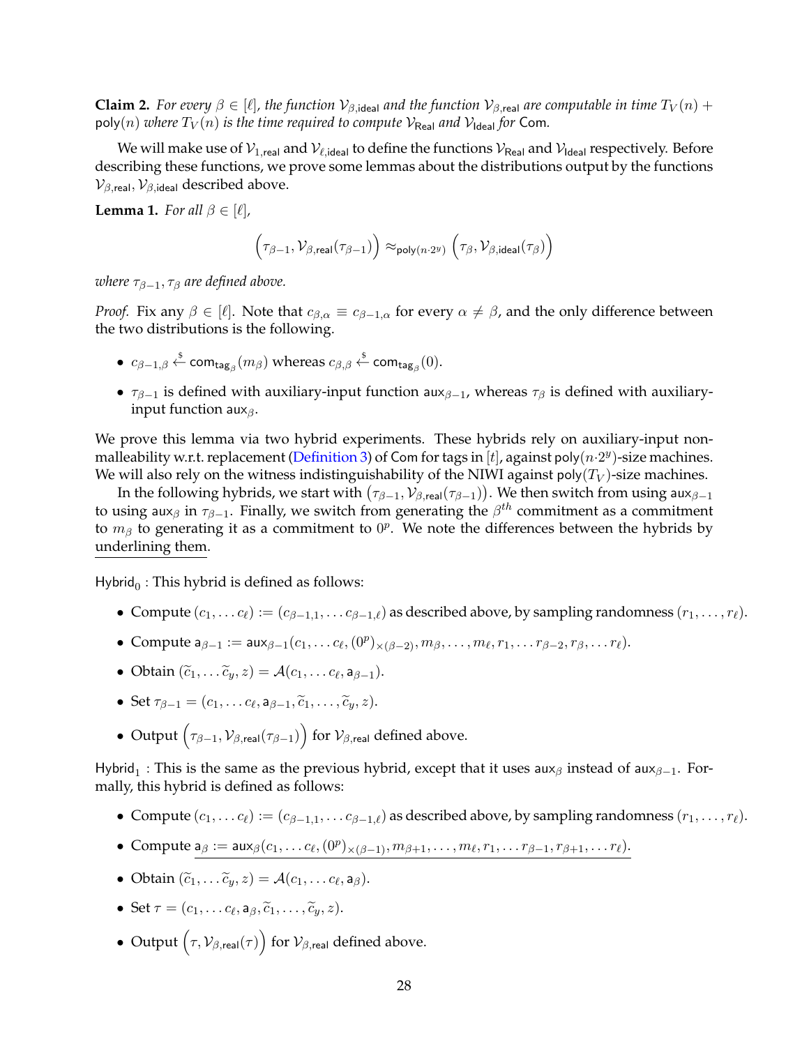**Claim 2.** *For every $\beta \in [\ell]$, the function $\mathcal{V}_{\beta,\mathsf{ideal}}$ and the function $\mathcal{V}_{\beta,\mathsf{real}}$ are computable in time $T_V(n) + \mathsf{poly}(n)$ where $T_V(n)$ is the time required to compute $\mathcal{V}_{\mathsf{Real}}$ and $\mathcal{V}_{\mathsf{Ideal}}$ for* $\mathsf{Com}$*.*

We will make use of $\mathcal{V}_{1,\mathsf{real}}$ and $\mathcal{V}_{\ell,\mathsf{ideal}}$ to define the functions $\mathcal{V}_{\mathsf{Real}}$ and $\mathcal{V}_{\mathsf{Ideal}}$ respectively. Before describing these functions, we prove some lemmas about the distributions output by the functions $\mathcal{V}_{\beta,\mathsf{real}}, \mathcal{V}_{\beta,\mathsf{ideal}}$ described above.

**Lemma 1.** *For all $\beta \in [\ell]$,*

$$\Big(\tau_{\beta-1}, \mathcal{V}_{\beta,\mathsf{real}}(\tau_{\beta-1})\Big) \approx_{\mathsf{poly}(n\cdot 2^y)} \Big(\tau_\beta, \mathcal{V}_{\beta,\mathsf{ideal}}(\tau_\beta)\Big)$$

*where $\tau_{\beta-1}, \tau_\beta$ are defined above.*

*Proof.* Fix any $\beta \in [\ell]$. Note that $c_{\beta,\alpha} \equiv c_{\beta-1,\alpha}$ for every $\alpha \neq \beta$, and the only difference between the two distributions is the following.

- $c_{\beta-1,\beta} \xleftarrow{\$} \mathsf{com}_{\mathsf{tag}_\beta}(m_\beta)$ whereas $c_{\beta,\beta} \xleftarrow{\$} \mathsf{com}_{\mathsf{tag}_\beta}(0)$.
- $\tau_{\beta-1}$ is defined with auxiliary-input function $\mathsf{aux}_{\beta-1}$, whereas $\tau_\beta$ is defined with auxiliary-input function $\mathsf{aux}_\beta$.

We prove this lemma via two hybrid experiments. These hybrids rely on auxiliary-input non-malleability w.r.t. replacement (Definition 3) of $\mathsf{Com}$ for tags in $[t]$, against $\mathsf{poly}(n\cdot 2^y)$-size machines. We will also rely on the witness indistinguishability of the NIWI against $\mathsf{poly}(T_V)$-size machines.

In the following hybrids, we start with $\big(\tau_{\beta-1}, \mathcal{V}_{\beta,\mathsf{real}}(\tau_{\beta-1})\big)$. We then switch from using $\mathsf{aux}_{\beta-1}$ to using $\mathsf{aux}_\beta$ in $\tau_{\beta-1}$. Finally, we switch from generating the $\beta^{th}$ commitment as a commitment to $m_\beta$ to generating it as a commitment to $0^p$. We note the differences between the hybrids by underlining them.

$\mathsf{Hybrid}_0$ : This hybrid is defined as follows:

- Compute $(c_1, \ldots c_\ell) := (c_{\beta-1,1}, \ldots c_{\beta-1,\ell})$ as described above, by sampling randomness $(r_1, \ldots, r_\ell)$.
- Compute $\mathsf{a}_{\beta-1} := \mathsf{aux}_{\beta-1}(c_1, \ldots c_\ell, (0^p)_{\times(\beta-2)}, m_\beta, \ldots, m_\ell, r_1, \ldots r_{\beta-2}, r_\beta, \ldots r_\ell)$.
- Obtain $(\widetilde{c}_1, \ldots \widetilde{c}_y, z) = \mathcal{A}(c_1, \ldots c_\ell, \mathsf{a}_{\beta-1})$.
- Set $\tau_{\beta-1} = (c_1, \ldots c_\ell, \mathsf{a}_{\beta-1}, \widetilde{c}_1, \ldots, \widetilde{c}_y, z)$.
- Output $\Big(\tau_{\beta-1}, \mathcal{V}_{\beta,\mathsf{real}}(\tau_{\beta-1})\Big)$ for $\mathcal{V}_{\beta,\mathsf{real}}$ defined above.

$\mathsf{Hybrid}_1$ : This is the same as the previous hybrid, except that it uses $\mathsf{aux}_\beta$ instead of $\mathsf{aux}_{\beta-1}$. Formally, this hybrid is defined as follows:

- Compute $(c_1, \ldots c_\ell) := (c_{\beta-1,1}, \ldots c_{\beta-1,\ell})$ as described above, by sampling randomness $(r_1, \ldots, r_\ell)$.
- Compute $\underline{\mathsf{a}_\beta := \mathsf{aux}_\beta(c_1, \ldots c_\ell, (0^p)_{\times(\beta-1)}, m_{\beta+1}, \ldots, m_\ell, r_1, \ldots r_{\beta-1}, r_{\beta+1}, \ldots r_\ell)}$.
- Obtain $(\widetilde{c}_1, \ldots \widetilde{c}_y, z) = \mathcal{A}(c_1, \ldots c_\ell, \mathsf{a}_\beta)$.
- Set $\tau = (c_1, \ldots c_\ell, \mathsf{a}_\beta, \widetilde{c}_1, \ldots, \widetilde{c}_y, z)$.
- Output $\Big(\tau, \mathcal{V}_{\beta,\mathsf{real}}(\tau)\Big)$ for $\mathcal{V}_{\beta,\mathsf{real}}$ defined above.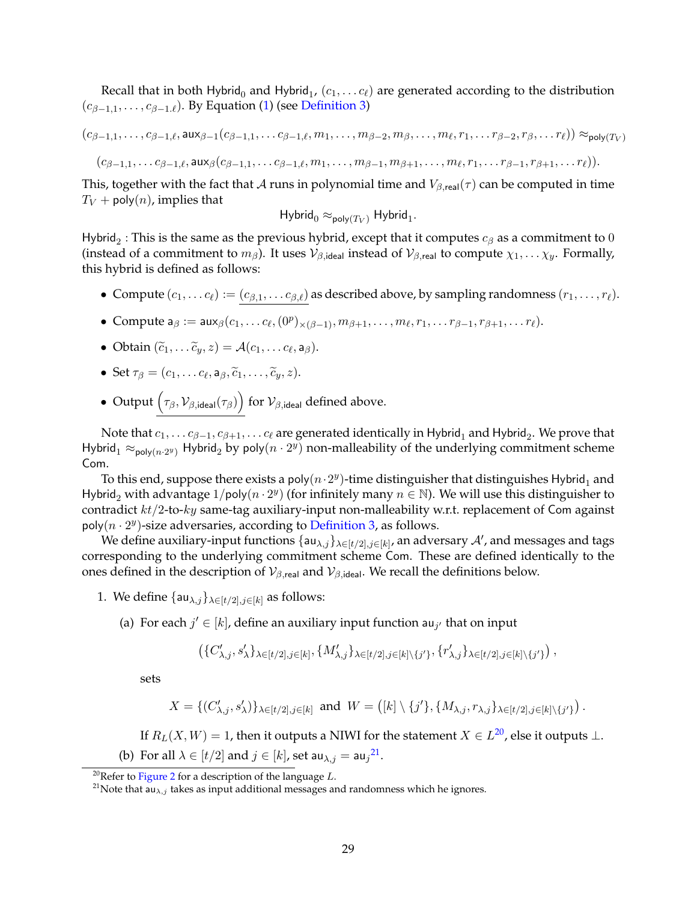Recall that in both $\mathsf{Hybrid}_0$ and $\mathsf{Hybrid}_1$, $(c_1, \ldots c_\ell)$ are generated according to the distribution $(c_{\beta-1,1}, \ldots, c_{\beta-1,\ell})$. By Equation (1) (see Definition 3)

$$(c_{\beta-1,1}, \ldots, c_{\beta-1,\ell}, \mathsf{aux}_{\beta-1}(c_{\beta-1,1}, \ldots c_{\beta-1,\ell}, m_1, \ldots, m_{\beta-2}, m_\beta, \ldots, m_\ell, r_1, \ldots r_{\beta-2}, r_\beta, \ldots r_\ell)) \approx_{\mathsf{poly}(T_V)}$$

$$(c_{\beta-1,1}, \ldots c_{\beta-1,\ell}, \mathsf{aux}_\beta(c_{\beta-1,1}, \ldots c_{\beta-1,\ell}, m_1, \ldots, m_{\beta-1}, m_{\beta+1}, \ldots, m_\ell, r_1, \ldots r_{\beta-1}, r_{\beta+1}, \ldots r_\ell)).$$

This, together with the fact that $\mathcal{A}$ runs in polynomial time and $V_{\beta,\mathsf{real}}(\tau)$ can be computed in time $T_V + \mathsf{poly}(n)$, implies that

$$\mathsf{Hybrid}_0 \approx_{\mathsf{poly}(T_V)} \mathsf{Hybrid}_1.$$

$\mathsf{Hybrid}_2$ : This is the same as the previous hybrid, except that it computes $c_\beta$ as a commitment to $0$ (instead of a commitment to $m_\beta$). It uses $\mathcal{V}_{\beta,\mathsf{ideal}}$ instead of $\mathcal{V}_{\beta,\mathsf{real}}$ to compute $\chi_1, \ldots \chi_y$. Formally, this hybrid is defined as follows:

- Compute $(c_1, \ldots c_\ell) := \underline{(c_{\beta,1}, \ldots c_{\beta,\ell})}$ as described above, by sampling randomness $(r_1, \ldots, r_\ell)$.
- Compute $\mathsf{a}_\beta := \mathsf{aux}_\beta(c_1, \ldots c_\ell, (0^p)_{\times(\beta-1)}, m_{\beta+1}, \ldots, m_\ell, r_1, \ldots r_{\beta-1}, r_{\beta+1}, \ldots r_\ell)$.
- Obtain $(\widetilde{c}_1, \ldots \widetilde{c}_y, z) = \mathcal{A}(c_1, \ldots c_\ell, \mathsf{a}_\beta)$.
- Set $\tau_\beta = (c_1, \ldots c_\ell, \mathsf{a}_\beta, \widetilde{c}_1, \ldots, \widetilde{c}_y, z)$.
- Output $\underline{\left(\tau_\beta, \mathcal{V}_{\beta,\mathsf{ideal}}(\tau_\beta)\right)}$ for $\mathcal{V}_{\beta,\mathsf{ideal}}$ defined above.

Note that $c_1, \ldots c_{\beta-1}, c_{\beta+1}, \ldots c_\ell$ are generated identically in $\mathsf{Hybrid}_1$ and $\mathsf{Hybrid}_2$. We prove that $\mathsf{Hybrid}_1 \approx_{\mathsf{poly}(n \cdot 2^y)} \mathsf{Hybrid}_2$ by $\mathsf{poly}(n \cdot 2^y)$ non-malleability of the underlying commitment scheme $\mathsf{Com}$.

To this end, suppose there exists a $\mathsf{poly}(n \cdot 2^y)$-time distinguisher that distinguishes $\mathsf{Hybrid}_1$ and $\mathsf{Hybrid}_2$ with advantage $1/\mathsf{poly}(n \cdot 2^y)$ (for infinitely many $n \in \mathbb{N}$). We will use this distinguisher to contradict $kt/2$-to-$ky$ same-tag auxiliary-input non-malleability w.r.t. replacement of $\mathsf{Com}$ against $\mathsf{poly}(n \cdot 2^y)$-size adversaries, according to Definition 3, as follows.

We define auxiliary-input functions $\{\mathsf{au}_{\lambda,j}\}_{\lambda\in[t/2], j\in[k]}$, an adversary $\mathcal{A}'$, and messages and tags corresponding to the underlying commitment scheme $\mathsf{Com}$. These are defined identically to the ones defined in the description of $\mathcal{V}_{\beta,\mathsf{real}}$ and $\mathcal{V}_{\beta,\mathsf{ideal}}$. We recall the definitions below.

1. We define $\{\mathsf{au}_{\lambda,j}\}_{\lambda\in[t/2], j\in[k]}$ as follows:

   (a) For each $j' \in [k]$, define an auxiliary input function $\mathsf{au}_{j'}$ that on input

   $$\left(\{C'_{\lambda,j}, s'_\lambda\}_{\lambda\in[t/2], j\in[k]}, \{M'_{\lambda,j}\}_{\lambda\in[t/2], j\in[k]\setminus\{j'\}}, \{r'_{\lambda,j}\}_{\lambda\in[t/2], j\in[k]\setminus\{j'\}}\right),$$

   sets

   $$X = \{(C'_{\lambda,j}, s'_\lambda)\}_{\lambda\in[t/2], j\in[k]} \text{ and } W = \left([k]\setminus\{j'\}, \{M_{\lambda,j}, r_{\lambda,j}\}_{\lambda\in[t/2], j\in[k]\setminus\{j'\}}\right).$$

   If $R_L(X, W) = 1$, then it outputs a NIWI for the statement $X \in L$[20], else it outputs $\perp$.

   (b) For all $\lambda \in [t/2]$ and $j \in [k]$, set $\mathsf{au}_{\lambda,j} = \mathsf{au}_j$[21].

[20] Refer to Figure 2 for a description of the language $L$.

[21] Note that $\mathsf{au}_{\lambda,j}$ takes as input additional messages and randomness which he ignores.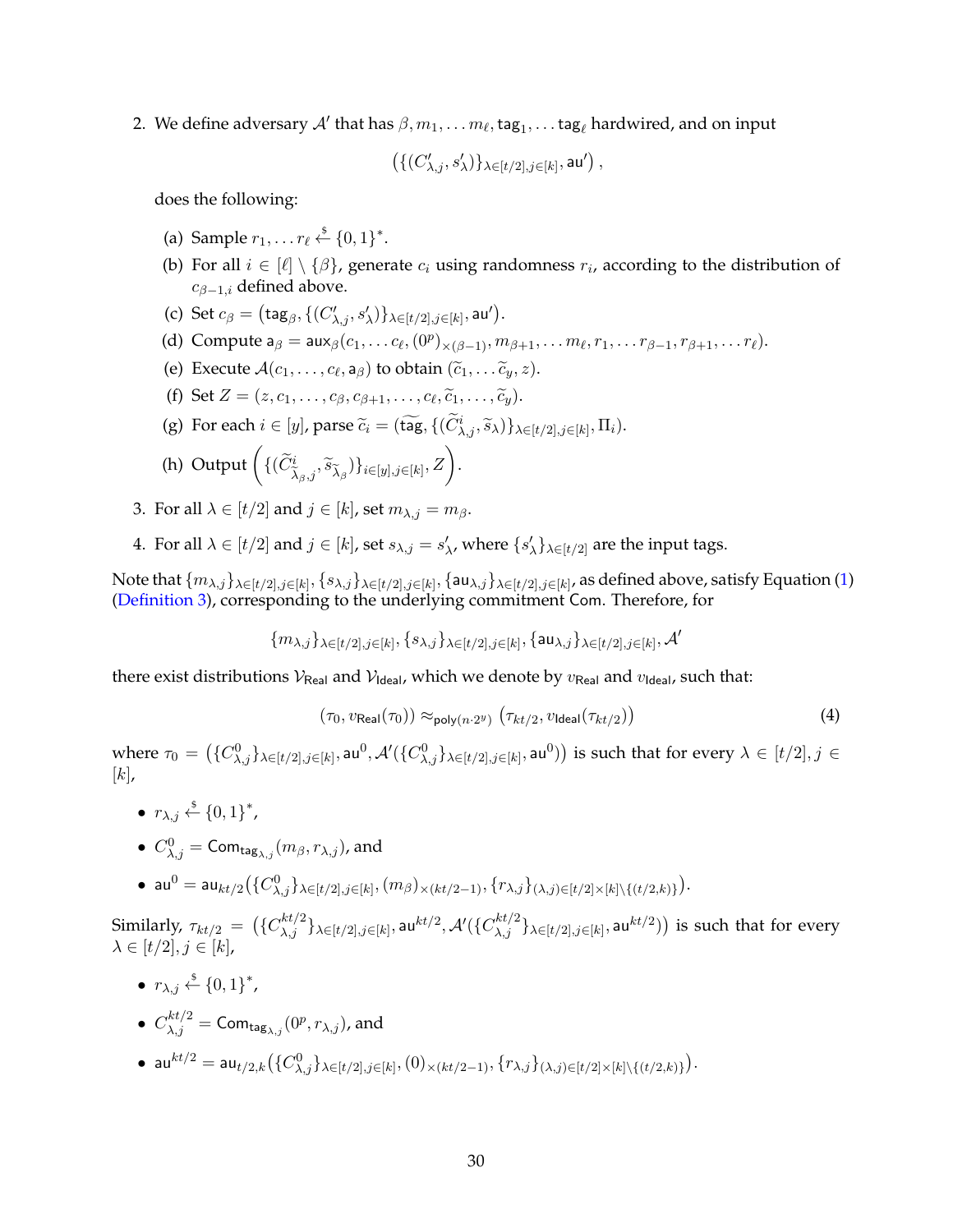2. We define adversary $\mathcal{A}'$ that has $\beta, m_1, \ldots m_\ell, \mathsf{tag}_1, \ldots \mathsf{tag}_\ell$ hardwired, and on input

$$\left(\{(C'_{\lambda,j}, s'_\lambda)\}_{\lambda\in[t/2], j\in[k]}, \mathsf{au}'\right),$$

does the following:

   (a) Sample $r_1, \ldots r_\ell \xleftarrow{\$} \{0,1\}^*$.

   (b) For all $i \in [\ell] \setminus \{\beta\}$, generate $c_i$ using randomness $r_i$, according to the distribution of $c_{\beta-1,i}$ defined above.

   (c) Set $c_\beta = \left(\mathsf{tag}_\beta, \{(C'_{\lambda,j}, s'_\lambda)\}_{\lambda\in[t/2],j\in[k]}, \mathsf{au}'\right)$.

   (d) Compute $\mathsf{a}_\beta = \mathsf{aux}_\beta(c_1, \ldots c_\ell, (0^p)_{\times(\beta-1)}, m_{\beta+1}, \ldots m_\ell, r_1, \ldots r_{\beta-1}, r_{\beta+1}, \ldots r_\ell)$.

   (e) Execute $\mathcal{A}(c_1, \ldots, c_\ell, \mathsf{a}_\beta)$ to obtain $(\widetilde{c}_1, \ldots \widetilde{c}_y, z)$.

   (f) Set $Z = (z, c_1, \ldots, c_\beta, c_{\beta+1}, \ldots, c_\ell, \widetilde{c}_1, \ldots, \widetilde{c}_y)$.

   (g) For each $i \in [y]$, parse $\widetilde{c}_i = (\widetilde{\mathsf{tag}}, \{(\widetilde{C}^i_{\lambda,j}, \widetilde{s}_\lambda)\}_{\lambda\in[t/2],j\in[k]}, \Pi_i)$.

   (h) Output $\left(\{(\widetilde{C}^i_{\widetilde{\lambda}_\beta,j}, \widetilde{s}_{\widetilde{\lambda}_\beta})\}_{i\in[y],j\in[k]}, Z\right)$.

3. For all $\lambda \in [t/2]$ and $j \in [k]$, set $m_{\lambda,j} = m_\beta$.

4. For all $\lambda \in [t/2]$ and $j \in [k]$, set $s_{\lambda,j} = s'_\lambda$, where $\{s'_\lambda\}_{\lambda\in[t/2]}$ are the input tags.

Note that $\{m_{\lambda,j}\}_{\lambda\in[t/2],j\in[k]}, \{s_{\lambda,j}\}_{\lambda\in[t/2],j\in[k]}, \{\mathsf{au}_{\lambda,j}\}_{\lambda\in[t/2],j\in[k]}$, as defined above, satisfy Equation (1) (Definition 3), corresponding to the underlying commitment $\mathsf{Com}$. Therefore, for

$$\{m_{\lambda,j}\}_{\lambda\in[t/2],j\in[k]}, \{s_{\lambda,j}\}_{\lambda\in[t/2],j\in[k]}, \{\mathsf{au}_{\lambda,j}\}_{\lambda\in[t/2],j\in[k]}, \mathcal{A}'$$

there exist distributions $\mathcal{V}_{\mathsf{Real}}$ and $\mathcal{V}_{\mathsf{Ideal}}$, which we denote by $v_{\mathsf{Real}}$ and $v_{\mathsf{Ideal}}$, such that:

$$(\tau_0, v_{\mathsf{Real}}(\tau_0)) \approx_{\mathsf{poly}(n\cdot 2^y)} \left(\tau_{kt/2}, v_{\mathsf{Ideal}}(\tau_{kt/2})\right) \tag{4}$$

where $\tau_0 = \left(\{C^0_{\lambda,j}\}_{\lambda\in[t/2],j\in[k]}, \mathsf{au}^0, \mathcal{A}'(\{C^0_{\lambda,j}\}_{\lambda\in[t/2],j\in[k]}, \mathsf{au}^0)\right)$ is such that for every $\lambda \in [t/2], j \in [k]$,

- $r_{\lambda,j} \xleftarrow{\$} \{0,1\}^*$,
- $C^0_{\lambda,j} = \mathsf{Com}_{\mathsf{tag}_{\lambda,j}}(m_\beta, r_{\lambda,j})$, and
- $\mathsf{au}^0 = \mathsf{au}_{kt/2}\left(\{C^0_{\lambda,j}\}_{\lambda\in[t/2],j\in[k]}, (m_\beta)_{\times(kt/2-1)}, \{r_{\lambda,j}\}_{(\lambda,j)\in[t/2]\times[k]\setminus\{(t/2,k)\}}\right)$.

Similarly, $\tau_{kt/2} = \left(\{C^{kt/2}_{\lambda,j}\}_{\lambda\in[t/2],j\in[k]}, \mathsf{au}^{kt/2}, \mathcal{A}'(\{C^{kt/2}_{\lambda,j}\}_{\lambda\in[t/2],j\in[k]}, \mathsf{au}^{kt/2})\right)$ is such that for every $\lambda \in [t/2], j \in [k]$,

- $r_{\lambda,j} \xleftarrow{\$} \{0,1\}^*$,
- $C^{kt/2}_{\lambda,j} = \mathsf{Com}_{\mathsf{tag}_{\lambda,j}}(0^p, r_{\lambda,j})$, and
- $\mathsf{au}^{kt/2} = \mathsf{au}_{t/2,k}\left(\{C^0_{\lambda,j}\}_{\lambda\in[t/2],j\in[k]}, (0)_{\times(kt/2-1)}, \{r_{\lambda,j}\}_{(\lambda,j)\in[t/2]\times[k]\setminus\{(t/2,k)\}}\right)$.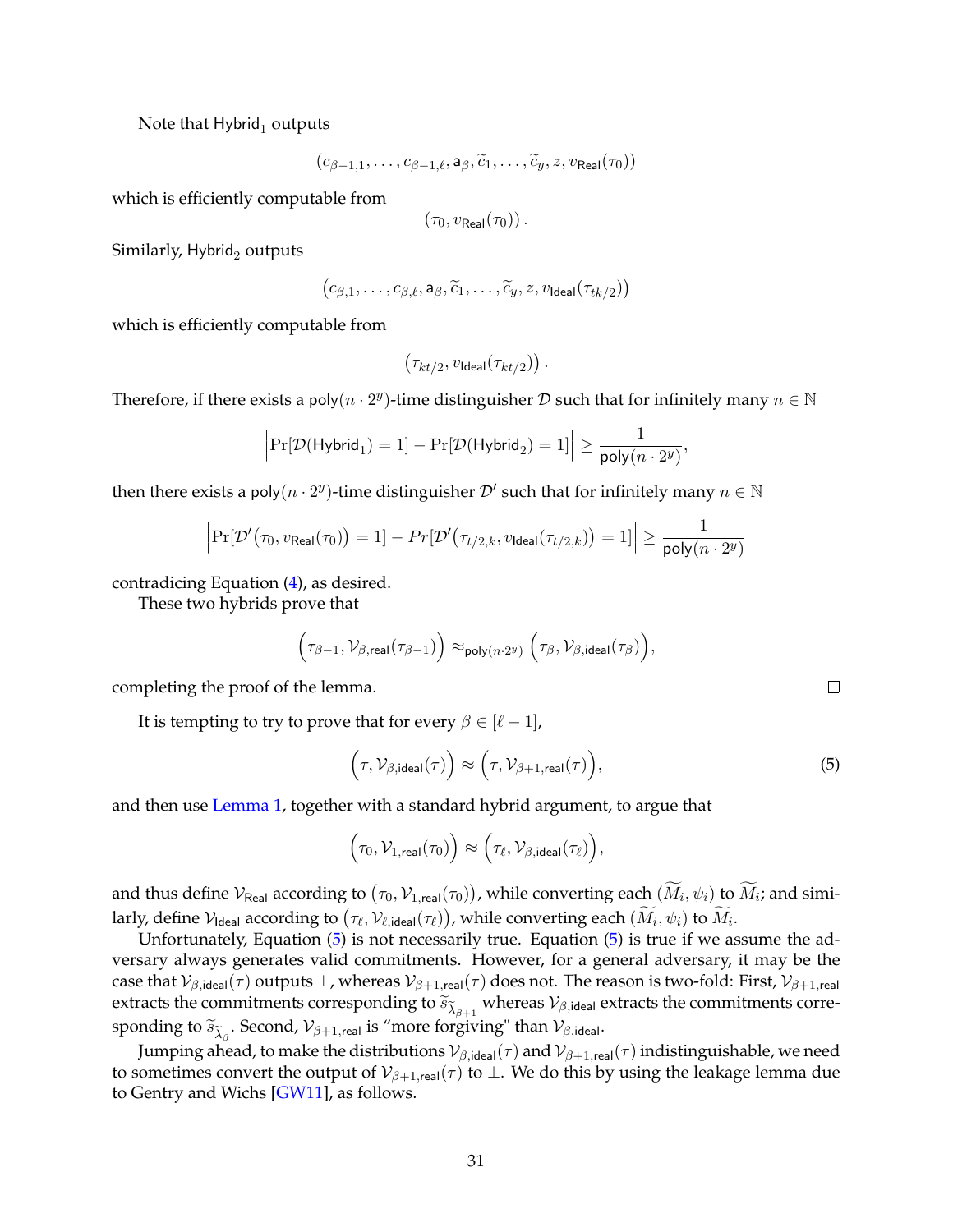Note that $\mathsf{Hybrid}_1$ outputs

$$(c_{\beta-1,1},\ldots,c_{\beta-1,\ell},\mathsf{a}_\beta,\widetilde{c}_1,\ldots,\widetilde{c}_y,z,v_{\mathsf{Real}}(\tau_0))$$

which is efficiently computable from

$$(\tau_0, v_{\mathsf{Real}}(\tau_0))\,.$$

Similarly, $\mathsf{Hybrid}_2$ outputs

$$(c_{\beta,1},\ldots,c_{\beta,\ell},\mathsf{a}_\beta,\widetilde{c}_1,\ldots,\widetilde{c}_y,z,v_{\mathsf{Ideal}}(\tau_{tk/2}))$$

which is efficiently computable from

$$\left(\tau_{kt/2}, v_{\mathsf{Ideal}}(\tau_{kt/2})\right).$$

Therefore, if there exists a $\mathsf{poly}(n\cdot 2^y)$-time distinguisher $\mathcal{D}$ such that for infinitely many $n\in\mathbb{N}$

$$\left|\Pr[\mathcal{D}(\mathsf{Hybrid}_1)=1]-\Pr[\mathcal{D}(\mathsf{Hybrid}_2)=1]\right|\geq\frac{1}{\mathsf{poly}(n\cdot 2^y)},$$

then there exists a $\mathsf{poly}(n\cdot 2^y)$-time distinguisher $\mathcal{D}'$ such that for infinitely many $n\in\mathbb{N}$

$$\left|\Pr[\mathcal{D}'\big(\tau_0, v_{\mathsf{Real}}(\tau_0)\big)=1]-Pr[\mathcal{D}'\big(\tau_{t/2,k}, v_{\mathsf{Ideal}}(\tau_{t/2,k})\big)=1]\right|\geq\frac{1}{\mathsf{poly}(n\cdot 2^y)}$$

contradicting Equation (4), as desired.

These two hybrids prove that

$$\Big(\tau_{\beta-1},\mathcal{V}_{\beta,\mathsf{real}}(\tau_{\beta-1})\Big)\approx_{\mathsf{poly}(n\cdot 2^y)}\Big(\tau_\beta,\mathcal{V}_{\beta,\mathsf{ideal}}(\tau_\beta)\Big),$$

completing the proof of the lemma. $\square$

It is tempting to try to prove that for every $\beta\in[\ell-1]$,

$$\Big(\tau,\mathcal{V}_{\beta,\mathsf{ideal}}(\tau)\Big)\approx\Big(\tau,\mathcal{V}_{\beta+1,\mathsf{real}}(\tau)\Big),\tag{5}$$

and then use Lemma 1, together with a standard hybrid argument, to argue that

$$\Big(\tau_0,\mathcal{V}_{1,\mathsf{real}}(\tau_0)\Big)\approx\Big(\tau_\ell,\mathcal{V}_{\beta,\mathsf{ideal}}(\tau_\ell)\Big),$$

and thus define $\mathcal{V}_{\mathsf{Real}}$ according to $\big(\tau_0,\mathcal{V}_{1,\mathsf{real}}(\tau_0)\big)$, while converting each $(\widetilde{M}_i,\psi_i)$ to $\widetilde{M}_i$; and similarly, define $\mathcal{V}_{\mathsf{Ideal}}$ according to $\big(\tau_\ell,\mathcal{V}_{\ell,\mathsf{ideal}}(\tau_\ell)\big)$, while converting each $(\widetilde{M}_i,\psi_i)$ to $\widetilde{M}_i$.

Unfortunately, Equation (5) is not necessarily true. Equation (5) is true if we assume the adversary always generates valid commitments. However, for a general adversary, it may be the case that $\mathcal{V}_{\beta,\mathsf{ideal}}(\tau)$ outputs $\perp$, whereas $\mathcal{V}_{\beta+1,\mathsf{real}}(\tau)$ does not. The reason is two-fold: First, $\mathcal{V}_{\beta+1,\mathsf{real}}$ extracts the commitments corresponding to $\widetilde{s}_{\widetilde{\lambda}_{\beta+1}}$ whereas $\mathcal{V}_{\beta,\mathsf{ideal}}$ extracts the commitments corresponding to $\widetilde{s}_{\widetilde{\lambda}_\beta}$. Second, $\mathcal{V}_{\beta+1,\mathsf{real}}$ is "more forgiving" than $\mathcal{V}_{\beta,\mathsf{ideal}}$.

Jumping ahead, to make the distributions $\mathcal{V}_{\beta,\mathsf{ideal}}(\tau)$ and $\mathcal{V}_{\beta+1,\mathsf{real}}(\tau)$ indistinguishable, we need to sometimes convert the output of $\mathcal{V}_{\beta+1,\mathsf{real}}(\tau)$ to $\perp$. We do this by using the leakage lemma due to Gentry and Wichs [GW11], as follows.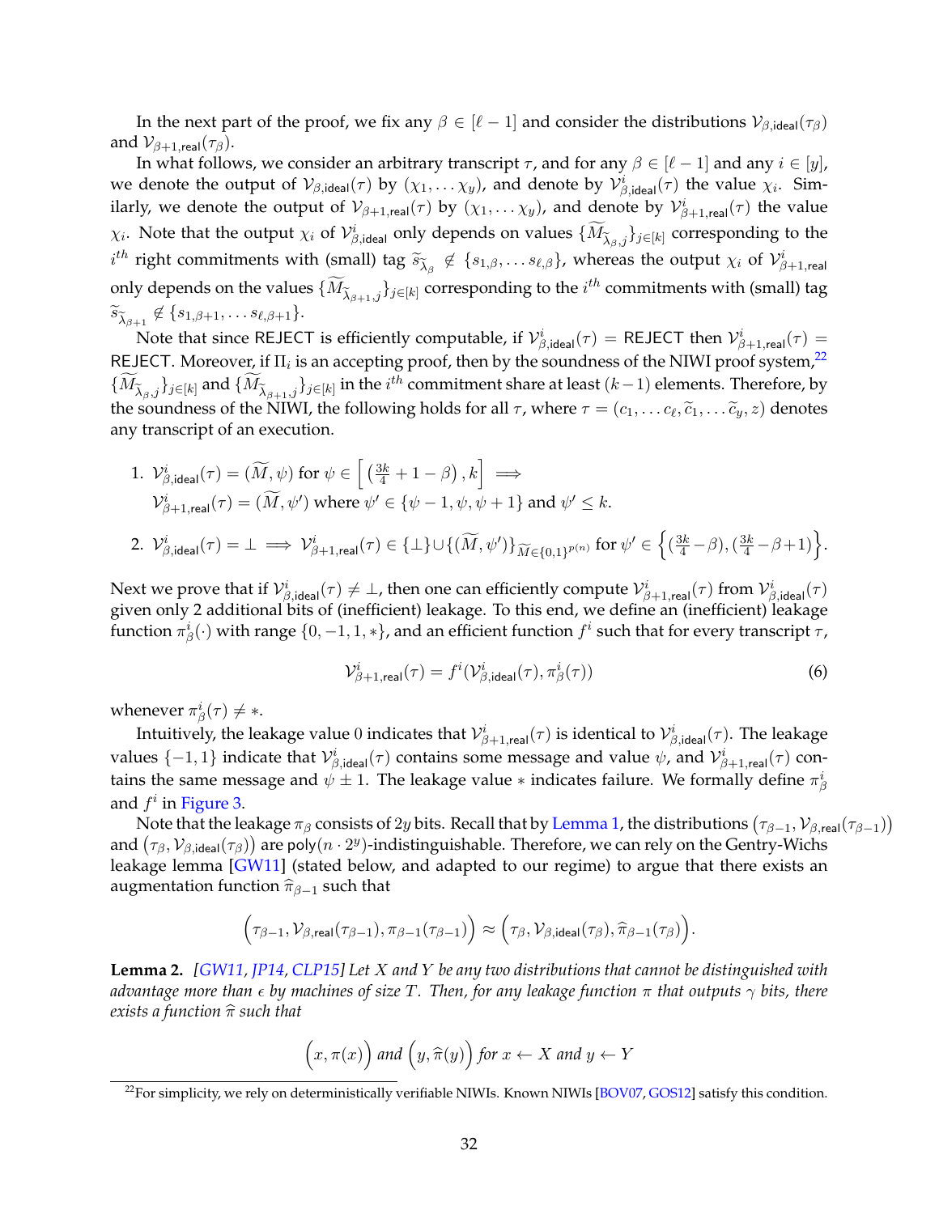In the next part of the proof, we fix any $\beta \in [\ell - 1]$ and consider the distributions $\mathcal{V}_{\beta,\mathsf{ideal}}(\tau_\beta)$ and $\mathcal{V}_{\beta+1,\mathsf{real}}(\tau_\beta)$.

In what follows, we consider an arbitrary transcript $\tau$, and for any $\beta \in [\ell - 1]$ and any $i \in [y]$, we denote the output of $\mathcal{V}_{\beta,\mathsf{ideal}}(\tau)$ by $(\chi_1, \ldots \chi_y)$, and denote by $\mathcal{V}^i_{\beta,\mathsf{ideal}}(\tau)$ the value $\chi_i$. Similarly, we denote the output of $\mathcal{V}_{\beta+1,\mathsf{real}}(\tau)$ by $(\chi_1, \ldots \chi_y)$, and denote by $\mathcal{V}^i_{\beta+1,\mathsf{real}}(\tau)$ the value $\chi_i$. Note that the output $\chi_i$ of $\mathcal{V}^i_{\beta,\mathsf{ideal}}$ only depends on values $\{\widetilde{M}_{\widetilde{\lambda}_\beta,j}\}_{j\in[k]}$ corresponding to the $i^{th}$ right commitments with (small) tag $\widetilde{s}_{\widetilde{\lambda}_\beta} \notin \{s_{1,\beta}, \ldots s_{\ell,\beta}\}$, whereas the output $\chi_i$ of $\mathcal{V}^i_{\beta+1,\mathsf{real}}$ only depends on the values $\{\widetilde{M}_{\widetilde{\lambda}_{\beta+1},j}\}_{j\in[k]}$ corresponding to the $i^{th}$ commitments with (small) tag $\widetilde{s}_{\widetilde{\lambda}_{\beta+1}} \notin \{s_{1,\beta+1}, \ldots s_{\ell,\beta+1}\}$.

Note that since REJECT is efficiently computable, if $\mathcal{V}^i_{\beta,\mathsf{ideal}}(\tau) = \mathsf{REJECT}$ then $\mathcal{V}^i_{\beta+1,\mathsf{real}}(\tau) = \mathsf{REJECT}$. Moreover, if $\Pi_i$ is an accepting proof, then by the soundness of the NIWI proof system,[22] $\{\widetilde{M}_{\widetilde{\lambda}_\beta,j}\}_{j\in[k]}$ and $\{\widetilde{M}_{\widetilde{\lambda}_{\beta+1},j}\}_{j\in[k]}$ in the $i^{th}$ commitment share at least $(k-1)$ elements. Therefore, by the soundness of the NIWI, the following holds for all $\tau$, where $\tau = (c_1, \ldots c_\ell, \widetilde{c}_1, \ldots \widetilde{c}_y, z)$ denotes any transcript of an execution.

1. $\mathcal{V}^i_{\beta,\mathsf{ideal}}(\tau) = (\widetilde{M}, \psi)$ for $\psi \in \left[\left(\frac{3k}{4} + 1 - \beta\right), k\right] \implies$
   $\mathcal{V}^i_{\beta+1,\mathsf{real}}(\tau) = (\widetilde{M}, \psi')$ where $\psi' \in \{\psi - 1, \psi, \psi + 1\}$ and $\psi' \leq k$.

2. $\mathcal{V}^i_{\beta,\mathsf{ideal}}(\tau) = \perp \implies \mathcal{V}^i_{\beta+1,\mathsf{real}}(\tau) \in \{\perp\} \cup \{(\widetilde{M}, \psi')\}_{\widetilde{M}\in\{0,1\}^{p(n)}}$ for $\psi' \in \left\{(\frac{3k}{4} - \beta), (\frac{3k}{4} - \beta + 1)\right\}$.

Next we prove that if $\mathcal{V}^i_{\beta,\mathsf{ideal}}(\tau) \neq \perp$, then one can efficiently compute $\mathcal{V}^i_{\beta+1,\mathsf{real}}(\tau)$ from $\mathcal{V}^i_{\beta,\mathsf{ideal}}(\tau)$ given only 2 additional bits of (inefficient) leakage. To this end, we define an (inefficient) leakage function $\pi^i_\beta(\cdot)$ with range $\{0, -1, 1, *\}$, and an efficient function $f^i$ such that for every transcript $\tau$,

$$\mathcal{V}^i_{\beta+1,\mathsf{real}}(\tau) = f^i(\mathcal{V}^i_{\beta,\mathsf{ideal}}(\tau), \pi^i_\beta(\tau)) \tag{6}$$

whenever $\pi^i_\beta(\tau) \neq *$.

Intuitively, the leakage value $0$ indicates that $\mathcal{V}^i_{\beta+1,\mathsf{real}}(\tau)$ is identical to $\mathcal{V}^i_{\beta,\mathsf{ideal}}(\tau)$. The leakage values $\{-1, 1\}$ indicate that $\mathcal{V}^i_{\beta,\mathsf{ideal}}(\tau)$ contains some message and value $\psi$, and $\mathcal{V}^i_{\beta+1,\mathsf{real}}(\tau)$ contains the same message and $\psi \pm 1$. The leakage value $*$ indicates failure. We formally define $\pi^i_\beta$ and $f^i$ in Figure 3.

Note that the leakage $\pi_\beta$ consists of $2y$ bits. Recall that by Lemma 1, the distributions $\big(\tau_{\beta-1}, \mathcal{V}_{\beta,\mathsf{real}}(\tau_{\beta-1})\big)$ and $\big(\tau_\beta, \mathcal{V}_{\beta,\mathsf{ideal}}(\tau_\beta)\big)$ are $\mathrm{poly}(n \cdot 2^y)$-indistinguishable. Therefore, we can rely on the Gentry-Wichs leakage lemma [GW11] (stated below, and adapted to our regime) to argue that there exists an augmentation function $\widehat{\pi}_{\beta-1}$ such that

$$\Big(\tau_{\beta-1}, \mathcal{V}_{\beta,\mathsf{real}}(\tau_{\beta-1}), \pi_{\beta-1}(\tau_{\beta-1})\Big) \approx \Big(\tau_\beta, \mathcal{V}_{\beta,\mathsf{ideal}}(\tau_\beta), \widehat{\pi}_{\beta-1}(\tau_\beta)\Big).$$

**Lemma 2.** *[GW11, JP14, CLP15] Let $X$ and $Y$ be any two distributions that cannot be distinguished with advantage more than $\epsilon$ by machines of size $T$. Then, for any leakage function $\pi$ that outputs $\gamma$ bits, there exists a function $\widehat{\pi}$ such that*

$$\Big(x, \pi(x)\Big) \text{ and } \Big(y, \widehat{\pi}(y)\Big) \text{ for } x \leftarrow X \text{ and } y \leftarrow Y$$

[22] For simplicity, we rely on deterministically verifiable NIWIs. Known NIWIs [BOV07, GOS12] satisfy this condition.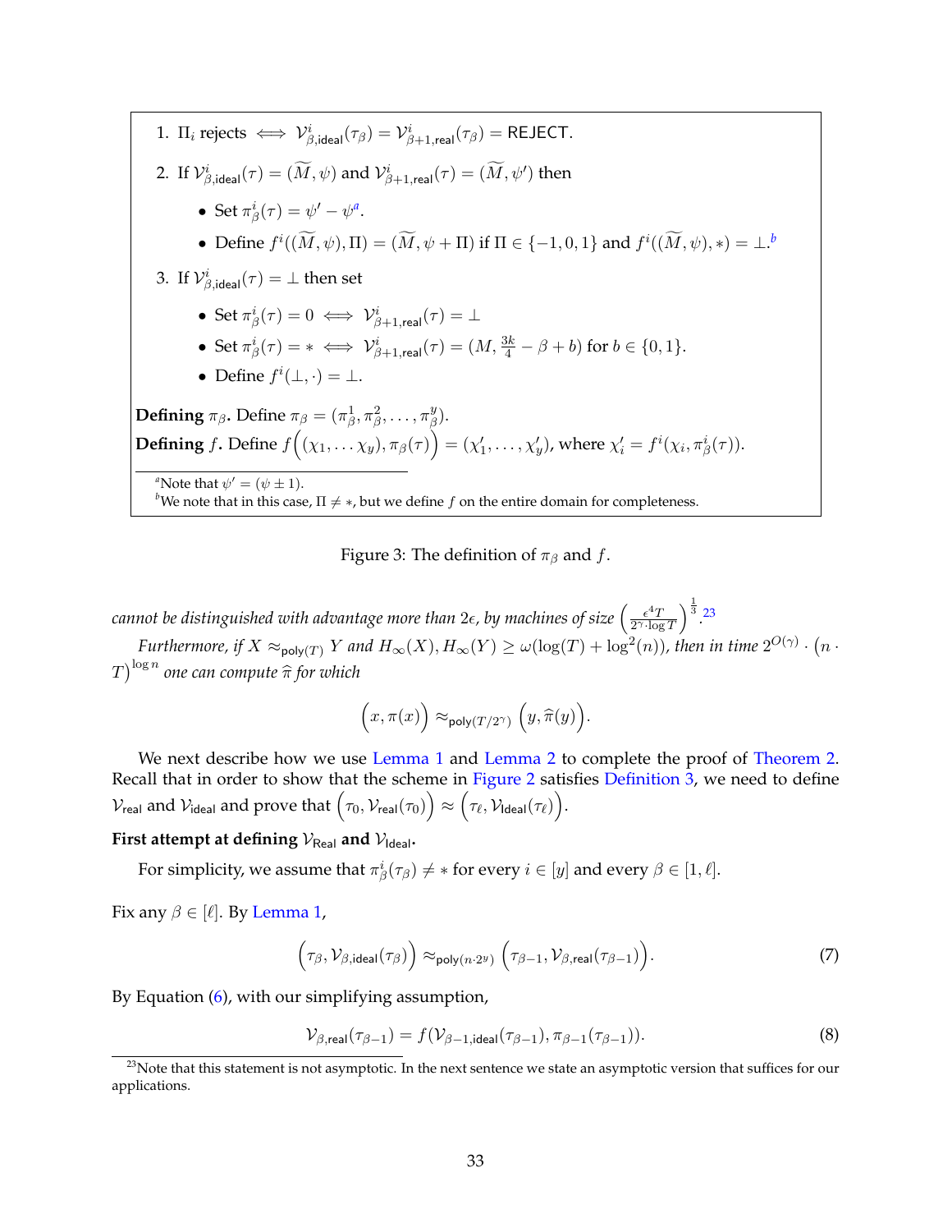1. $\Pi_i$ rejects $\iff \mathcal{V}^i_{\beta,\mathsf{ideal}}(\tau_\beta) = \mathcal{V}^i_{\beta+1,\mathsf{real}}(\tau_\beta) = \mathsf{REJECT}$.
2. If $\mathcal{V}^i_{\beta,\mathsf{ideal}}(\tau) = (\widetilde{M}, \psi)$ and $\mathcal{V}^i_{\beta+1,\mathsf{real}}(\tau) = (\widetilde{M}, \psi')$ then
   - Set $\pi^i_\beta(\tau) = \psi' - \psi$[a].
   - Define $f^i((\widetilde{M}, \psi), \Pi) = (\widetilde{M}, \psi + \Pi)$ if $\Pi \in \{-1, 0, 1\}$ and $f^i((\widetilde{M}, \psi), *) = \perp$.[b]
3. If $\mathcal{V}^i_{\beta,\mathsf{ideal}}(\tau) = \perp$ then set
   - Set $\pi^i_\beta(\tau) = 0 \iff \mathcal{V}^i_{\beta+1,\mathsf{real}}(\tau) = \perp$
   - Set $\pi^i_\beta(\tau) = * \iff \mathcal{V}^i_{\beta+1,\mathsf{real}}(\tau) = (M, \frac{3k}{4} - \beta + b)$ for $b \in \{0, 1\}$.
   - Define $f^i(\perp, \cdot) = \perp$.

**Defining $\pi_\beta$.** Define $\pi_\beta = (\pi^1_\beta, \pi^2_\beta, \ldots, \pi^y_\beta)$.

**Defining $f$.** Define $f\Big((\chi_1, \ldots \chi_y), \pi_\beta(\tau)\Big) = (\chi'_1, \ldots, \chi'_y)$, where $\chi'_i = f^i(\chi_i, \pi^i_\beta(\tau))$.

[a] Note that $\psi' = (\psi \pm 1)$.

[b] We note that in this case, $\Pi \neq *$, but we define $f$ on the entire domain for completeness.

Figure 3: The definition of $\pi_\beta$ and $f$.

*cannot be distinguished with advantage more than $2\epsilon$, by machines of size $\left(\frac{\epsilon^4 T}{2^\gamma \cdot \log T}\right)^{\frac{1}{3}}$.*[23]

*Furthermore, if $X \approx_{\mathsf{poly}(T)} Y$ and $H_\infty(X), H_\infty(Y) \geq \omega(\log(T) + \log^2(n))$, then in time $2^{O(\gamma)} \cdot (n \cdot T)^{\log n}$ one can compute $\widehat{\pi}$ for which*

$$\Big(x, \pi(x)\Big) \approx_{\mathsf{poly}(T/2^\gamma)} \Big(y, \widehat{\pi}(y)\Big).$$

We next describe how we use Lemma 1 and Lemma 2 to complete the proof of Theorem 2. Recall that in order to show that the scheme in Figure 2 satisfies Definition 3, we need to define $\mathcal{V}_{\mathsf{real}}$ and $\mathcal{V}_{\mathsf{ideal}}$ and prove that $\Big(\tau_0, \mathcal{V}_{\mathsf{real}}(\tau_0)\Big) \approx \Big(\tau_\ell, \mathcal{V}_{\mathsf{Ideal}}(\tau_\ell)\Big)$.

**First attempt at defining $\mathcal{V}_{\mathsf{Real}}$ and $\mathcal{V}_{\mathsf{Ideal}}$.**

For simplicity, we assume that $\pi^i_\beta(\tau_\beta) \neq *$ for every $i \in [y]$ and every $\beta \in [1, \ell]$.

Fix any $\beta \in [\ell]$. By Lemma 1,

$$\Big(\tau_\beta, \mathcal{V}_{\beta,\mathsf{ideal}}(\tau_\beta)\Big) \approx_{\mathsf{poly}(n \cdot 2^y)} \Big(\tau_{\beta-1}, \mathcal{V}_{\beta,\mathsf{real}}(\tau_{\beta-1})\Big). \tag{7}$$

By Equation (6), with our simplifying assumption,

$$\mathcal{V}_{\beta,\mathsf{real}}(\tau_{\beta-1}) = f(\mathcal{V}_{\beta-1,\mathsf{ideal}}(\tau_{\beta-1}), \pi_{\beta-1}(\tau_{\beta-1})). \tag{8}$$

[23] Note that this statement is not asymptotic. In the next sentence we state an asymptotic version that suffices for our applications.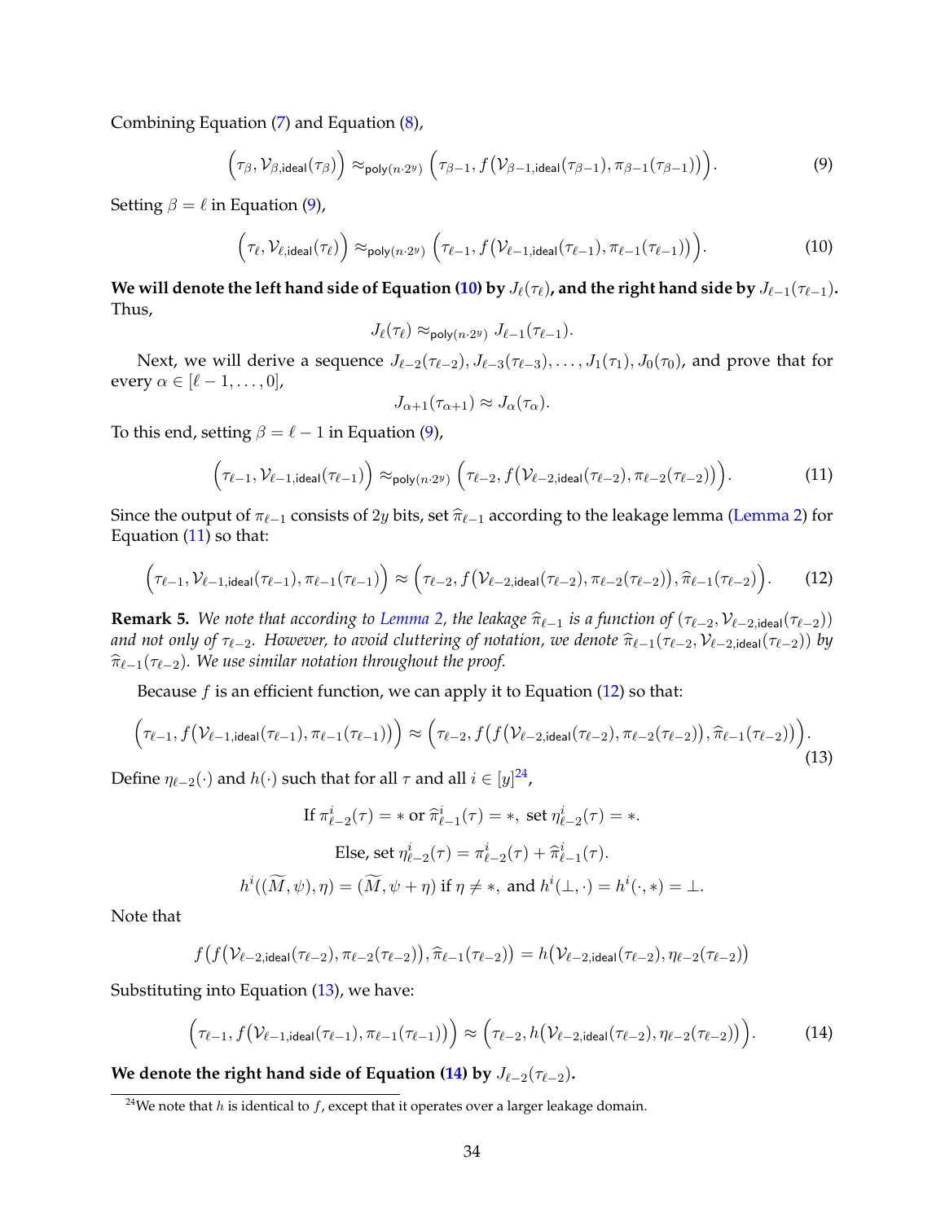Combining Equation (7) and Equation (8),

$$\Big(\tau_\beta, \mathcal{V}_{\beta,\mathsf{ideal}}(\tau_\beta)\Big) \approx_{\mathsf{poly}(n\cdot 2^y)} \Big(\tau_{\beta-1}, f\big(\mathcal{V}_{\beta-1,\mathsf{ideal}}(\tau_{\beta-1}), \pi_{\beta-1}(\tau_{\beta-1})\big)\Big). \tag{9}$$

Setting $\beta = \ell$ in Equation (9),

$$\Big(\tau_\ell, \mathcal{V}_{\ell,\mathsf{ideal}}(\tau_\ell)\Big) \approx_{\mathsf{poly}(n\cdot 2^y)} \Big(\tau_{\ell-1}, f\big(\mathcal{V}_{\ell-1,\mathsf{ideal}}(\tau_{\ell-1}), \pi_{\ell-1}(\tau_{\ell-1})\big)\Big). \tag{10}$$

**We will denote the left hand side of Equation (10) by $J_\ell(\tau_\ell)$, and the right hand side by $J_{\ell-1}(\tau_{\ell-1})$.** Thus,

$$J_\ell(\tau_\ell) \approx_{\mathsf{poly}(n\cdot 2^y)} J_{\ell-1}(\tau_{\ell-1}).$$

Next, we will derive a sequence $J_{\ell-2}(\tau_{\ell-2}), J_{\ell-3}(\tau_{\ell-3}), \ldots, J_1(\tau_1), J_0(\tau_0)$, and prove that for every $\alpha \in [\ell-1, \ldots, 0]$,

$$J_{\alpha+1}(\tau_{\alpha+1}) \approx J_\alpha(\tau_\alpha).$$

To this end, setting $\beta = \ell - 1$ in Equation (9),

$$\Big(\tau_{\ell-1}, \mathcal{V}_{\ell-1,\mathsf{ideal}}(\tau_{\ell-1})\Big) \approx_{\mathsf{poly}(n\cdot 2^y)} \Big(\tau_{\ell-2}, f\big(\mathcal{V}_{\ell-2,\mathsf{ideal}}(\tau_{\ell-2}), \pi_{\ell-2}(\tau_{\ell-2})\big)\Big). \tag{11}$$

Since the output of $\pi_{\ell-1}$ consists of $2y$ bits, set $\widehat{\pi}_{\ell-1}$ according to the leakage lemma (Lemma 2) for Equation (11) so that:

$$\Big(\tau_{\ell-1}, \mathcal{V}_{\ell-1,\mathsf{ideal}}(\tau_{\ell-1}), \pi_{\ell-1}(\tau_{\ell-1})\Big) \approx \Big(\tau_{\ell-2}, f\big(\mathcal{V}_{\ell-2,\mathsf{ideal}}(\tau_{\ell-2}), \pi_{\ell-2}(\tau_{\ell-2})\big), \widehat{\pi}_{\ell-1}(\tau_{\ell-2})\Big). \tag{12}$$

**Remark 5.** *We note that according to Lemma 2, the leakage $\widehat{\pi}_{\ell-1}$ is a function of $(\tau_{\ell-2}, \mathcal{V}_{\ell-2,\mathsf{ideal}}(\tau_{\ell-2}))$ and not only of $\tau_{\ell-2}$. However, to avoid cluttering of notation, we denote $\widehat{\pi}_{\ell-1}(\tau_{\ell-2}, \mathcal{V}_{\ell-2,\mathsf{ideal}}(\tau_{\ell-2}))$ by $\widehat{\pi}_{\ell-1}(\tau_{\ell-2})$. We use similar notation throughout the proof.*

Because $f$ is an efficient function, we can apply it to Equation (12) so that:

$$\Big(\tau_{\ell-1}, f\big(\mathcal{V}_{\ell-1,\mathsf{ideal}}(\tau_{\ell-1}), \pi_{\ell-1}(\tau_{\ell-1})\big)\Big) \approx \Big(\tau_{\ell-2}, f\big(f\big(\mathcal{V}_{\ell-2,\mathsf{ideal}}(\tau_{\ell-2}), \pi_{\ell-2}(\tau_{\ell-2})\big), \widehat{\pi}_{\ell-1}(\tau_{\ell-2})\big)\Big). \tag{13}$$

Define $\eta_{\ell-2}(\cdot)$ and $h(\cdot)$ such that for all $\tau$ and all $i \in [y]$[24],

$$\text{If } \pi^i_{\ell-2}(\tau) = * \text{ or } \widehat{\pi}^i_{\ell-1}(\tau) = *, \text{ set } \eta^i_{\ell-2}(\tau) = *.$$

$$\text{Else, set } \eta^i_{\ell-2}(\tau) = \pi^i_{\ell-2}(\tau) + \widehat{\pi}^i_{\ell-1}(\tau).$$

$$h^i((\widetilde{M}, \psi), \eta) = (\widetilde{M}, \psi + \eta) \text{ if } \eta \neq *, \text{ and } h^i(\perp, \cdot) = h^i(\cdot, *) = \perp.$$

Note that

$$f\big(f\big(\mathcal{V}_{\ell-2,\mathsf{ideal}}(\tau_{\ell-2}), \pi_{\ell-2}(\tau_{\ell-2})\big), \widehat{\pi}_{\ell-1}(\tau_{\ell-2})\big) = h\big(\mathcal{V}_{\ell-2,\mathsf{ideal}}(\tau_{\ell-2}), \eta_{\ell-2}(\tau_{\ell-2})\big)$$

Substituting into Equation (13), we have:

$$\Big(\tau_{\ell-1}, f\big(\mathcal{V}_{\ell-1,\mathsf{ideal}}(\tau_{\ell-1}), \pi_{\ell-1}(\tau_{\ell-1})\big)\Big) \approx \Big(\tau_{\ell-2}, h\big(\mathcal{V}_{\ell-2,\mathsf{ideal}}(\tau_{\ell-2}), \eta_{\ell-2}(\tau_{\ell-2})\big)\Big). \tag{14}$$

**We denote the right hand side of Equation (14) by $J_{\ell-2}(\tau_{\ell-2})$.**

[24] We note that $h$ is identical to $f$, except that it operates over a larger leakage domain.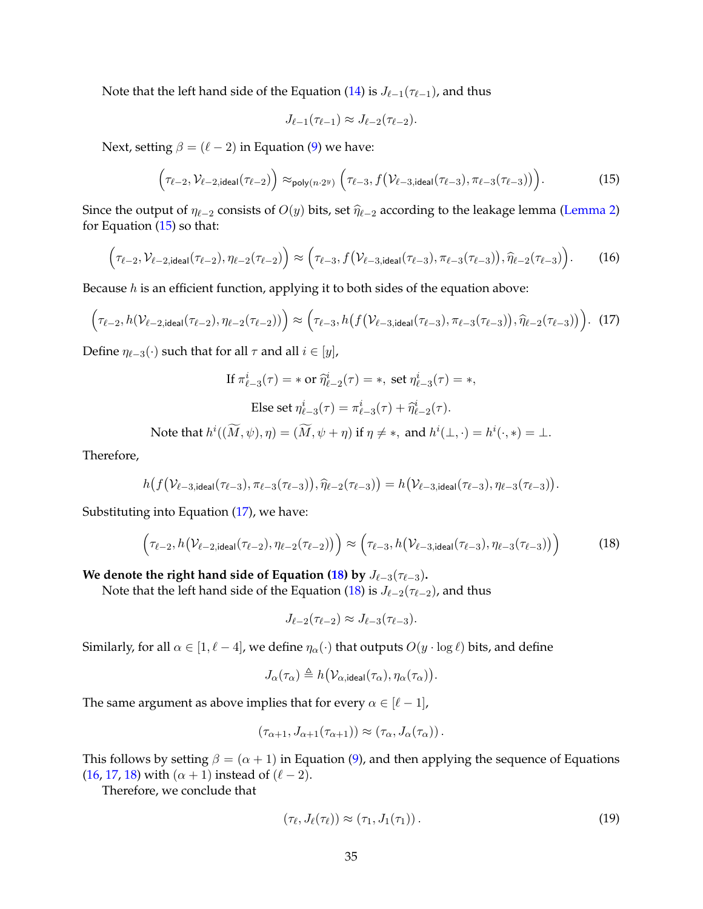Note that the left hand side of the Equation (14) is $J_{\ell-1}(\tau_{\ell-1})$, and thus

$$J_{\ell-1}(\tau_{\ell-1}) \approx J_{\ell-2}(\tau_{\ell-2}).$$

Next, setting $\beta = (\ell - 2)$ in Equation (9) we have:

$$\Big(\tau_{\ell-2}, \mathcal{V}_{\ell-2,\mathsf{ideal}}(\tau_{\ell-2})\Big) \approx_{\mathsf{poly}(n\cdot 2^y)} \Big(\tau_{\ell-3}, f\big(\mathcal{V}_{\ell-3,\mathsf{ideal}}(\tau_{\ell-3}), \pi_{\ell-3}(\tau_{\ell-3})\big)\Big). \tag{15}$$

Since the output of $\eta_{\ell-2}$ consists of $O(y)$ bits, set $\widehat{\eta}_{\ell-2}$ according to the leakage lemma (Lemma 2) for Equation (15) so that:

$$\Big(\tau_{\ell-2}, \mathcal{V}_{\ell-2,\mathsf{ideal}}(\tau_{\ell-2}), \eta_{\ell-2}(\tau_{\ell-2})\Big) \approx \Big(\tau_{\ell-3}, f\big(\mathcal{V}_{\ell-3,\mathsf{ideal}}(\tau_{\ell-3}), \pi_{\ell-3}(\tau_{\ell-3})\big), \widehat{\eta}_{\ell-2}(\tau_{\ell-3})\Big). \tag{16}$$

Because $h$ is an efficient function, applying it to both sides of the equation above:

$$\Big(\tau_{\ell-2}, h(\mathcal{V}_{\ell-2,\mathsf{ideal}}(\tau_{\ell-2}), \eta_{\ell-2}(\tau_{\ell-2}))\Big) \approx \Big(\tau_{\ell-3}, h\big(f\big(\mathcal{V}_{\ell-3,\mathsf{ideal}}(\tau_{\ell-3}), \pi_{\ell-3}(\tau_{\ell-3})\big), \widehat{\eta}_{\ell-2}(\tau_{\ell-3})\big)\Big). \tag{17}$$

Define $\eta_{\ell-3}(\cdot)$ such that for all $\tau$ and all $i \in [y]$,

$$\text{If } \pi^i_{\ell-3}(\tau) = * \text{ or } \widehat{\eta}^i_{\ell-2}(\tau) = *, \text{ set } \eta^i_{\ell-3}(\tau) = *,$$

$$\text{Else set } \eta^i_{\ell-3}(\tau) = \pi^i_{\ell-3}(\tau) + \widehat{\eta}^i_{\ell-2}(\tau).$$

$$\text{Note that } h^i((\widetilde{M}, \psi), \eta) = (\widetilde{M}, \psi + \eta) \text{ if } \eta \neq *, \text{ and } h^i(\perp, \cdot) = h^i(\cdot, *) = \perp.$$

Therefore,

$$h\big(f\big(\mathcal{V}_{\ell-3,\mathsf{ideal}}(\tau_{\ell-3}), \pi_{\ell-3}(\tau_{\ell-3})\big), \widehat{\eta}_{\ell-2}(\tau_{\ell-3})\big) = h\big(\mathcal{V}_{\ell-3,\mathsf{ideal}}(\tau_{\ell-3}), \eta_{\ell-3}(\tau_{\ell-3})\big).$$

Substituting into Equation (17), we have:

$$\Big(\tau_{\ell-2}, h\big(\mathcal{V}_{\ell-2,\mathsf{ideal}}(\tau_{\ell-2}), \eta_{\ell-2}(\tau_{\ell-2})\big)\Big) \approx \Big(\tau_{\ell-3}, h\big(\mathcal{V}_{\ell-3,\mathsf{ideal}}(\tau_{\ell-3}), \eta_{\ell-3}(\tau_{\ell-3})\big)\Big) \tag{18}$$

**We denote the right hand side of Equation (18) by $J_{\ell-3}(\tau_{\ell-3})$.**

Note that the left hand side of the Equation (18) is $J_{\ell-2}(\tau_{\ell-2})$, and thus

$$J_{\ell-2}(\tau_{\ell-2}) \approx J_{\ell-3}(\tau_{\ell-3}).$$

Similarly, for all $\alpha \in [1, \ell-4]$, we define $\eta_\alpha(\cdot)$ that outputs $O(y \cdot \log \ell)$ bits, and define

$$J_\alpha(\tau_\alpha) \triangleq h\big(\mathcal{V}_{\alpha,\mathsf{ideal}}(\tau_\alpha), \eta_\alpha(\tau_\alpha)\big).$$

The same argument as above implies that for every $\alpha \in [\ell - 1]$,

$$(\tau_{\alpha+1}, J_{\alpha+1}(\tau_{\alpha+1})) \approx (\tau_\alpha, J_\alpha(\tau_\alpha)).$$

This follows by setting $\beta = (\alpha + 1)$ in Equation (9), and then applying the sequence of Equations (16, 17, 18) with $(\alpha + 1)$ instead of $(\ell - 2)$.

Therefore, we conclude that

$$(\tau_\ell, J_\ell(\tau_\ell)) \approx (\tau_1, J_1(\tau_1)). \tag{19}$$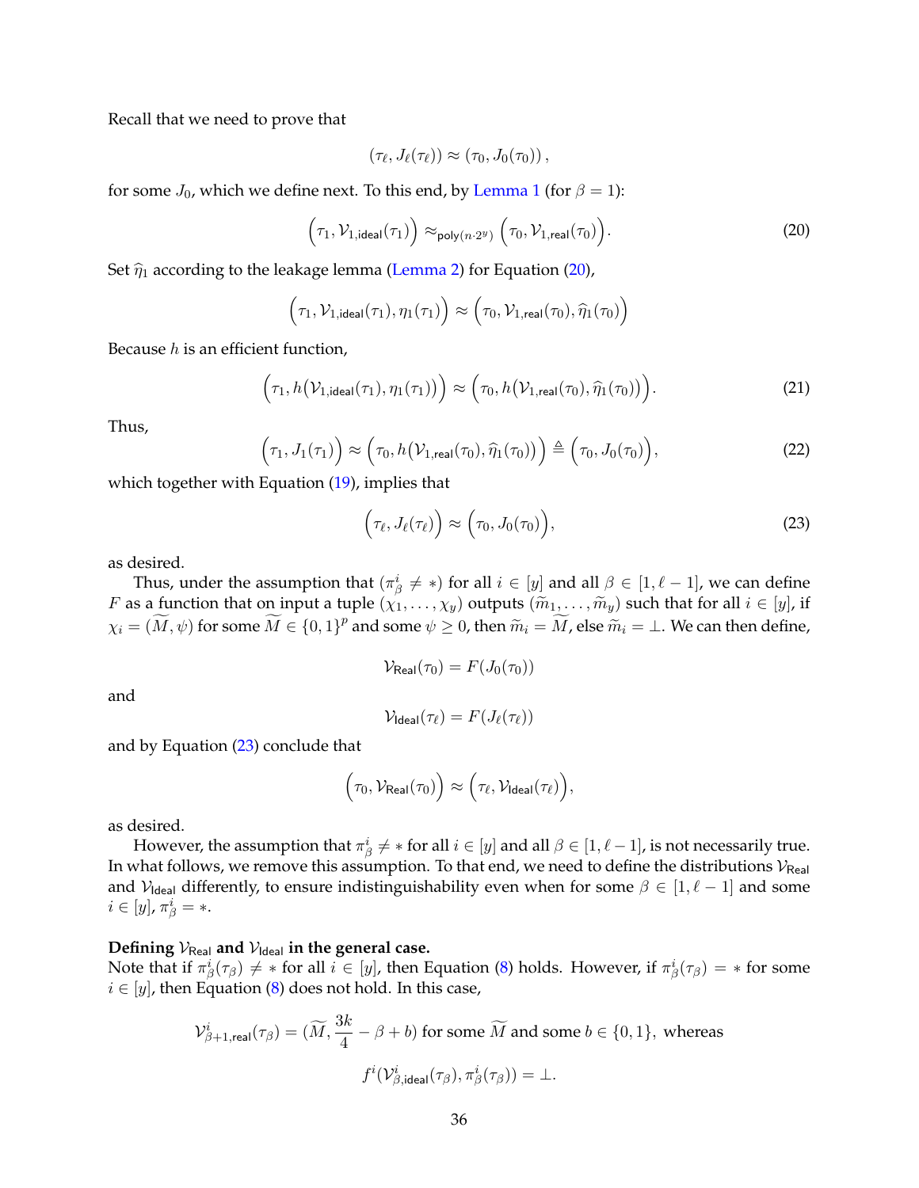Recall that we need to prove that

$$(\tau_\ell, J_\ell(\tau_\ell)) \approx (\tau_0, J_0(\tau_0)),$$

for some $J_0$, which we define next. To this end, by Lemma 1 (for $\beta = 1$):

$$\Big(\tau_1, \mathcal{V}_{1,\mathsf{ideal}}(\tau_1)\Big) \approx_{\mathsf{poly}(n \cdot 2^y)} \Big(\tau_0, \mathcal{V}_{1,\mathsf{real}}(\tau_0)\Big). \tag{20}$$

Set $\widehat{\eta}_1$ according to the leakage lemma (Lemma 2) for Equation (20),

$$\Big(\tau_1, \mathcal{V}_{1,\mathsf{ideal}}(\tau_1), \eta_1(\tau_1)\Big) \approx \Big(\tau_0, \mathcal{V}_{1,\mathsf{real}}(\tau_0), \widehat{\eta}_1(\tau_0)\Big)$$

Because $h$ is an efficient function,

$$\Big(\tau_1, h\big(\mathcal{V}_{1,\mathsf{ideal}}(\tau_1), \eta_1(\tau_1)\big)\Big) \approx \Big(\tau_0, h\big(\mathcal{V}_{1,\mathsf{real}}(\tau_0), \widehat{\eta}_1(\tau_0)\big)\Big). \tag{21}$$

Thus,

$$\Big(\tau_1, J_1(\tau_1)\Big) \approx \Big(\tau_0, h\big(\mathcal{V}_{1,\mathsf{real}}(\tau_0), \widehat{\eta}_1(\tau_0)\big)\Big) \triangleq \Big(\tau_0, J_0(\tau_0)\Big), \tag{22}$$

which together with Equation (19), implies that

$$\Big(\tau_\ell, J_\ell(\tau_\ell)\Big) \approx \Big(\tau_0, J_0(\tau_0)\Big), \tag{23}$$

as desired.

Thus, under the assumption that $(\pi^i_\beta \neq *)$ for all $i \in [y]$ and all $\beta \in [1, \ell-1]$, we can define $F$ as a function that on input a tuple $(\chi_1, \ldots, \chi_y)$ outputs $(\widetilde{m}_1, \ldots, \widetilde{m}_y)$ such that for all $i \in [y]$, if $\chi_i = (\widetilde{M}, \psi)$ for some $\widetilde{M} \in \{0,1\}^p$ and some $\psi \geq 0$, then $\widetilde{m}_i = \widetilde{M}$, else $\widetilde{m}_i = \bot$. We can then define,

$$\mathcal{V}_{\mathsf{Real}}(\tau_0) = F(J_0(\tau_0))$$

and

$$\mathcal{V}_{\mathsf{Ideal}}(\tau_\ell) = F(J_\ell(\tau_\ell))$$

and by Equation (23) conclude that

$$\Big(\tau_0, \mathcal{V}_{\mathsf{Real}}(\tau_0)\Big) \approx \Big(\tau_\ell, \mathcal{V}_{\mathsf{Ideal}}(\tau_\ell)\Big),$$

as desired.

However, the assumption that $\pi^i_\beta \neq *$ for all $i \in [y]$ and all $\beta \in [1, \ell-1]$, is not necessarily true. In what follows, we remove this assumption. To that end, we need to define the distributions $\mathcal{V}_{\mathsf{Real}}$ and $\mathcal{V}_{\mathsf{Ideal}}$ differently, to ensure indistinguishability even when for some $\beta \in [1, \ell-1]$ and some $i \in [y]$, $\pi^i_\beta = *$.

**Defining $\mathcal{V}_{\mathsf{Real}}$ and $\mathcal{V}_{\mathsf{Ideal}}$ in the general case.**
Note that if $\pi^i_\beta(\tau_\beta) \neq *$ for all $i \in [y]$, then Equation (8) holds. However, if $\pi^i_\beta(\tau_\beta) = *$ for some $i \in [y]$, then Equation (8) does not hold. In this case,

$$\mathcal{V}^i_{\beta+1,\mathsf{real}}(\tau_\beta) = (\widetilde{M}, \frac{3k}{4} - \beta + b) \text{ for some } \widetilde{M} \text{ and some } b \in \{0,1\}, \text{ whereas}$$

$$f^i(\mathcal{V}^i_{\beta,\mathsf{ideal}}(\tau_\beta), \pi^i_\beta(\tau_\beta)) = \bot.$$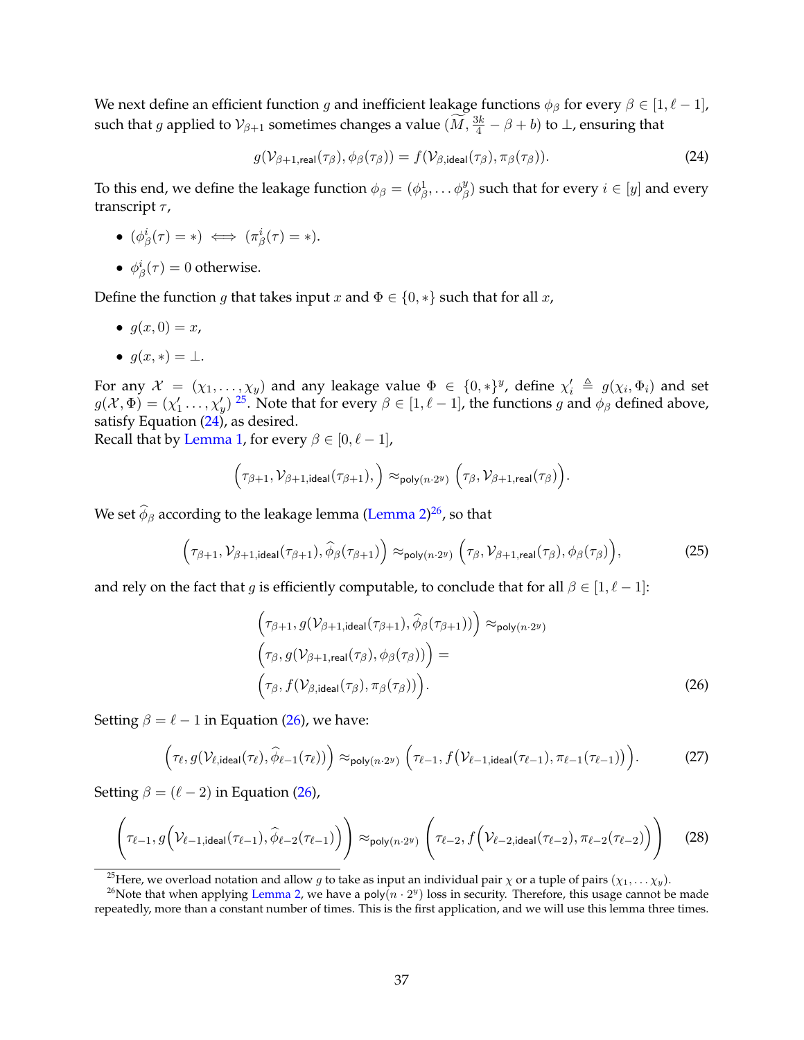We next define an efficient function $g$ and inefficient leakage functions $\phi_\beta$ for every $\beta \in [1, \ell-1]$, such that $g$ applied to $\mathcal{V}_{\beta+1}$ sometimes changes a value $(\widetilde{M}, \frac{3k}{4} - \beta + b)$ to $\bot$, ensuring that

$$g(\mathcal{V}_{\beta+1,\mathsf{real}}(\tau_\beta), \phi_\beta(\tau_\beta)) = f(\mathcal{V}_{\beta,\mathsf{ideal}}(\tau_\beta), \pi_\beta(\tau_\beta)). \tag{24}$$

To this end, we define the leakage function $\phi_\beta = (\phi_\beta^1, \ldots \phi_\beta^y)$ such that for every $i \in [y]$ and every transcript $\tau$,

- $(\phi_\beta^i(\tau) = *) \iff (\pi_\beta^i(\tau) = *)$.
- $\phi_\beta^i(\tau) = 0$ otherwise.

Define the function $g$ that takes input $x$ and $\Phi \in \{0, *\}$ such that for all $x$,

- $g(x, 0) = x$,
- $g(x, *) = \bot$.

For any $\mathcal{X} = (\chi_1, \ldots, \chi_y)$ and any leakage value $\Phi \in \{0, *\}^y$, define $\chi_i' \triangleq g(\chi_i, \Phi_i)$ and set $g(\mathcal{X}, \Phi) = (\chi_1' \ldots, \chi_y')$ [25]. Note that for every $\beta \in [1, \ell-1]$, the functions $g$ and $\phi_\beta$ defined above, satisfy Equation (24), as desired.
Recall that by Lemma 1, for every $\beta \in [0, \ell-1]$,

$$\Big(\tau_{\beta+1}, \mathcal{V}_{\beta+1,\mathsf{ideal}}(\tau_{\beta+1}),\Big) \approx_{\mathsf{poly}(n\cdot 2^y)} \Big(\tau_\beta, \mathcal{V}_{\beta+1,\mathsf{real}}(\tau_\beta)\Big).$$

We set $\widehat{\phi}_\beta$ according to the leakage lemma (Lemma 2)[26], so that

$$\Big(\tau_{\beta+1}, \mathcal{V}_{\beta+1,\mathsf{ideal}}(\tau_{\beta+1}), \widehat{\phi}_\beta(\tau_{\beta+1})\Big) \approx_{\mathsf{poly}(n\cdot 2^y)} \Big(\tau_\beta, \mathcal{V}_{\beta+1,\mathsf{real}}(\tau_\beta), \phi_\beta(\tau_\beta)\Big), \tag{25}$$

and rely on the fact that $g$ is efficiently computable, to conclude that for all $\beta \in [1, \ell-1]$:

$$\begin{aligned}
&\Big(\tau_{\beta+1}, g(\mathcal{V}_{\beta+1,\mathsf{ideal}}(\tau_{\beta+1}), \widehat{\phi}_\beta(\tau_{\beta+1}))\Big) \approx_{\mathsf{poly}(n\cdot 2^y)} \\
&\Big(\tau_\beta, g(\mathcal{V}_{\beta+1,\mathsf{real}}(\tau_\beta), \phi_\beta(\tau_\beta))\Big) = \\
&\Big(\tau_\beta, f(\mathcal{V}_{\beta,\mathsf{ideal}}(\tau_\beta), \pi_\beta(\tau_\beta))\Big).
\end{aligned} \tag{26}$$

Setting $\beta = \ell - 1$ in Equation (26), we have:

$$\Big(\tau_\ell, g(\mathcal{V}_{\ell,\mathsf{ideal}}(\tau_\ell), \widehat{\phi}_{\ell-1}(\tau_\ell))\Big) \approx_{\mathsf{poly}(n\cdot 2^y)} \Big(\tau_{\ell-1}, f\big(\mathcal{V}_{\ell-1,\mathsf{ideal}}(\tau_{\ell-1}), \pi_{\ell-1}(\tau_{\ell-1})\big)\Big). \tag{27}$$

Setting $\beta = (\ell - 2)$ in Equation (26),

$$\left(\tau_{\ell-1}, g\Big(\mathcal{V}_{\ell-1,\mathsf{ideal}}(\tau_{\ell-1}), \widehat{\phi}_{\ell-2}(\tau_{\ell-1})\Big)\right) \approx_{\mathsf{poly}(n\cdot 2^y)} \left(\tau_{\ell-2}, f\Big(\mathcal{V}_{\ell-2,\mathsf{ideal}}(\tau_{\ell-2}), \pi_{\ell-2}(\tau_{\ell-2})\Big)\right) \tag{28}$$

---

[25] Here, we overload notation and allow $g$ to take as input an individual pair $\chi$ or a tuple of pairs $(\chi_1, \ldots \chi_y)$.

[26] Note that when applying Lemma 2, we have a $\mathsf{poly}(n \cdot 2^y)$ loss in security. Therefore, this usage cannot be made repeatedly, more than a constant number of times. This is the first application, and we will use this lemma three times.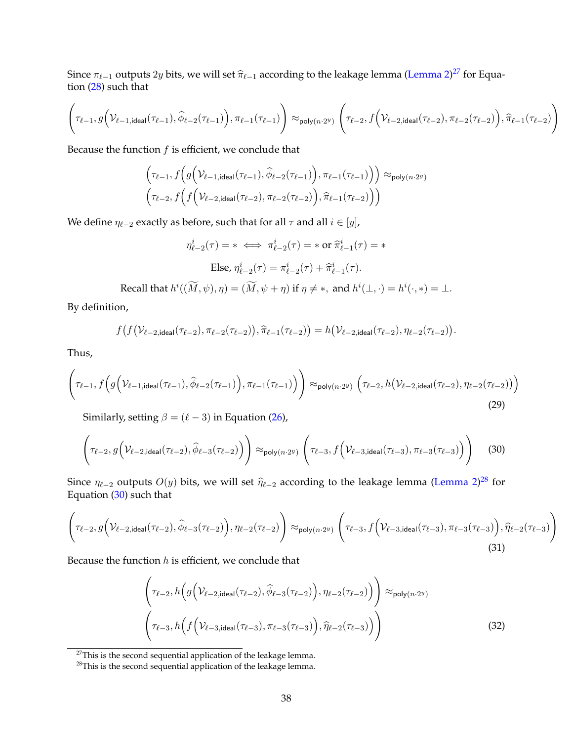Since $\pi_{\ell-1}$ outputs $2y$ bits, we will set $\widehat{\pi}_{\ell-1}$ according to the leakage lemma (Lemma 2)[27] for Equation (28) such that

$$\left(\tau_{\ell-1}, g\Big(\mathcal{V}_{\ell-1,\mathsf{ideal}}(\tau_{\ell-1}), \widehat{\phi}_{\ell-2}(\tau_{\ell-1})\Big), \pi_{\ell-1}(\tau_{\ell-1})\right) \approx_{\mathsf{poly}(n\cdot 2^y)} \left(\tau_{\ell-2}, f\Big(\mathcal{V}_{\ell-2,\mathsf{ideal}}(\tau_{\ell-2}), \pi_{\ell-2}(\tau_{\ell-2})\Big), \widehat{\pi}_{\ell-1}(\tau_{\ell-2})\right)$$

Because the function $f$ is efficient, we conclude that

$$\Big(\tau_{\ell-1}, f\Big(g\Big(\mathcal{V}_{\ell-1,\mathsf{ideal}}(\tau_{\ell-1}), \widehat{\phi}_{\ell-2}(\tau_{\ell-1})\Big), \pi_{\ell-1}(\tau_{\ell-1})\Big)\Big) \approx_{\mathsf{poly}(n\cdot 2^y)}$$
$$\Big(\tau_{\ell-2}, f\Big(f\Big(\mathcal{V}_{\ell-2,\mathsf{ideal}}(\tau_{\ell-2}), \pi_{\ell-2}(\tau_{\ell-2})\Big), \widehat{\pi}_{\ell-1}(\tau_{\ell-2})\Big)\Big)$$

We define $\eta_{\ell-2}$ exactly as before, such that for all $\tau$ and all $i \in [y]$,

$$\eta^i_{\ell-2}(\tau) = * \iff \pi^i_{\ell-2}(\tau) = * \text{ or } \widehat{\pi}^i_{\ell-1}(\tau) = *$$

$$\text{Else, } \eta^i_{\ell-2}(\tau) = \pi^i_{\ell-2}(\tau) + \widehat{\pi}^i_{\ell-1}(\tau).$$

$$\text{Recall that } h^i((\widetilde{M}, \psi), \eta) = (\widetilde{M}, \psi + \eta) \text{ if } \eta \neq *, \text{ and } h^i(\bot, \cdot) = h^i(\cdot, *) = \bot.$$

By definition,

$$f\big(f\big(\mathcal{V}_{\ell-2,\mathsf{ideal}}(\tau_{\ell-2}), \pi_{\ell-2}(\tau_{\ell-2})\big), \widehat{\pi}_{\ell-1}(\tau_{\ell-2})\big) = h\big(\mathcal{V}_{\ell-2,\mathsf{ideal}}(\tau_{\ell-2}), \eta_{\ell-2}(\tau_{\ell-2})\big).$$

Thus,

$$\left(\tau_{\ell-1}, f\Big(g\Big(\mathcal{V}_{\ell-1,\mathsf{ideal}}(\tau_{\ell-1}), \widehat{\phi}_{\ell-2}(\tau_{\ell-1})\Big), \pi_{\ell-1}(\tau_{\ell-1})\Big)\right) \approx_{\mathsf{poly}(n\cdot 2^y)} \Big(\tau_{\ell-2}, h\big(\mathcal{V}_{\ell-2,\mathsf{ideal}}(\tau_{\ell-2}), \eta_{\ell-2}(\tau_{\ell-2})\big)\Big) \tag{29}$$

Similarly, setting $\beta = (\ell - 3)$ in Equation (26),

$$\left(\tau_{\ell-2}, g\Big(\mathcal{V}_{\ell-2,\mathsf{ideal}}(\tau_{\ell-2}), \widehat{\phi}_{\ell-3}(\tau_{\ell-2})\Big)\right) \approx_{\mathsf{poly}(n\cdot 2^y)} \left(\tau_{\ell-3}, f\Big(\mathcal{V}_{\ell-3,\mathsf{ideal}}(\tau_{\ell-3}), \pi_{\ell-3}(\tau_{\ell-3})\Big)\right) \tag{30}$$

Since $\eta_{\ell-2}$ outputs $O(y)$ bits, we will set $\widehat{\eta}_{\ell-2}$ according to the leakage lemma (Lemma 2)[28] for Equation (30) such that

$$\left(\tau_{\ell-2}, g\Big(\mathcal{V}_{\ell-2,\mathsf{ideal}}(\tau_{\ell-2}), \widehat{\phi}_{\ell-3}(\tau_{\ell-2})\Big), \eta_{\ell-2}(\tau_{\ell-2})\right) \approx_{\mathsf{poly}(n\cdot 2^y)} \left(\tau_{\ell-3}, f\Big(\mathcal{V}_{\ell-3,\mathsf{ideal}}(\tau_{\ell-3}), \pi_{\ell-3}(\tau_{\ell-3})\Big), \widehat{\eta}_{\ell-2}(\tau_{\ell-3})\right) \tag{31}$$

Because the function $h$ is efficient, we conclude that

$$\left(\tau_{\ell-2}, h\Big(g\Big(\mathcal{V}_{\ell-2,\mathsf{ideal}}(\tau_{\ell-2}), \widehat{\phi}_{\ell-3}(\tau_{\ell-2})\Big), \eta_{\ell-2}(\tau_{\ell-2})\Big)\right) \approx_{\mathsf{poly}(n\cdot 2^y)}$$
$$\left(\tau_{\ell-3}, h\Big(f\Big(\mathcal{V}_{\ell-3,\mathsf{ideal}}(\tau_{\ell-3}), \pi_{\ell-3}(\tau_{\ell-3})\Big), \widehat{\eta}_{\ell-2}(\tau_{\ell-3})\Big)\right) \tag{32}$$

[27] This is the second sequential application of the leakage lemma.

[28] This is the second sequential application of the leakage lemma.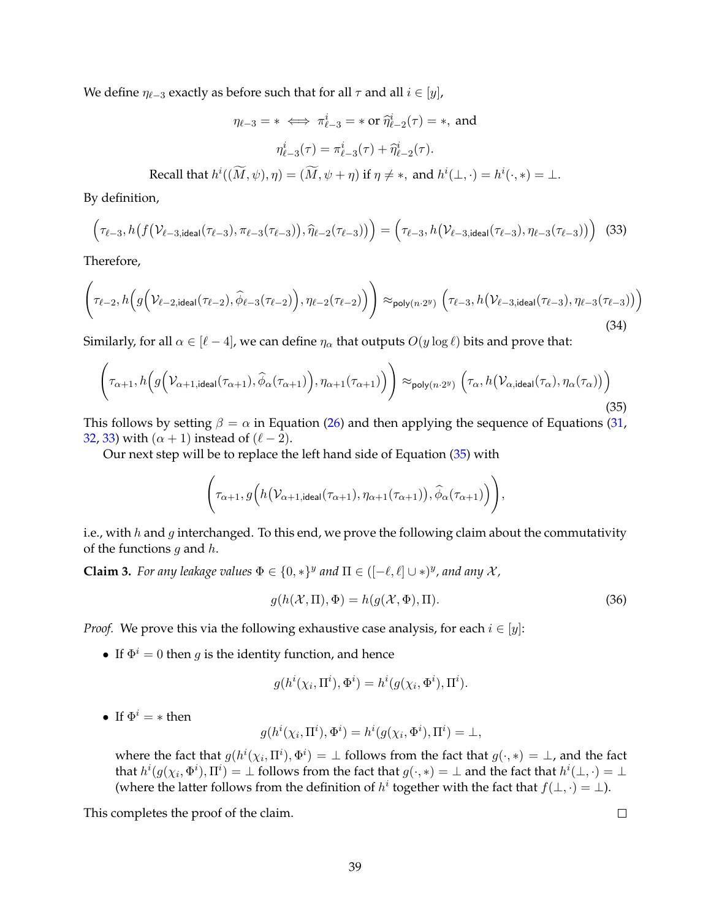We define $\eta_{\ell-3}$ exactly as before such that for all $\tau$ and all $i \in [y]$,

$$\eta_{\ell-3} = * \iff \pi^i_{\ell-3} = * \text{ or } \widehat{\eta}^i_{\ell-2}(\tau) = *, \text{ and}$$

$$\eta^i_{\ell-3}(\tau) = \pi^i_{\ell-3}(\tau) + \widehat{\eta}^i_{\ell-2}(\tau).$$

Recall that $h^i((\widetilde{M}, \psi), \eta) = (\widetilde{M}, \psi + \eta)$ if $\eta \neq *$, and $h^i(\perp, \cdot) = h^i(\cdot, *) = \perp$.

By definition,

$$\Big(\tau_{\ell-3}, h\big(f\big(\mathcal{V}_{\ell-3,\mathsf{ideal}}(\tau_{\ell-3}), \pi_{\ell-3}(\tau_{\ell-3})\big), \widehat{\eta}_{\ell-2}(\tau_{\ell-3})\big)\Big) = \Big(\tau_{\ell-3}, h\big(\mathcal{V}_{\ell-3,\mathsf{ideal}}(\tau_{\ell-3}), \eta_{\ell-3}(\tau_{\ell-3})\big)\Big) \quad (33)$$

Therefore,

$$\left(\tau_{\ell-2}, h\Big(g\Big(\mathcal{V}_{\ell-2,\mathsf{ideal}}(\tau_{\ell-2}), \widehat{\phi}_{\ell-3}(\tau_{\ell-2})\Big), \eta_{\ell-2}(\tau_{\ell-2})\Big)\right) \approx_{\mathsf{poly}(n \cdot 2^y)} \Big(\tau_{\ell-3}, h\big(\mathcal{V}_{\ell-3,\mathsf{ideal}}(\tau_{\ell-3}), \eta_{\ell-3}(\tau_{\ell-3})\big)\Big) \quad (34)$$

Similarly, for all $\alpha \in [\ell-4]$, we can define $\eta_\alpha$ that outputs $O(y \log \ell)$ bits and prove that:

$$\left(\tau_{\alpha+1}, h\Big(g\Big(\mathcal{V}_{\alpha+1,\mathsf{ideal}}(\tau_{\alpha+1}), \widehat{\phi}_{\alpha}(\tau_{\alpha+1})\Big), \eta_{\alpha+1}(\tau_{\alpha+1})\Big)\right) \approx_{\mathsf{poly}(n \cdot 2^y)} \Big(\tau_{\alpha}, h\big(\mathcal{V}_{\alpha,\mathsf{ideal}}(\tau_{\alpha}), \eta_{\alpha}(\tau_{\alpha})\big)\Big) \quad (35)$$

This follows by setting $\beta = \alpha$ in Equation (26) and then applying the sequence of Equations (31, 32, 33) with $(\alpha + 1)$ instead of $(\ell - 2)$.

Our next step will be to replace the left hand side of Equation (35) with

$$\left(\tau_{\alpha+1}, g\Big(h\big(\mathcal{V}_{\alpha+1,\mathsf{ideal}}(\tau_{\alpha+1}), \eta_{\alpha+1}(\tau_{\alpha+1})\big), \widehat{\phi}_{\alpha}(\tau_{\alpha+1})\Big)\right),$$

i.e., with $h$ and $g$ interchanged. To this end, we prove the following claim about the commutativity of the functions $g$ and $h$.

**Claim 3.** *For any leakage values $\Phi \in \{0, *\}^y$ and $\Pi \in ([-\ell, \ell] \cup *)^y$, and any $\mathcal{X}$,*

$$g(h(\mathcal{X}, \Pi), \Phi) = h(g(\mathcal{X}, \Phi), \Pi). \quad (36)$$

*Proof.* We prove this via the following exhaustive case analysis, for each $i \in [y]$:

- If $\Phi^i = 0$ then $g$ is the identity function, and hence

$$g(h^i(\chi_i, \Pi^i), \Phi^i) = h^i(g(\chi_i, \Phi^i), \Pi^i).$$

- If $\Phi^i = *$ then

$$g(h^i(\chi_i, \Pi^i), \Phi^i) = h^i(g(\chi_i, \Phi^i), \Pi^i) = \perp,$$

  where the fact that $g(h^i(\chi_i, \Pi^i), \Phi^i) = \perp$ follows from the fact that $g(\cdot, *) = \perp$, and the fact that $h^i(g(\chi_i, \Phi^i), \Pi^i) = \perp$ follows from the fact that $g(\cdot, *) = \perp$ and the fact that $h^i(\perp, \cdot) = \perp$ (where the latter follows from the definition of $h^i$ together with the fact that $f(\perp, \cdot) = \perp$).

This completes the proof of the claim. □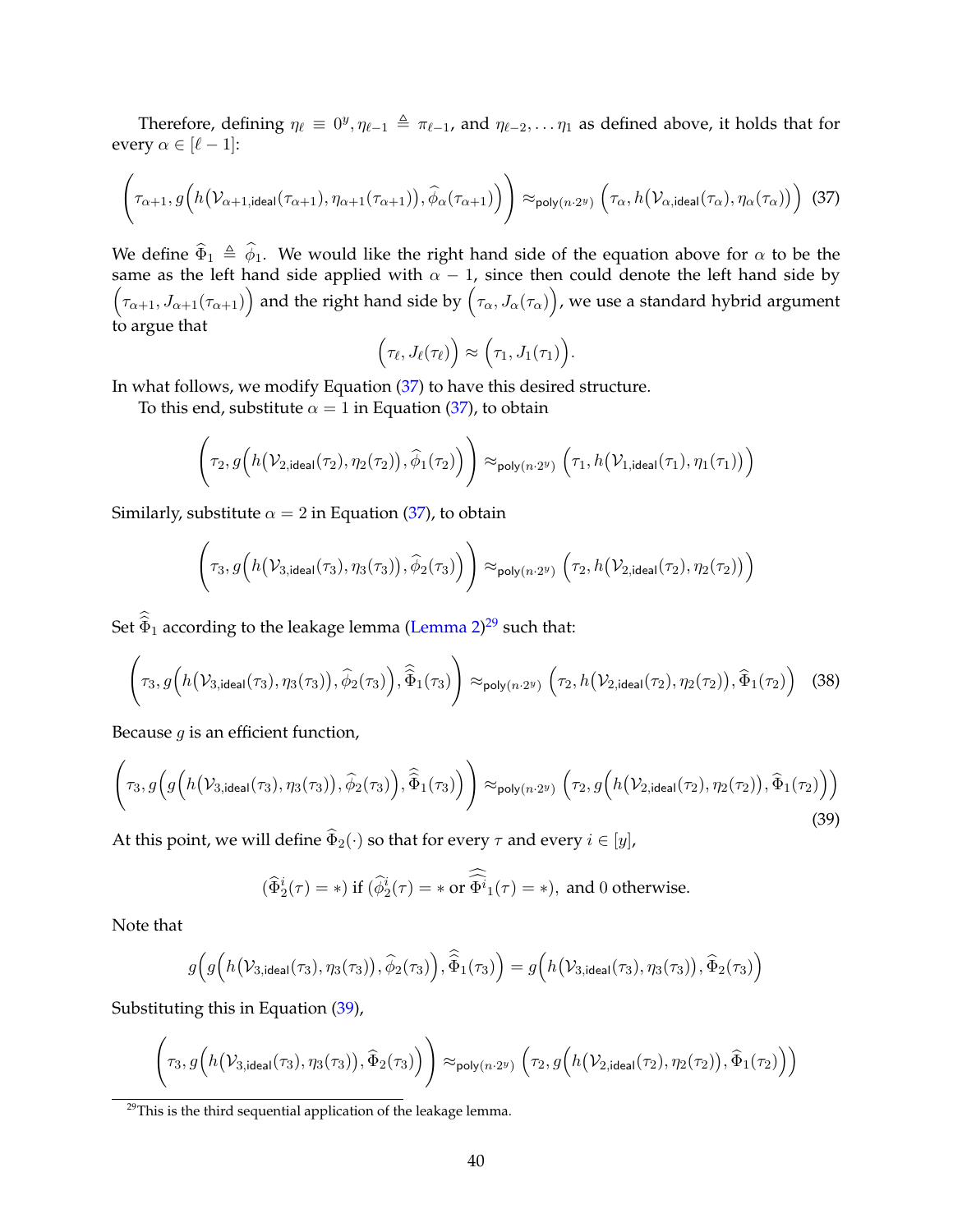Therefore, defining $\eta_\ell \equiv 0^y, \eta_{\ell-1} \triangleq \pi_{\ell-1}$, and $\eta_{\ell-2}, \dots \eta_1$ as defined above, it holds that for every $\alpha \in [\ell - 1]$:

$$\left(\tau_{\alpha+1}, g\Big(h\big(\mathcal{V}_{\alpha+1,\mathsf{ideal}}(\tau_{\alpha+1}), \eta_{\alpha+1}(\tau_{\alpha+1})\big), \widehat{\phi}_\alpha(\tau_{\alpha+1})\Big)\right) \approx_{\mathsf{poly}(n\cdot 2^y)} \Big(\tau_\alpha, h\big(\mathcal{V}_{\alpha,\mathsf{ideal}}(\tau_\alpha), \eta_\alpha(\tau_\alpha)\big)\Big) \tag{37}$$

We define $\widehat{\Phi}_1 \triangleq \widehat{\phi}_1$. We would like the right hand side of the equation above for $\alpha$ to be the same as the left hand side applied with $\alpha - 1$, since then could denote the left hand side by $\Big(\tau_{\alpha+1}, J_{\alpha+1}(\tau_{\alpha+1})\Big)$ and the right hand side by $\Big(\tau_\alpha, J_\alpha(\tau_\alpha)\Big)$, we use a standard hybrid argument to argue that

$$\Big(\tau_\ell, J_\ell(\tau_\ell)\Big) \approx \Big(\tau_1, J_1(\tau_1)\Big).$$

In what follows, we modify Equation (37) to have this desired structure.

To this end, substitute $\alpha = 1$ in Equation (37), to obtain

$$\left(\tau_2, g\Big(h\big(\mathcal{V}_{2,\mathsf{ideal}}(\tau_2), \eta_2(\tau_2)\big), \widehat{\phi}_1(\tau_2)\Big)\right) \approx_{\mathsf{poly}(n\cdot 2^y)} \Big(\tau_1, h\big(\mathcal{V}_{1,\mathsf{ideal}}(\tau_1), \eta_1(\tau_1)\big)\Big)$$

Similarly, substitute $\alpha = 2$ in Equation (37), to obtain

$$\left(\tau_3, g\Big(h\big(\mathcal{V}_{3,\mathsf{ideal}}(\tau_3), \eta_3(\tau_3)\big), \widehat{\phi}_2(\tau_3)\Big)\right) \approx_{\mathsf{poly}(n\cdot 2^y)} \Big(\tau_2, h\big(\mathcal{V}_{2,\mathsf{ideal}}(\tau_2), \eta_2(\tau_2)\big)\Big)$$

Set $\widehat{\widehat{\Phi}}_1$ according to the leakage lemma (Lemma 2)[29] such that:

$$\left(\tau_3, g\Big(h\big(\mathcal{V}_{3,\mathsf{ideal}}(\tau_3), \eta_3(\tau_3)\big), \widehat{\phi}_2(\tau_3)\Big), \widehat{\widehat{\Phi}}_1(\tau_3)\right) \approx_{\mathsf{poly}(n\cdot 2^y)} \Big(\tau_2, h\big(\mathcal{V}_{2,\mathsf{ideal}}(\tau_2), \eta_2(\tau_2)\big), \widehat{\Phi}_1(\tau_2)\Big) \tag{38}$$

Because $g$ is an efficient function,

$$\left(\tau_3, g\Big(g\Big(h\big(\mathcal{V}_{3,\mathsf{ideal}}(\tau_3), \eta_3(\tau_3)\big), \widehat{\phi}_2(\tau_3)\Big), \widehat{\widehat{\Phi}}_1(\tau_3)\Big)\right) \approx_{\mathsf{poly}(n\cdot 2^y)} \Big(\tau_2, g\Big(h\big(\mathcal{V}_{2,\mathsf{ideal}}(\tau_2), \eta_2(\tau_2)\big), \widehat{\Phi}_1(\tau_2)\Big)\Big) \tag{39}$$

At this point, we will define $\widehat{\Phi}_2(\cdot)$ so that for every $\tau$ and every $i \in [y]$,

$$(\widehat{\Phi}^i_2(\tau) = *) \text{ if } (\widehat{\phi}^i_2(\tau) = * \text{ or } \widehat{\widehat{\Phi^i}}_1(\tau) = *), \text{ and } 0 \text{ otherwise.}$$

Note that

$$g\Big(g\Big(h\big(\mathcal{V}_{3,\mathsf{ideal}}(\tau_3), \eta_3(\tau_3)\big), \widehat{\phi}_2(\tau_3)\Big), \widehat{\widehat{\Phi}}_1(\tau_3)\Big) = g\Big(h\big(\mathcal{V}_{3,\mathsf{ideal}}(\tau_3), \eta_3(\tau_3)\big), \widehat{\Phi}_2(\tau_3)\Big)$$

Substituting this in Equation (39),

$$\left(\tau_3, g\Big(h\big(\mathcal{V}_{3,\mathsf{ideal}}(\tau_3), \eta_3(\tau_3)\big), \widehat{\Phi}_2(\tau_3)\Big)\right) \approx_{\mathsf{poly}(n\cdot 2^y)} \Big(\tau_2, g\Big(h\big(\mathcal{V}_{2,\mathsf{ideal}}(\tau_2), \eta_2(\tau_2)\big), \widehat{\Phi}_1(\tau_2)\Big)\Big)$$

[29] This is the third sequential application of the leakage lemma.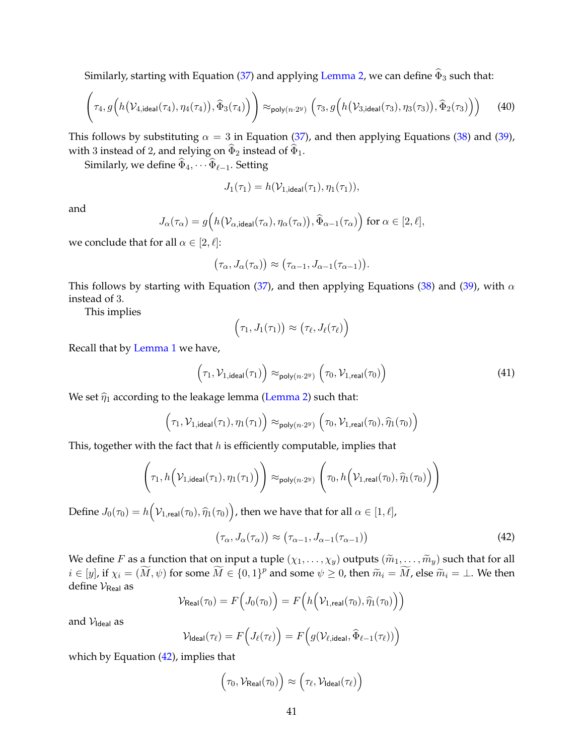Similarly, starting with Equation (37) and applying Lemma 2, we can define $\widehat{\Phi}_3$ such that:

$$\left(\tau_4, g\Big(h\big(\mathcal{V}_{4,\mathsf{ideal}}(\tau_4), \eta_4(\tau_4)\big), \widehat{\Phi}_3(\tau_4)\Big)\right) \approx_{\mathsf{poly}(n\cdot 2^y)} \Big(\tau_3, g\Big(h\big(\mathcal{V}_{3,\mathsf{ideal}}(\tau_3), \eta_3(\tau_3)\big), \widehat{\Phi}_2(\tau_3)\Big)\Big) \tag{40}$$

This follows by substituting $\alpha = 3$ in Equation (37), and then applying Equations (38) and (39), with 3 instead of 2, and relying on $\widehat{\Phi}_2$ instead of $\widehat{\Phi}_1$.

Similarly, we define $\widehat{\Phi}_4, \cdots \widehat{\Phi}_{\ell-1}$. Setting

$$J_1(\tau_1) = h(\mathcal{V}_{1,\mathsf{ideal}}(\tau_1), \eta_1(\tau_1)),$$

and

$$J_\alpha(\tau_\alpha) = g\Big(h\big(\mathcal{V}_{\alpha,\mathsf{ideal}}(\tau_\alpha), \eta_\alpha(\tau_\alpha)\big), \widehat{\Phi}_{\alpha-1}(\tau_\alpha)\Big) \text{ for } \alpha \in [2, \ell],$$

we conclude that for all $\alpha \in [2, \ell]$:

$$\big(\tau_\alpha, J_\alpha(\tau_\alpha)\big) \approx \big(\tau_{\alpha-1}, J_{\alpha-1}(\tau_{\alpha-1})\big).$$

This follows by starting with Equation (37), and then applying Equations (38) and (39), with $\alpha$ instead of 3.

This implies

$$\Big(\tau_1, J_1(\tau_1)\Big) \approx \big(\tau_\ell, J_\ell(\tau_\ell)\Big)$$

Recall that by Lemma 1 we have,

$$\Big(\tau_1, \mathcal{V}_{1,\mathsf{ideal}}(\tau_1)\Big) \approx_{\mathsf{poly}(n\cdot 2^y)} \Big(\tau_0, \mathcal{V}_{1,\mathsf{real}}(\tau_0)\Big) \tag{41}$$

We set $\widehat{\eta}_1$ according to the leakage lemma (Lemma 2) such that:

$$\Big(\tau_1, \mathcal{V}_{1,\mathsf{ideal}}(\tau_1), \eta_1(\tau_1)\Big) \approx_{\mathsf{poly}(n\cdot 2^y)} \Big(\tau_0, \mathcal{V}_{1,\mathsf{real}}(\tau_0), \widehat{\eta}_1(\tau_0)\Big)$$

This, together with the fact that $h$ is efficiently computable, implies that

$$\left(\tau_1, h\Big(\mathcal{V}_{1,\mathsf{ideal}}(\tau_1), \eta_1(\tau_1)\Big)\right) \approx_{\mathsf{poly}(n\cdot 2^y)} \left(\tau_0, h\Big(\mathcal{V}_{1,\mathsf{real}}(\tau_0), \widehat{\eta}_1(\tau_0)\Big)\right)$$

Define $J_0(\tau_0) = h\Big(\mathcal{V}_{1,\mathsf{real}}(\tau_0), \widehat{\eta}_1(\tau_0)\Big)$, then we have that for all $\alpha \in [1, \ell]$,

$$\big(\tau_\alpha, J_\alpha(\tau_\alpha)\big) \approx \big(\tau_{\alpha-1}, J_{\alpha-1}(\tau_{\alpha-1})\big) \tag{42}$$

We define $F$ as a function that on input a tuple $(\chi_1, \ldots, \chi_y)$ outputs $(\widetilde{m}_1, \ldots, \widetilde{m}_y)$ such that for all $i \in [y]$, if $\chi_i = (\widetilde{M}, \psi)$ for some $\widetilde{M} \in \{0,1\}^p$ and some $\psi \geq 0$, then $\widetilde{m}_i = \widetilde{M}$, else $\widetilde{m}_i = \perp$. We then define $\mathcal{V}_{\mathsf{Real}}$ as

$$\mathcal{V}_{\mathsf{Real}}(\tau_0) = F\Big(J_0(\tau_0)\Big) = F\Big(h\Big(\mathcal{V}_{1,\mathsf{real}}(\tau_0), \widehat{\eta}_1(\tau_0)\Big)\Big)$$

and $\mathcal{V}_{\mathsf{Ideal}}$ as

$$\mathcal{V}_{\mathsf{Ideal}}(\tau_\ell) = F\Big(J_\ell(\tau_\ell)\Big) = F\Big(g(\mathcal{V}_{\ell,\mathsf{ideal}}, \widehat{\Phi}_{\ell-1}(\tau_\ell))\Big)$$

which by Equation (42), implies that

$$\Big(\tau_0, \mathcal{V}_{\mathsf{Real}}(\tau_0)\Big) \approx \Big(\tau_\ell, \mathcal{V}_{\mathsf{Ideal}}(\tau_\ell)\Big)$$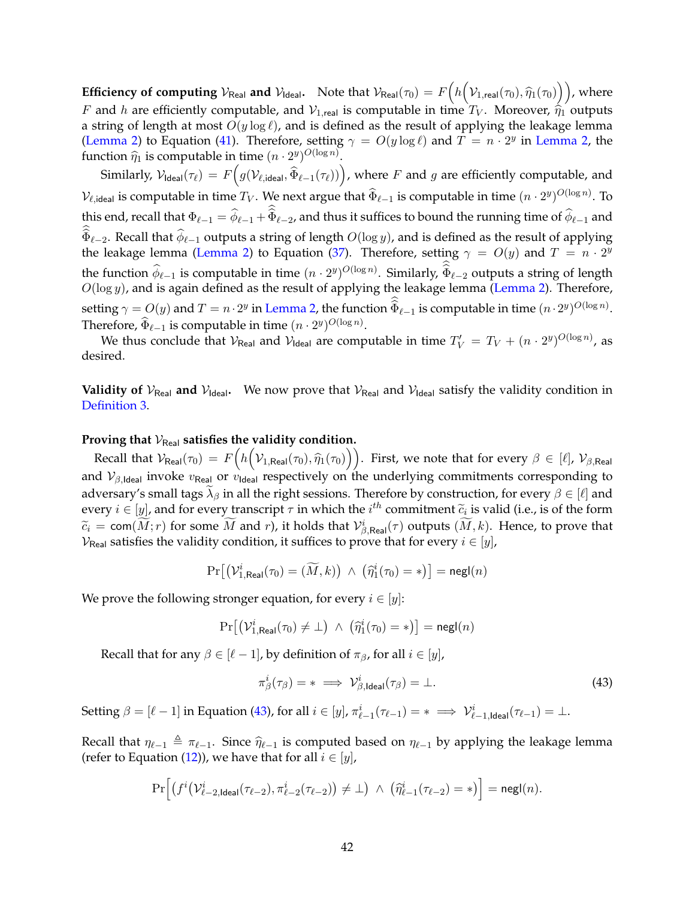**Efficiency of computing $\mathcal{V}_{\mathsf{Real}}$ and $\mathcal{V}_{\mathsf{Ideal}}$.** Note that $\mathcal{V}_{\mathsf{Real}}(\tau_0) = F\Big(h\Big(\mathcal{V}_{1,\mathsf{real}}(\tau_0), \widehat{\eta}_1(\tau_0)\Big)\Big)$, where $F$ and $h$ are efficiently computable, and $\mathcal{V}_{1,\mathsf{real}}$ is computable in time $T_V$. Moreover, $\widehat{\eta}_1$ outputs a string of length at most $O(y \log \ell)$, and is defined as the result of applying the leakage lemma (Lemma 2) to Equation (41). Therefore, setting $\gamma = O(y \log \ell)$ and $T = n \cdot 2^y$ in Lemma 2, the function $\widehat{\eta}_1$ is computable in time $(n \cdot 2^y)^{O(\log n)}$.

Similarly, $\mathcal{V}_{\mathsf{Ideal}}(\tau_\ell) = F\Big(g(\mathcal{V}_{\ell,\mathsf{ideal}}, \widehat{\Phi}_{\ell-1}(\tau_\ell))\Big)$, where $F$ and $g$ are efficiently computable, and $\mathcal{V}_{\ell,\mathsf{ideal}}$ is computable in time $T_V$. We next argue that $\widehat{\Phi}_{\ell-1}$ is computable in time $(n \cdot 2^y)^{O(\log n)}$. To this end, recall that $\Phi_{\ell-1} = \widehat{\phi}_{\ell-1} + \widehat{\widehat{\Phi}}_{\ell-2}$, and thus it suffices to bound the running time of $\widehat{\phi}_{\ell-1}$ and $\widehat{\widehat{\Phi}}_{\ell-2}$. Recall that $\widehat{\phi}_{\ell-1}$ outputs a string of length $O(\log y)$, and is defined as the result of applying the leakage lemma (Lemma 2) to Equation (37). Therefore, setting $\gamma = O(y)$ and $T = n \cdot 2^y$ the function $\widehat{\phi}_{\ell-1}$ is computable in time $(n \cdot 2^y)^{O(\log n)}$. Similarly, $\widehat{\widehat{\Phi}}_{\ell-2}$ outputs a string of length $O(\log y)$, and is again defined as the result of applying the leakage lemma (Lemma 2). Therefore, setting $\gamma = O(y)$ and $T = n \cdot 2^y$ in Lemma 2, the function $\widehat{\widehat{\Phi}}_{\ell-1}$ is computable in time $(n \cdot 2^y)^{O(\log n)}$. Therefore, $\widehat{\Phi}_{\ell-1}$ is computable in time $(n \cdot 2^y)^{O(\log n)}$.

We thus conclude that $\mathcal{V}_{\mathsf{Real}}$ and $\mathcal{V}_{\mathsf{Ideal}}$ are computable in time $T'_V = T_V + (n \cdot 2^y)^{O(\log n)}$, as desired.

**Validity of $\mathcal{V}_{\mathsf{Real}}$ and $\mathcal{V}_{\mathsf{Ideal}}$.** We now prove that $\mathcal{V}_{\mathsf{Real}}$ and $\mathcal{V}_{\mathsf{Ideal}}$ satisfy the validity condition in Definition 3.

**Proving that $\mathcal{V}_{\mathsf{Real}}$ satisfies the validity condition.**

Recall that $\mathcal{V}_{\mathsf{Real}}(\tau_0) = F\Big(h\Big(\mathcal{V}_{1,\mathsf{Real}}(\tau_0), \widehat{\eta}_1(\tau_0)\Big)\Big)$. First, we note that for every $\beta \in [\ell]$, $\mathcal{V}_{\beta,\mathsf{Real}}$ and $\mathcal{V}_{\beta,\mathsf{Ideal}}$ invoke $v_{\mathsf{Real}}$ or $v_{\mathsf{Ideal}}$ respectively on the underlying commitments corresponding to adversary's small tags $\widetilde{\lambda}_\beta$ in all the right sessions. Therefore by construction, for every $\beta \in [\ell]$ and every $i \in [y]$, and for every transcript $\tau$ in which the $i^{th}$ commitment $\widetilde{c}_i$ is valid (i.e., is of the form $\widetilde{c}_i = \mathsf{com}(\widetilde{M}; r)$ for some $\widetilde{M}$ and $r$), it holds that $\mathcal{V}^i_{\beta,\mathsf{Real}}(\tau)$ outputs $(\widetilde{M}, k)$. Hence, to prove that $\mathcal{V}_{\mathsf{Real}}$ satisfies the validity condition, it suffices to prove that for every $i \in [y]$,

$$\Pr\big[\big(\mathcal{V}^i_{1,\mathsf{Real}}(\tau_0) = (\widetilde{M}, k)\big) \ \wedge\ \big(\widehat{\eta}^i_1(\tau_0) = *\big)\big] = \mathsf{negl}(n)$$

We prove the following stronger equation, for every $i \in [y]$:

$$\Pr\big[\big(\mathcal{V}^i_{1,\mathsf{Real}}(\tau_0) \neq \bot\big) \ \wedge\ \big(\widehat{\eta}^i_1(\tau_0) = *\big)\big] = \mathsf{negl}(n)$$

Recall that for any $\beta \in [\ell - 1]$, by definition of $\pi_\beta$, for all $i \in [y]$,

$$\pi^i_\beta(\tau_\beta) = * \implies \mathcal{V}^i_{\beta,\mathsf{Ideal}}(\tau_\beta) = \bot. \tag{43}$$

Setting $\beta = [\ell - 1]$ in Equation (43), for all $i \in [y]$, $\pi^i_{\ell-1}(\tau_{\ell-1}) = * \implies \mathcal{V}^i_{\ell-1,\mathsf{Ideal}}(\tau_{\ell-1}) = \bot$.

Recall that $\eta_{\ell-1} \triangleq \pi_{\ell-1}$. Since $\widehat{\eta}_{\ell-1}$ is computed based on $\eta_{\ell-1}$ by applying the leakage lemma (refer to Equation (12)), we have that for all $i \in [y]$,

$$\Pr\Big[\big(f^i(\mathcal{V}^i_{\ell-2,\mathsf{Ideal}}(\tau_{\ell-2}), \pi^i_{\ell-2}(\tau_{\ell-2})) \neq \bot\big) \ \wedge\ \big(\widehat{\eta}^i_{\ell-1}(\tau_{\ell-2}) = *\big)\Big] = \mathsf{negl}(n).$$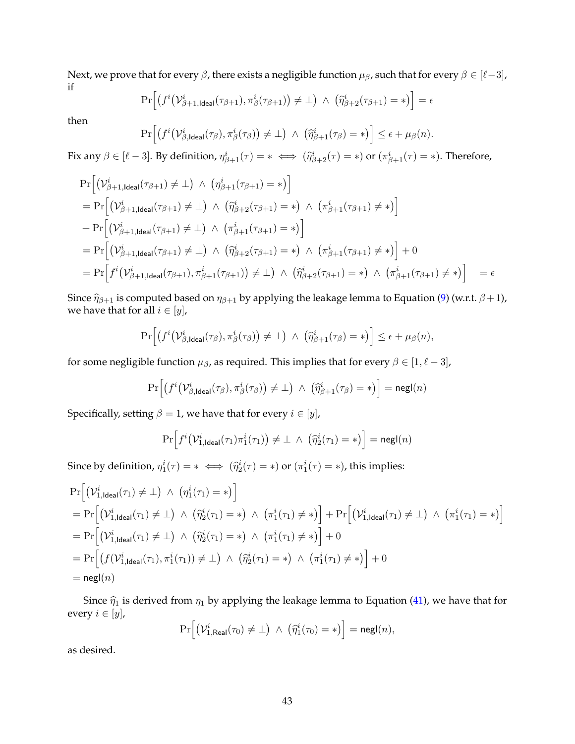Next, we prove that for every $\beta$, there exists a negligible function $\mu_\beta$, such that for every $\beta \in [\ell-3]$, if

$$\Pr\Big[\big(f^i\big(\mathcal{V}^i_{\beta+1,\mathsf{Ideal}}(\tau_{\beta+1}), \pi^i_\beta(\tau_{\beta+1})\big) \neq \bot\big) \ \wedge \ \big(\widehat{\eta}^i_{\beta+2}(\tau_{\beta+1}) = *\big)\Big] = \epsilon$$

then

$$\Pr\Big[\big(f^i\big(\mathcal{V}^i_{\beta,\mathsf{Ideal}}(\tau_\beta), \pi^i_\beta(\tau_\beta)\big) \neq \bot\big) \ \wedge \ \big(\widehat{\eta}^i_{\beta+1}(\tau_\beta) = *\big)\Big] \leq \epsilon + \mu_\beta(n).$$

Fix any $\beta \in [\ell-3]$. By definition, $\eta^i_{\beta+1}(\tau) = * \iff (\widehat{\eta}^i_{\beta+2}(\tau) = *)$ or $(\pi^i_{\beta+1}(\tau) = *)$. Therefore,

$$\begin{aligned}
&\Pr\Big[\big(\mathcal{V}^i_{\beta+1,\mathsf{Ideal}}(\tau_{\beta+1}) \neq \bot\big) \ \wedge \ \big(\eta^i_{\beta+1}(\tau_{\beta+1}) = *\big)\Big] \\
&= \Pr\Big[\big(\mathcal{V}^i_{\beta+1,\mathsf{Ideal}}(\tau_{\beta+1}) \neq \bot\big) \ \wedge \ \big(\widehat{\eta}^i_{\beta+2}(\tau_{\beta+1}) = *\big) \ \wedge \ \big(\pi^i_{\beta+1}(\tau_{\beta+1}) \neq *\big)\Big] \\
&+ \Pr\Big[\big(\mathcal{V}^i_{\beta+1,\mathsf{Ideal}}(\tau_{\beta+1}) \neq \bot\big) \ \wedge \ \big(\pi^i_{\beta+1}(\tau_{\beta+1}) = *\big)\Big] \\
&= \Pr\Big[\big(\mathcal{V}^i_{\beta+1,\mathsf{Ideal}}(\tau_{\beta+1}) \neq \bot\big) \ \wedge \ \big(\widehat{\eta}^i_{\beta+2}(\tau_{\beta+1}) = *\big) \ \wedge \ \big(\pi^i_{\beta+1}(\tau_{\beta+1}) \neq *\big)\Big] + 0 \\
&= \Pr\Big[f^i\big(\mathcal{V}^i_{\beta+1,\mathsf{Ideal}}(\tau_{\beta+1}), \pi^i_{\beta+1}(\tau_{\beta+1})\big) \neq \bot\big) \ \wedge \ \big(\widehat{\eta}^i_{\beta+2}(\tau_{\beta+1}) = *\big) \ \wedge \ \big(\pi^i_{\beta+1}(\tau_{\beta+1}) \neq *\big)\Big] \quad = \epsilon
\end{aligned}$$

Since $\widehat{\eta}_{\beta+1}$ is computed based on $\eta_{\beta+1}$ by applying the leakage lemma to Equation (9) (w.r.t. $\beta+1$), we have that for all $i \in [y]$,

$$\Pr\Big[\big(f^i\big(\mathcal{V}^i_{\beta,\mathsf{Ideal}}(\tau_\beta), \pi^i_\beta(\tau_\beta)\big) \neq \bot\big) \ \wedge \ \big(\widehat{\eta}^i_{\beta+1}(\tau_\beta) = *\big)\Big] \leq \epsilon + \mu_\beta(n),$$

for some negligible function $\mu_\beta$, as required. This implies that for every $\beta \in [1, \ell-3]$,

$$\Pr\Big[\big(f^i\big(\mathcal{V}^i_{\beta,\mathsf{Ideal}}(\tau_\beta), \pi^i_\beta(\tau_\beta)\big) \neq \bot\big) \ \wedge \ \big(\widehat{\eta}^i_{\beta+1}(\tau_\beta) = *\big)\Big] = \mathsf{negl}(n)$$

Specifically, setting $\beta = 1$, we have that for every $i \in [y]$,

$$\Pr\Big[f^i\big(\mathcal{V}^i_{1,\mathsf{Ideal}}(\tau_1)\pi^i_1(\tau_1)\big) \neq \bot \ \wedge \ \big(\widehat{\eta}^i_2(\tau_1) = *\big)\Big] = \mathsf{negl}(n)$$

Since by definition, $\eta^i_1(\tau) = * \iff (\widehat{\eta}^i_2(\tau) = *)$ or $(\pi^i_1(\tau) = *)$, this implies:

$$\begin{aligned}
&\Pr\Big[\big(\mathcal{V}^i_{1,\mathsf{Ideal}}(\tau_1) \neq \bot\big) \ \wedge \ \big(\eta^i_1(\tau_1) = *\big)\Big] \\
&= \Pr\Big[\big(\mathcal{V}^i_{1,\mathsf{Ideal}}(\tau_1) \neq \bot\big) \ \wedge \ \big(\widehat{\eta}^i_2(\tau_1) = *\big) \ \wedge \ \big(\pi^i_1(\tau_1) \neq *\big)\Big] + \Pr\Big[\big(\mathcal{V}^i_{1,\mathsf{Ideal}}(\tau_1) \neq \bot\big) \ \wedge \ \big(\pi^i_1(\tau_1) = *\big)\Big] \\
&= \Pr\Big[\big(\mathcal{V}^i_{1,\mathsf{Ideal}}(\tau_1) \neq \bot\big) \ \wedge \ \big(\widehat{\eta}^i_2(\tau_1) = *\big) \ \wedge \ \big(\pi^i_1(\tau_1) \neq *\big)\Big] + 0 \\
&= \Pr\Big[\big(f(\mathcal{V}^i_{1,\mathsf{Ideal}}(\tau_1), \pi^i_1(\tau_1)) \neq \bot\big) \ \wedge \ \big(\widehat{\eta}^i_2(\tau_1) = *\big) \ \wedge \ \big(\pi^i_1(\tau_1) \neq *\big)\Big] + 0 \\
&= \mathsf{negl}(n)
\end{aligned}$$

Since $\widehat{\eta}_1$ is derived from $\eta_1$ by applying the leakage lemma to Equation (41), we have that for every $i \in [y]$,

$$\Pr\Big[\big(\mathcal{V}^i_{1,\mathsf{Real}}(\tau_0) \neq \bot\big) \ \wedge \ \big(\widehat{\eta}^i_1(\tau_0) = *\big)\Big] = \mathsf{negl}(n),$$

as desired.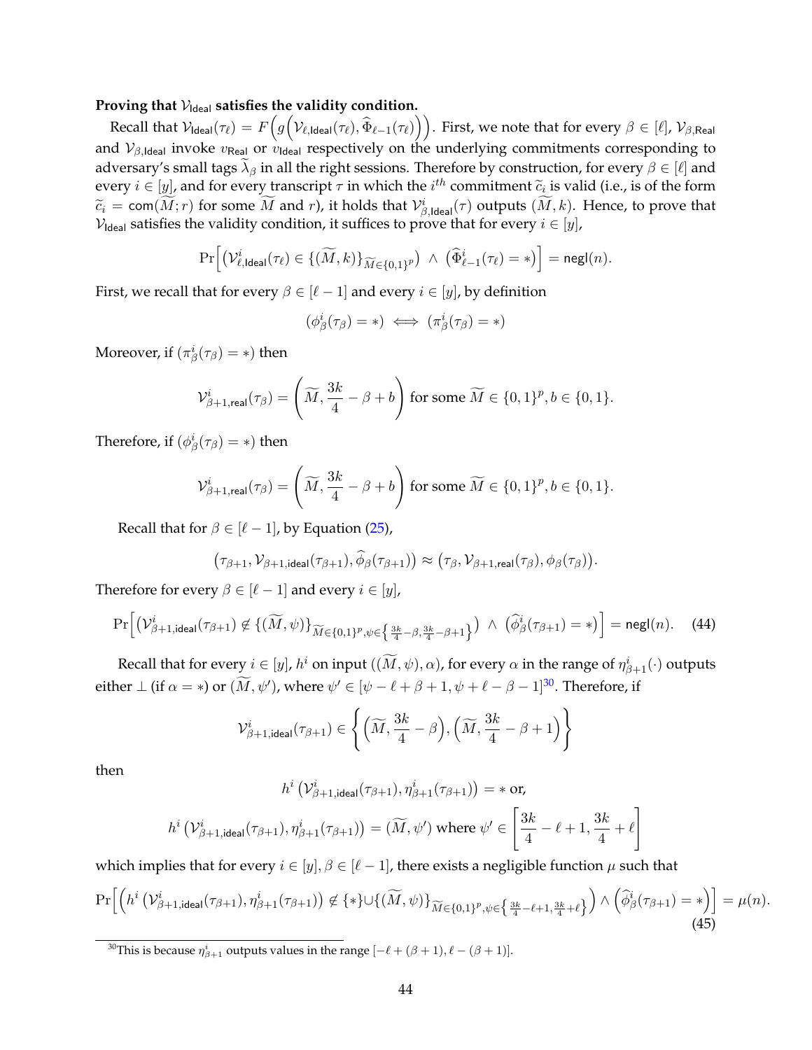**Proving that $\mathcal{V}_{\mathsf{Ideal}}$ satisfies the validity condition.**

Recall that $\mathcal{V}_{\mathsf{Ideal}}(\tau_\ell) = F\Big(g\Big(\mathcal{V}_{\ell,\mathsf{Ideal}}(\tau_\ell), \widehat{\Phi}_{\ell-1}(\tau_\ell)\Big)\Big)$. First, we note that for every $\beta \in [\ell]$, $\mathcal{V}_{\beta,\mathsf{Real}}$ and $\mathcal{V}_{\beta,\mathsf{Ideal}}$ invoke $v_{\mathsf{Real}}$ or $v_{\mathsf{Ideal}}$ respectively on the underlying commitments corresponding to adversary's small tags $\widetilde{\lambda}_\beta$ in all the right sessions. Therefore by construction, for every $\beta \in [\ell]$ and every $i \in [y]$, and for every transcript $\tau$ in which the $i^{th}$ commitment $\widetilde{c}_i$ is valid (i.e., is of the form $\widetilde{c}_i = \mathsf{com}(\widetilde{M}; r)$ for some $\widetilde{M}$ and $r$), it holds that $\mathcal{V}^i_{\beta,\mathsf{Ideal}}(\tau)$ outputs $(\widetilde{M}, k)$. Hence, to prove that $\mathcal{V}_{\mathsf{Ideal}}$ satisfies the validity condition, it suffices to prove that for every $i \in [y]$,

$$\Pr\Big[\big(\mathcal{V}^i_{\ell,\mathsf{Ideal}}(\tau_\ell) \in \{(\widetilde{M}, k)\}_{\widetilde{M}\in\{0,1\}^p}\big) \ \wedge\ \big(\widehat{\Phi}^i_{\ell-1}(\tau_\ell) = *\big)\Big] = \mathsf{negl}(n).$$

First, we recall that for every $\beta \in [\ell-1]$ and every $i \in [y]$, by definition

$$(\phi^i_\beta(\tau_\beta) = *) \iff (\pi^i_\beta(\tau_\beta) = *)$$

Moreover, if $(\pi^i_\beta(\tau_\beta) = *)$ then

$$\mathcal{V}^i_{\beta+1,\mathsf{real}}(\tau_\beta) = \left(\widetilde{M}, \frac{3k}{4} - \beta + b\right) \text{ for some } \widetilde{M} \in \{0,1\}^p, b \in \{0,1\}.$$

Therefore, if $(\phi^i_\beta(\tau_\beta) = *)$ then

$$\mathcal{V}^i_{\beta+1,\mathsf{real}}(\tau_\beta) = \left(\widetilde{M}, \frac{3k}{4} - \beta + b\right) \text{ for some } \widetilde{M} \in \{0,1\}^p, b \in \{0,1\}.$$

Recall that for $\beta \in [\ell-1]$, by Equation (25),

$$\big(\tau_{\beta+1}, \mathcal{V}_{\beta+1,\mathsf{ideal}}(\tau_{\beta+1}), \widehat{\phi}_\beta(\tau_{\beta+1})\big) \approx \big(\tau_\beta, \mathcal{V}_{\beta+1,\mathsf{real}}(\tau_\beta), \phi_\beta(\tau_\beta)\big).$$

Therefore for every $\beta \in [\ell-1]$ and every $i \in [y]$,

$$\Pr\Big[\big(\mathcal{V}^i_{\beta+1,\mathsf{ideal}}(\tau_{\beta+1}) \notin \{(\widetilde{M}, \psi)\}_{\widetilde{M}\in\{0,1\}^p, \psi \in \left\{\frac{3k}{4}-\beta, \frac{3k}{4}-\beta+1\right\}}\big) \ \wedge\ \big(\widehat{\phi}^i_\beta(\tau_{\beta+1}) = *\big)\Big] = \mathsf{negl}(n). \tag{44}$$

Recall that for every $i \in [y]$, $h^i$ on input $((\widetilde{M}, \psi), \alpha)$, for every $\alpha$ in the range of $\eta^i_{\beta+1}(\cdot)$ outputs either $\perp$ (if $\alpha = *$) or $(\widetilde{M}, \psi')$, where $\psi' \in [\psi - \ell + \beta + 1, \psi + \ell - \beta - 1]$[30]. Therefore, if

$$\mathcal{V}^i_{\beta+1,\mathsf{ideal}}(\tau_{\beta+1}) \in \left\{\left(\widetilde{M}, \frac{3k}{4} - \beta\right), \left(\widetilde{M}, \frac{3k}{4} - \beta + 1\right)\right\}$$

then

$$h^i\left(\mathcal{V}^i_{\beta+1,\mathsf{ideal}}(\tau_{\beta+1}), \eta^i_{\beta+1}(\tau_{\beta+1})\right) = * \text{ or,}$$

$$h^i\left(\mathcal{V}^i_{\beta+1,\mathsf{ideal}}(\tau_{\beta+1}), \eta^i_{\beta+1}(\tau_{\beta+1})\right) = (\widetilde{M}, \psi') \text{ where } \psi' \in \left[\frac{3k}{4} - \ell + 1, \frac{3k}{4} + \ell\right]$$

which implies that for every $i \in [y], \beta \in [\ell-1]$, there exists a negligible function $\mu$ such that

$$\Pr\Big[\Big(h^i\left(\mathcal{V}^i_{\beta+1,\mathsf{ideal}}(\tau_{\beta+1}), \eta^i_{\beta+1}(\tau_{\beta+1})\right) \notin \{*\} \cup \{(\widetilde{M}, \psi)\}_{\widetilde{M}\in\{0,1\}^p, \psi \in \left\{\frac{3k}{4}-\ell+1, \frac{3k}{4}+\ell\right\}}\Big) \wedge \Big(\widehat{\phi}^i_\beta(\tau_{\beta+1}) = *\Big)\Big] = \mu(n). \tag{45}$$

[30] This is because $\eta^i_{\beta+1}$ outputs values in the range $[-\ell + (\beta+1), \ell - (\beta+1)]$.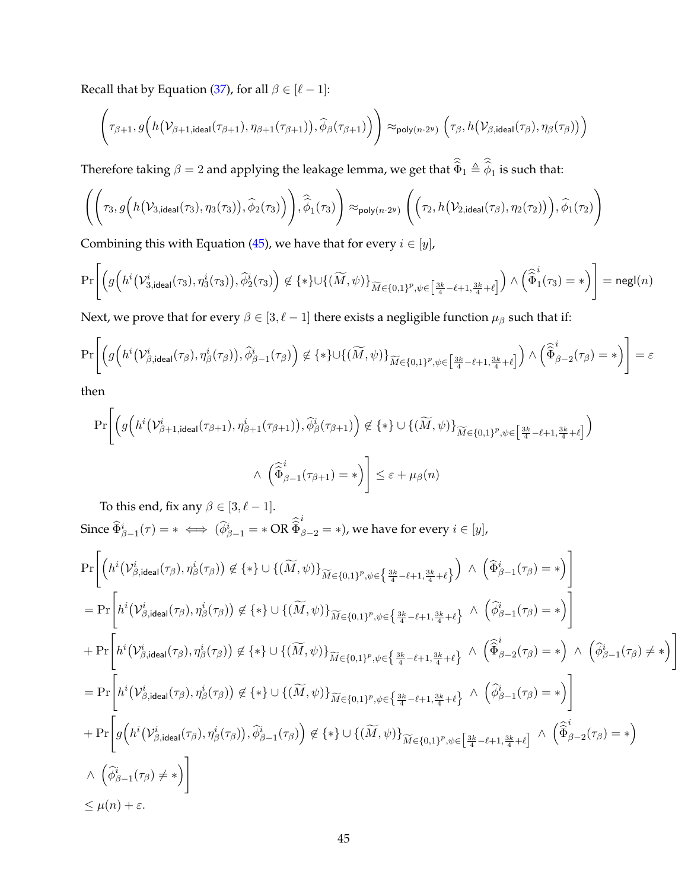Recall that by Equation (37), for all $\beta \in [\ell - 1]$:

$$\left(\tau_{\beta+1}, g\Big(h\big(\mathcal{V}_{\beta+1,\mathsf{ideal}}(\tau_{\beta+1}), \eta_{\beta+1}(\tau_{\beta+1})\big), \widehat{\phi}_{\beta}(\tau_{\beta+1})\Big)\right) \approx_{\mathsf{poly}(n \cdot 2^y)} \Big(\tau_\beta, h\big(\mathcal{V}_{\beta,\mathsf{ideal}}(\tau_\beta), \eta_\beta(\tau_\beta)\big)\Big)$$

Therefore taking $\beta = 2$ and applying the leakage lemma, we get that $\widehat{\widehat{\Phi}}_1 \triangleq \widehat{\widehat{\phi}}_1$ is such that:

$$\left(\left(\tau_3, g\Big(h\big(\mathcal{V}_{3,\mathsf{ideal}}(\tau_3), \eta_3(\tau_3)\big), \widehat{\phi}_2(\tau_3)\Big)\right), \widehat{\widehat{\phi}}_1(\tau_3)\right) \approx_{\mathsf{poly}(n \cdot 2^y)} \left(\Big(\tau_2, h\big(\mathcal{V}_{2,\mathsf{ideal}}(\tau_\beta), \eta_2(\tau_2)\big)\Big), \widehat{\phi}_1(\tau_2)\right)$$

Combining this with Equation (45), we have that for every $i \in [y]$,

$$\Pr\left[\left(g\Big(h^i\big(\mathcal{V}^i_{3,\mathsf{ideal}}(\tau_3), \eta^i_3(\tau_3)\big), \widehat{\phi}^i_2(\tau_3)\Big) \not\in \{*\} \cup \{(\widetilde{M}, \psi)\}_{\widetilde{M} \in \{0,1\}^p, \psi \in \left[\frac{3k}{4} - \ell + 1, \frac{3k}{4} + \ell\right]}\right) \wedge \left(\widehat{\widehat{\Phi}}{}^i_1(\tau_3) = *\right)\right] = \mathsf{negl}(n)$$

Next, we prove that for every $\beta \in [3, \ell - 1]$ there exists a negligible function $\mu_\beta$ such that if:

$$\Pr\left[\left(g\Big(h^i\big(\mathcal{V}^i_{\beta,\mathsf{ideal}}(\tau_\beta), \eta^i_\beta(\tau_\beta)\big), \widehat{\phi}^i_{\beta-1}(\tau_\beta)\Big) \not\in \{*\} \cup \{(\widetilde{M}, \psi)\}_{\widetilde{M} \in \{0,1\}^p, \psi \in \left[\frac{3k}{4} - \ell + 1, \frac{3k}{4} + \ell\right]}\right) \wedge \left(\widehat{\widehat{\Phi}}{}^i_{\beta-2}(\tau_\beta) = *\right)\right] = \varepsilon$$

then

$$\Pr\left[\left(g\Big(h^i\big(\mathcal{V}^i_{\beta+1,\mathsf{ideal}}(\tau_{\beta+1}), \eta^i_{\beta+1}(\tau_{\beta+1})\big), \widehat{\phi}^i_\beta(\tau_{\beta+1})\Big) \not\in \{*\} \cup \{(\widetilde{M}, \psi)\}_{\widetilde{M} \in \{0,1\}^p, \psi \in \left[\frac{3k}{4} - \ell + 1, \frac{3k}{4} + \ell\right]}\right) \wedge \left(\widehat{\widehat{\Phi}}{}^i_{\beta-1}(\tau_{\beta+1}) = *\right)\right] \le \varepsilon + \mu_\beta(n)$$

To this end, fix any $\beta \in [3, \ell - 1]$.

Since $\widehat{\Phi}^i_{\beta-1}(\tau) = * \iff (\widehat{\phi}^i_{\beta-1} = * \text{ OR } \widehat{\widehat{\Phi}}{}^i_{\beta-2} = *)$, we have for every $i \in [y]$,

$$\begin{aligned}
&\Pr\left[\left(h^i\big(\mathcal{V}^i_{\beta,\mathsf{ideal}}(\tau_\beta), \eta^i_\beta(\tau_\beta)\big) \not\in \{*\} \cup \{(\widetilde{M}, \psi)\}_{\widetilde{M} \in \{0,1\}^p, \psi \in \left\{\frac{3k}{4} - \ell + 1, \frac{3k}{4} + \ell\right\}}\right) \wedge \left(\widehat{\Phi}^i_{\beta-1}(\tau_\beta) = *\right)\right] \\
&= \Pr\left[h^i\big(\mathcal{V}^i_{\beta,\mathsf{ideal}}(\tau_\beta), \eta^i_\beta(\tau_\beta)\big) \not\in \{*\} \cup \{(\widetilde{M}, \psi)\}_{\widetilde{M} \in \{0,1\}^p, \psi \in \left\{\frac{3k}{4} - \ell + 1, \frac{3k}{4} + \ell\right\}} \wedge \left(\widehat{\phi}^i_{\beta-1}(\tau_\beta) = *\right)\right] \\
&+ \Pr\left[h^i\big(\mathcal{V}^i_{\beta,\mathsf{ideal}}(\tau_\beta), \eta^i_\beta(\tau_\beta)\big) \not\in \{*\} \cup \{(\widetilde{M}, \psi)\}_{\widetilde{M} \in \{0,1\}^p, \psi \in \left\{\frac{3k}{4} - \ell + 1, \frac{3k}{4} + \ell\right\}} \wedge \left(\widehat{\widehat{\Phi}}{}^i_{\beta-2}(\tau_\beta) = *\right) \wedge \left(\widehat{\phi}^i_{\beta-1}(\tau_\beta) \neq *\right)\right] \\
&= \Pr\left[h^i\big(\mathcal{V}^i_{\beta,\mathsf{ideal}}(\tau_\beta), \eta^i_\beta(\tau_\beta)\big) \not\in \{*\} \cup \{(\widetilde{M}, \psi)\}_{\widetilde{M} \in \{0,1\}^p, \psi \in \left\{\frac{3k}{4} - \ell + 1, \frac{3k}{4} + \ell\right\}} \wedge \left(\widehat{\phi}^i_{\beta-1}(\tau_\beta) = *\right)\right] \\
&+ \Pr\left[g\Big(h^i\big(\mathcal{V}^i_{\beta,\mathsf{ideal}}(\tau_\beta), \eta^i_\beta(\tau_\beta)\big), \widehat{\phi}^i_{\beta-1}(\tau_\beta)\Big) \not\in \{*\} \cup \{(\widetilde{M}, \psi)\}_{\widetilde{M} \in \{0,1\}^p, \psi \in \left[\frac{3k}{4} - \ell + 1, \frac{3k}{4} + \ell\right]} \wedge \left(\widehat{\widehat{\Phi}}{}^i_{\beta-2}(\tau_\beta) = *\right) \right. \\
&\left. \wedge \left(\widehat{\phi}^i_{\beta-1}(\tau_\beta) \neq *\right)\right] \\
&\le \mu(n) + \varepsilon.
\end{aligned}$$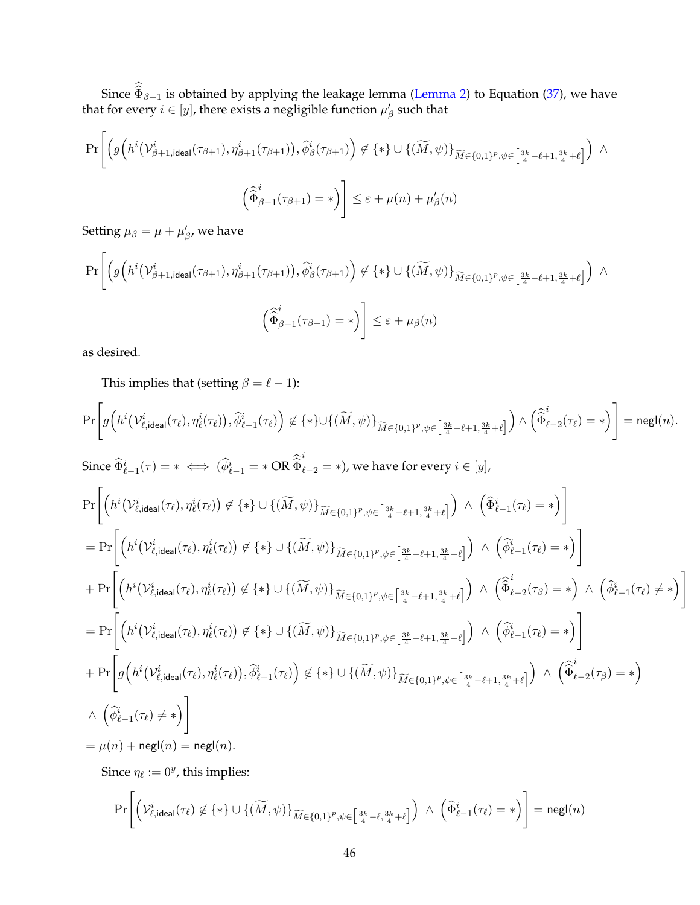Since $\widehat{\widehat{\Phi}}_{\beta-1}$ is obtained by applying the leakage lemma (Lemma 2) to Equation (37), we have that for every $i \in [y]$, there exists a negligible function $\mu'_\beta$ such that

$$\Pr\left[\left(g\left(h^i\big(\mathcal{V}^i_{\beta+1,\mathsf{ideal}}(\tau_{\beta+1}), \eta^i_{\beta+1}(\tau_{\beta+1})\big), \widehat{\phi}^i_\beta(\tau_{\beta+1})\right) \notin \{*\} \cup \{(\widetilde{M}, \psi)\}_{\widetilde{M} \in \{0,1\}^p, \psi \in \left[\frac{3k}{4}-\ell+1, \frac{3k}{4}+\ell\right]}\right) \wedge \left(\widehat{\widehat{\Phi}}^i_{\beta-1}(\tau_{\beta+1}) = *\right)\right] \leq \varepsilon + \mu(n) + \mu'_\beta(n)$$

Setting $\mu_\beta = \mu + \mu'_\beta$, we have

$$\Pr\left[\left(g\left(h^i\big(\mathcal{V}^i_{\beta+1,\mathsf{ideal}}(\tau_{\beta+1}), \eta^i_{\beta+1}(\tau_{\beta+1})\big), \widehat{\phi}^i_\beta(\tau_{\beta+1})\right) \notin \{*\} \cup \{(\widetilde{M}, \psi)\}_{\widetilde{M} \in \{0,1\}^p, \psi \in \left[\frac{3k}{4}-\ell+1, \frac{3k}{4}+\ell\right]}\right) \wedge \left(\widehat{\widehat{\Phi}}^i_{\beta-1}(\tau_{\beta+1}) = *\right)\right] \leq \varepsilon + \mu_\beta(n)$$

as desired.

This implies that (setting $\beta = \ell - 1$):

$$\Pr\left[g\left(h^i\big(\mathcal{V}^i_{\ell,\mathsf{ideal}}(\tau_\ell), \eta^i_\ell(\tau_\ell)\big), \widehat{\phi}^i_{\ell-1}(\tau_\ell)\right) \notin \{*\} \cup \{(\widetilde{M}, \psi)\}_{\widetilde{M} \in \{0,1\}^p, \psi \in \left[\frac{3k}{4}-\ell+1, \frac{3k}{4}+\ell\right]}\right) \wedge \left(\widehat{\widehat{\Phi}}^i_{\ell-2}(\tau_\ell) = *\right)\right] = \mathsf{negl}(n).$$

Since $\widehat{\Phi}^i_{\ell-1}(\tau) = * \iff (\widehat{\phi}^i_{\ell-1} = * \text{ OR } \widehat{\widehat{\Phi}}^i_{\ell-2} = *)$, we have for every $i \in [y]$,

$$\begin{aligned}
&\Pr\left[\left(h^i\big(\mathcal{V}^i_{\ell,\mathsf{ideal}}(\tau_\ell), \eta^i_\ell(\tau_\ell)\big) \notin \{*\} \cup \{(\widetilde{M}, \psi)\}_{\widetilde{M} \in \{0,1\}^p, \psi \in \left[\frac{3k}{4}-\ell+1, \frac{3k}{4}+\ell\right]}\right) \wedge \left(\widehat{\Phi}^i_{\ell-1}(\tau_\ell) = *\right)\right] \\
&= \Pr\left[\left(h^i\big(\mathcal{V}^i_{\ell,\mathsf{ideal}}(\tau_\ell), \eta^i_\ell(\tau_\ell)\big) \notin \{*\} \cup \{(\widetilde{M}, \psi)\}_{\widetilde{M} \in \{0,1\}^p, \psi \in \left[\frac{3k}{4}-\ell+1, \frac{3k}{4}+\ell\right]}\right) \wedge \left(\widehat{\phi}^i_{\ell-1}(\tau_\ell) = *\right)\right] \\
&+ \Pr\left[\left(h^i\big(\mathcal{V}^i_{\ell,\mathsf{ideal}}(\tau_\ell), \eta^i_\ell(\tau_\ell)\big) \notin \{*\} \cup \{(\widetilde{M}, \psi)\}_{\widetilde{M} \in \{0,1\}^p, \psi \in \left[\frac{3k}{4}-\ell+1, \frac{3k}{4}+\ell\right]}\right) \wedge \left(\widehat{\widehat{\Phi}}^i_{\ell-2}(\tau_\beta) = *\right) \wedge \left(\widehat{\phi}^i_{\ell-1}(\tau_\ell) \neq *\right)\right] \\
&= \Pr\left[\left(h^i\big(\mathcal{V}^i_{\ell,\mathsf{ideal}}(\tau_\ell), \eta^i_\ell(\tau_\ell)\big) \notin \{*\} \cup \{(\widetilde{M}, \psi)\}_{\widetilde{M} \in \{0,1\}^p, \psi \in \left[\frac{3k}{4}-\ell+1, \frac{3k}{4}+\ell\right]}\right) \wedge \left(\widehat{\phi}^i_{\ell-1}(\tau_\ell) = *\right)\right] \\
&+ \Pr\left[g\left(h^i\big(\mathcal{V}^i_{\ell,\mathsf{ideal}}(\tau_\ell), \eta^i_\ell(\tau_\ell)\big), \widehat{\phi}^i_{\ell-1}(\tau_\ell)\right) \notin \{*\} \cup \{(\widetilde{M}, \psi)\}_{\widetilde{M} \in \{0,1\}^p, \psi \in \left[\frac{3k}{4}-\ell+1, \frac{3k}{4}+\ell\right]}\right) \wedge \left(\widehat{\widehat{\Phi}}^i_{\ell-2}(\tau_\beta) = *\right) \right. \\
&\left. \wedge \left(\widehat{\phi}^i_{\ell-1}(\tau_\ell) \neq *\right)\right] \\
&= \mu(n) + \mathsf{negl}(n) = \mathsf{negl}(n).
\end{aligned}$$

Since $\eta_\ell := 0^y$, this implies:

$$\Pr\left[\left(\mathcal{V}^i_{\ell,\mathsf{ideal}}(\tau_\ell) \notin \{*\} \cup \{(\widetilde{M}, \psi)\}_{\widetilde{M} \in \{0,1\}^p, \psi \in \left[\frac{3k}{4}-\ell, \frac{3k}{4}+\ell\right]}\right) \wedge \left(\widehat{\Phi}^i_{\ell-1}(\tau_\ell) = *\right)\right] = \mathsf{negl}(n)$$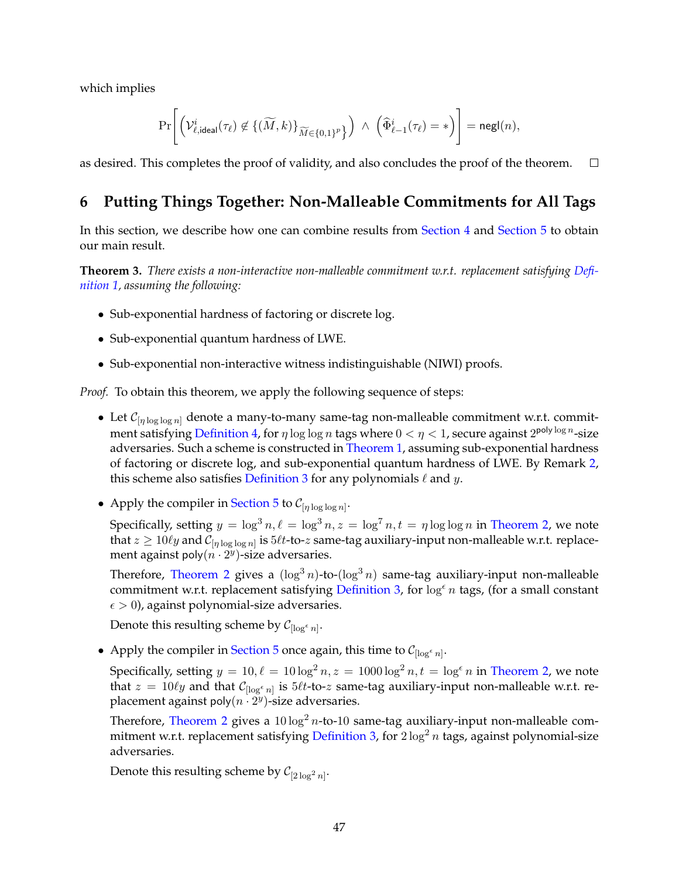which implies

$$\Pr\left[\left(\mathcal{V}^i_{\ell,\mathsf{ideal}}(\tau_\ell) \notin \{(\widetilde{M}, k)\}_{\widetilde{M}\in\{0,1\}^p}\right) \wedge \left(\widehat{\Phi}^i_{\ell-1}(\tau_\ell) = *\right)\right] = \mathsf{negl}(n),$$

as desired. This completes the proof of validity, and also concludes the proof of the theorem. □

# 6 Putting Things Together: Non-Malleable Commitments for All Tags

In this section, we describe how one can combine results from Section 4 and Section 5 to obtain our main result.

**Theorem 3.** *There exists a non-interactive non-malleable commitment w.r.t. replacement satisfying Definition 1, assuming the following:*

- *Sub-exponential hardness of factoring or discrete log.*
- *Sub-exponential quantum hardness of LWE.*
- *Sub-exponential non-interactive witness indistinguishable (NIWI) proofs.*

*Proof.* To obtain this theorem, we apply the following sequence of steps:

- Let $\mathcal{C}_{[\eta \log\log n]}$ denote a many-to-many same-tag non-malleable commitment w.r.t. commitment satisfying Definition 4, for $\eta \log\log n$ tags where $0 < \eta < 1$, secure against $2^{\mathsf{poly}\log n}$-size adversaries. Such a scheme is constructed in Theorem 1, assuming sub-exponential hardness of factoring or discrete log, and sub-exponential quantum hardness of LWE. By Remark 2, this scheme also satisfies Definition 3 for any polynomials $\ell$ and $y$.
- Apply the compiler in Section 5 to $\mathcal{C}_{[\eta \log\log n]}$.

  Specifically, setting $y = \log^3 n, \ell = \log^3 n, z = \log^7 n, t = \eta \log\log n$ in Theorem 2, we note that $z \geq 10\ell y$ and $\mathcal{C}_{[\eta \log\log n]}$ is $5\ell t$-to-$z$ same-tag auxiliary-input non-malleable w.r.t. replacement against $\mathsf{poly}(n \cdot 2^y)$-size adversaries.

  Therefore, Theorem 2 gives a $(\log^3 n)$-to-$(\log^3 n)$ same-tag auxiliary-input non-malleable commitment w.r.t. replacement satisfying Definition 3, for $\log^\epsilon n$ tags, (for a small constant $\epsilon > 0$), against polynomial-size adversaries.

  Denote this resulting scheme by $\mathcal{C}_{[\log^\epsilon n]}$.
- Apply the compiler in Section 5 once again, this time to $\mathcal{C}_{[\log^\epsilon n]}$.

  Specifically, setting $y = 10, \ell = 10\log^2 n, z = 1000\log^2 n, t = \log^\epsilon n$ in Theorem 2, we note that $z = 10\ell y$ and that $\mathcal{C}_{[\log^\epsilon n]}$ is $5\ell t$-to-$z$ same-tag auxiliary-input non-malleable w.r.t. replacement against $\mathsf{poly}(n \cdot 2^y)$-size adversaries.

  Therefore, Theorem 2 gives a $10\log^2 n$-to-10 same-tag auxiliary-input non-malleable commitment w.r.t. replacement satisfying Definition 3, for $2\log^2 n$ tags, against polynomial-size adversaries.

  Denote this resulting scheme by $\mathcal{C}_{[2\log^2 n]}$.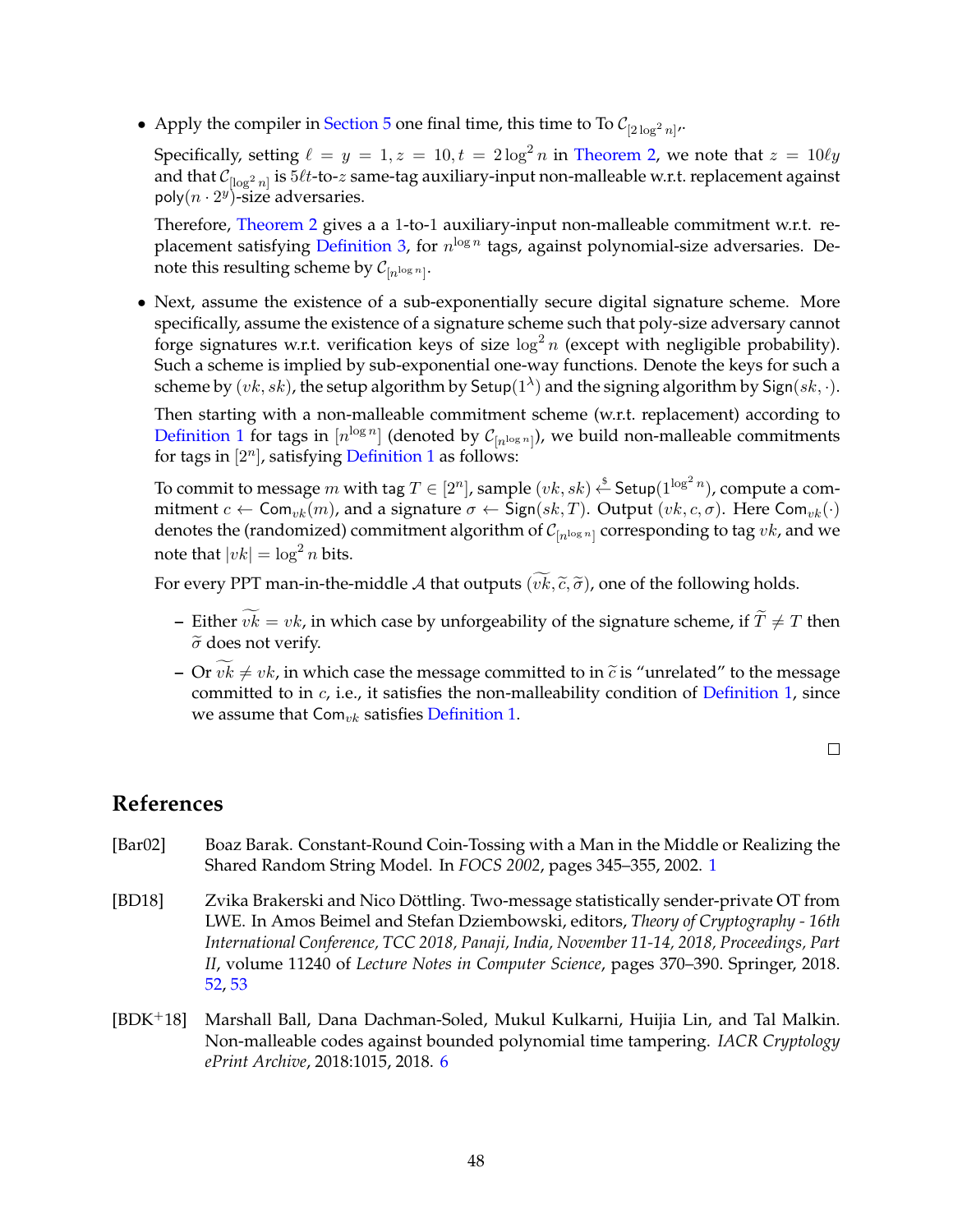- Apply the compiler in Section 5 one final time, this time to To $\mathcal{C}_{[2\log^2 n]'}$.

  Specifically, setting $\ell = y = 1, z = 10, t = 2\log^2 n$ in Theorem 2, we note that $z = 10\ell y$ and that $\mathcal{C}_{[\log^2 n]}$ is $5\ell t$-to-$z$ same-tag auxiliary-input non-malleable w.r.t. replacement against $\mathsf{poly}(n \cdot 2^y)$-size adversaries.

  Therefore, Theorem 2 gives a a 1-to-1 auxiliary-input non-malleable commitment w.r.t. replacement satisfying Definition 3, for $n^{\log n}$ tags, against polynomial-size adversaries. Denote this resulting scheme by $\mathcal{C}_{[n^{\log n}]}$.

- Next, assume the existence of a sub-exponentially secure digital signature scheme. More specifically, assume the existence of a signature scheme such that poly-size adversary cannot forge signatures w.r.t. verification keys of size $\log^2 n$ (except with negligible probability). Such a scheme is implied by sub-exponential one-way functions. Denote the keys for such a scheme by $(vk, sk)$, the setup algorithm by $\mathsf{Setup}(1^\lambda)$ and the signing algorithm by $\mathsf{Sign}(sk, \cdot)$.

  Then starting with a non-malleable commitment scheme (w.r.t. replacement) according to Definition 1 for tags in $[n^{\log n}]$ (denoted by $\mathcal{C}_{[n^{\log n}]}$), we build non-malleable commitments for tags in $[2^n]$, satisfying Definition 1 as follows:

  To commit to message $m$ with tag $T \in [2^n]$, sample $(vk, sk) \xleftarrow{\$} \mathsf{Setup}(1^{\log^2 n})$, compute a commitment $c \leftarrow \mathsf{Com}_{vk}(m)$, and a signature $\sigma \leftarrow \mathsf{Sign}(sk, T)$. Output $(vk, c, \sigma)$. Here $\mathsf{Com}_{vk}(\cdot)$ denotes the (randomized) commitment algorithm of $\mathcal{C}_{[n^{\log n}]}$ corresponding to tag $vk$, and we note that $|vk| = \log^2 n$ bits.

  For every PPT man-in-the-middle $\mathcal{A}$ that outputs $(\widetilde{vk}, \widetilde{c}, \widetilde{\sigma})$, one of the following holds.

  - Either $\widetilde{vk} = vk$, in which case by unforgeability of the signature scheme, if $\widetilde{T} \neq T$ then $\widetilde{\sigma}$ does not verify.
  - Or $\widetilde{vk} \neq vk$, in which case the message committed to in $\widetilde{c}$ is "unrelated" to the message committed to in $c$, i.e., it satisfies the non-malleability condition of Definition 1, since we assume that $\mathsf{Com}_{vk}$ satisfies Definition 1.

□

# References

[Bar02] Boaz Barak. Constant-Round Coin-Tossing with a Man in the Middle or Realizing the Shared Random String Model. In *FOCS 2002*, pages 345–355, 2002. 1

[BD18] Zvika Brakerski and Nico Döttling. Two-message statistically sender-private OT from LWE. In Amos Beimel and Stefan Dziembowski, editors, *Theory of Cryptography - 16th International Conference, TCC 2018, Panaji, India, November 11-14, 2018, Proceedings, Part II*, volume 11240 of *Lecture Notes in Computer Science*, pages 370–390. Springer, 2018. 52, 53

[BDK+18] Marshall Ball, Dana Dachman-Soled, Mukul Kulkarni, Huijia Lin, and Tal Malkin. Non-malleable codes against bounded polynomial time tampering. *IACR Cryptology ePrint Archive*, 2018:1015, 2018. 6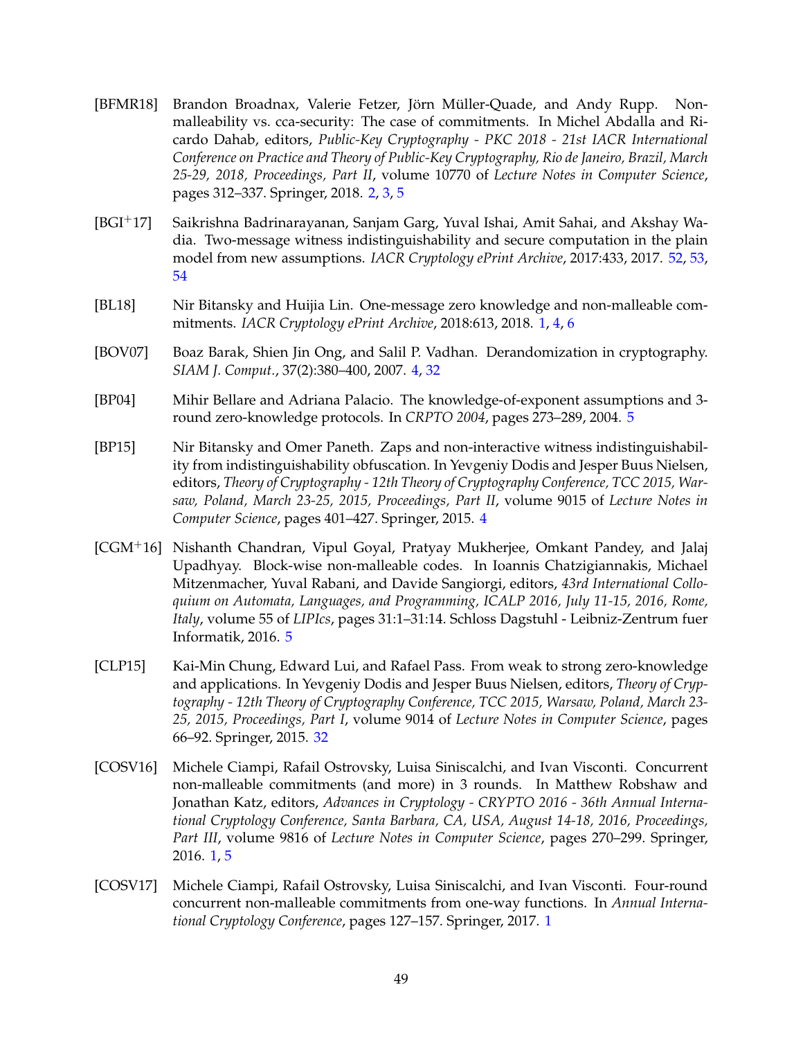- [BFMR18] Brandon Broadnax, Valerie Fetzer, Jörn Müller-Quade, and Andy Rupp. Non-malleability vs. cca-security: The case of commitments. In Michel Abdalla and Ricardo Dahab, editors, *Public-Key Cryptography - PKC 2018 - 21st IACR International Conference on Practice and Theory of Public-Key Cryptography, Rio de Janeiro, Brazil, March 25-29, 2018, Proceedings, Part II*, volume 10770 of *Lecture Notes in Computer Science*, pages 312–337. Springer, 2018. 2, 3, 5

- [BGI+17] Saikrishna Badrinarayanan, Sanjam Garg, Yuval Ishai, Amit Sahai, and Akshay Wadia. Two-message witness indistinguishability and secure computation in the plain model from new assumptions. *IACR Cryptology ePrint Archive*, 2017:433, 2017. 52, 53, 54

- [BL18] Nir Bitansky and Huijia Lin. One-message zero knowledge and non-malleable commitments. *IACR Cryptology ePrint Archive*, 2018:613, 2018. 1, 4, 6

- [BOV07] Boaz Barak, Shien Jin Ong, and Salil P. Vadhan. Derandomization in cryptography. *SIAM J. Comput.*, 37(2):380–400, 2007. 4, 32

- [BP04] Mihir Bellare and Adriana Palacio. The knowledge-of-exponent assumptions and 3-round zero-knowledge protocols. In *CRPTO 2004*, pages 273–289, 2004. 5

- [BP15] Nir Bitansky and Omer Paneth. Zaps and non-interactive witness indistinguishability from indistinguishability obfuscation. In Yevgeniy Dodis and Jesper Buus Nielsen, editors, *Theory of Cryptography - 12th Theory of Cryptography Conference, TCC 2015, Warsaw, Poland, March 23-25, 2015, Proceedings, Part II*, volume 9015 of *Lecture Notes in Computer Science*, pages 401–427. Springer, 2015. 4

- [CGM+16] Nishanth Chandran, Vipul Goyal, Pratyay Mukherjee, Omkant Pandey, and Jalaj Upadhyay. Block-wise non-malleable codes. In Ioannis Chatzigiannakis, Michael Mitzenmacher, Yuval Rabani, and Davide Sangiorgi, editors, *43rd International Colloquium on Automata, Languages, and Programming, ICALP 2016, July 11-15, 2016, Rome, Italy*, volume 55 of *LIPIcs*, pages 31:1–31:14. Schloss Dagstuhl - Leibniz-Zentrum fuer Informatik, 2016. 5

- [CLP15] Kai-Min Chung, Edward Lui, and Rafael Pass. From weak to strong zero-knowledge and applications. In Yevgeniy Dodis and Jesper Buus Nielsen, editors, *Theory of Cryptography - 12th Theory of Cryptography Conference, TCC 2015, Warsaw, Poland, March 23-25, 2015, Proceedings, Part I*, volume 9014 of *Lecture Notes in Computer Science*, pages 66–92. Springer, 2015. 32

- [COSV16] Michele Ciampi, Rafail Ostrovsky, Luisa Siniscalchi, and Ivan Visconti. Concurrent non-malleable commitments (and more) in 3 rounds. In Matthew Robshaw and Jonathan Katz, editors, *Advances in Cryptology - CRYPTO 2016 - 36th Annual International Cryptology Conference, Santa Barbara, CA, USA, August 14-18, 2016, Proceedings, Part III*, volume 9816 of *Lecture Notes in Computer Science*, pages 270–299. Springer, 2016. 1, 5

- [COSV17] Michele Ciampi, Rafail Ostrovsky, Luisa Siniscalchi, and Ivan Visconti. Four-round concurrent non-malleable commitments from one-way functions. In *Annual International Cryptology Conference*, pages 127–157. Springer, 2017. 1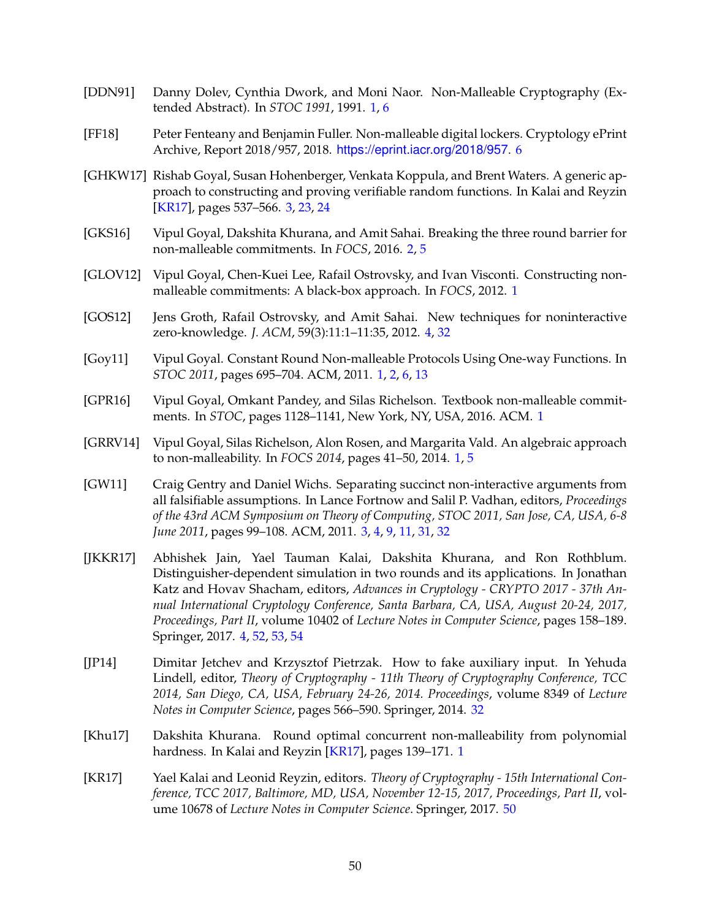[DDN91] Danny Dolev, Cynthia Dwork, and Moni Naor. Non-Malleable Cryptography (Extended Abstract). In *STOC 1991*, 1991. 1, 6

[FF18] Peter Fenteany and Benjamin Fuller. Non-malleable digital lockers. Cryptology ePrint Archive, Report 2018/957, 2018. https://eprint.iacr.org/2018/957. 6

[GHKW17] Rishab Goyal, Susan Hohenberger, Venkata Koppula, and Brent Waters. A generic approach to constructing and proving verifiable random functions. In Kalai and Reyzin [KR17], pages 537–566. 3, 23, 24

[GKS16] Vipul Goyal, Dakshita Khurana, and Amit Sahai. Breaking the three round barrier for non-malleable commitments. In *FOCS*, 2016. 2, 5

[GLOV12] Vipul Goyal, Chen-Kuei Lee, Rafail Ostrovsky, and Ivan Visconti. Constructing non-malleable commitments: A black-box approach. In *FOCS*, 2012. 1

[GOS12] Jens Groth, Rafail Ostrovsky, and Amit Sahai. New techniques for noninteractive zero-knowledge. *J. ACM*, 59(3):11:1–11:35, 2012. 4, 32

[Goy11] Vipul Goyal. Constant Round Non-malleable Protocols Using One-way Functions. In *STOC 2011*, pages 695–704. ACM, 2011. 1, 2, 6, 13

[GPR16] Vipul Goyal, Omkant Pandey, and Silas Richelson. Textbook non-malleable commitments. In *STOC*, pages 1128–1141, New York, NY, USA, 2016. ACM. 1

[GRRV14] Vipul Goyal, Silas Richelson, Alon Rosen, and Margarita Vald. An algebraic approach to non-malleability. In *FOCS 2014*, pages 41–50, 2014. 1, 5

[GW11] Craig Gentry and Daniel Wichs. Separating succinct non-interactive arguments from all falsifiable assumptions. In Lance Fortnow and Salil P. Vadhan, editors, *Proceedings of the 43rd ACM Symposium on Theory of Computing, STOC 2011, San Jose, CA, USA, 6-8 June 2011*, pages 99–108. ACM, 2011. 3, 4, 9, 11, 31, 32

[JKKR17] Abhishek Jain, Yael Tauman Kalai, Dakshita Khurana, and Ron Rothblum. Distinguisher-dependent simulation in two rounds and its applications. In Jonathan Katz and Hovav Shacham, editors, *Advances in Cryptology - CRYPTO 2017 - 37th Annual International Cryptology Conference, Santa Barbara, CA, USA, August 20-24, 2017, Proceedings, Part II*, volume 10402 of *Lecture Notes in Computer Science*, pages 158–189. Springer, 2017. 4, 52, 53, 54

[JP14] Dimitar Jetchev and Krzysztof Pietrzak. How to fake auxiliary input. In Yehuda Lindell, editor, *Theory of Cryptography - 11th Theory of Cryptography Conference, TCC 2014, San Diego, CA, USA, February 24-26, 2014. Proceedings*, volume 8349 of *Lecture Notes in Computer Science*, pages 566–590. Springer, 2014. 32

[Khu17] Dakshita Khurana. Round optimal concurrent non-malleability from polynomial hardness. In Kalai and Reyzin [KR17], pages 139–171. 1

[KR17] Yael Kalai and Leonid Reyzin, editors. *Theory of Cryptography - 15th International Conference, TCC 2017, Baltimore, MD, USA, November 12-15, 2017, Proceedings, Part II*, volume 10678 of *Lecture Notes in Computer Science*. Springer, 2017. 50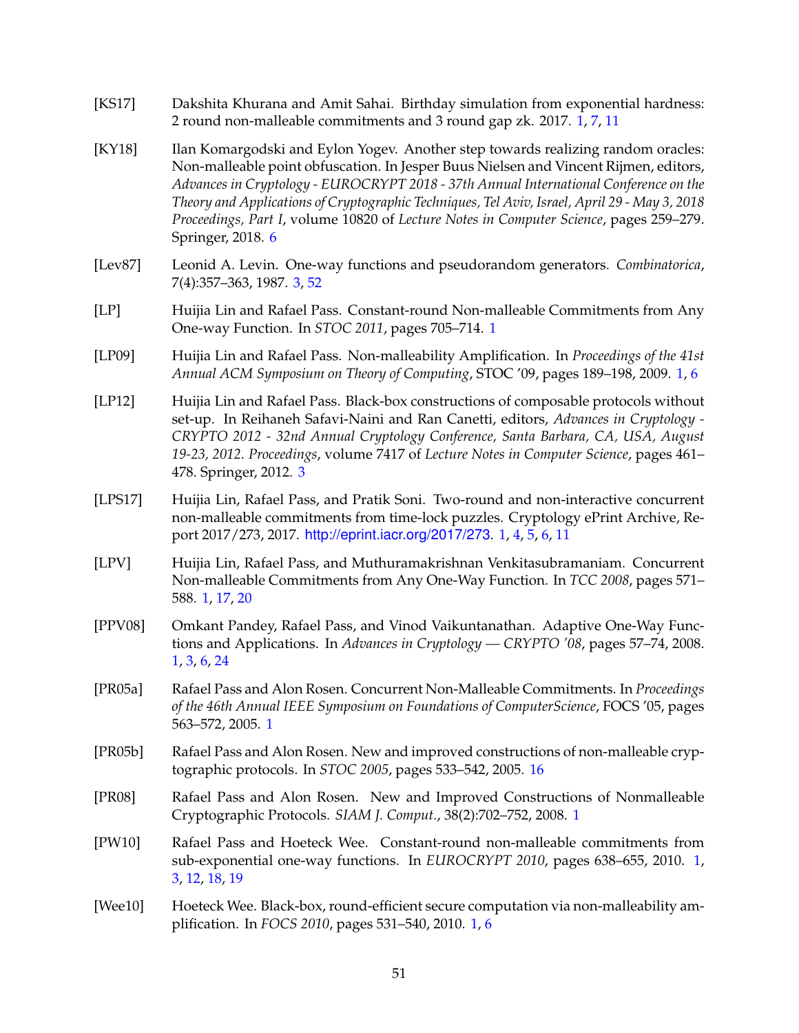[KS17] Dakshita Khurana and Amit Sahai. Birthday simulation from exponential hardness: 2 round non-malleable commitments and 3 round gap zk. 2017. 1, 7, 11

[KY18] Ilan Komargodski and Eylon Yogev. Another step towards realizing random oracles: Non-malleable point obfuscation. In Jesper Buus Nielsen and Vincent Rijmen, editors, *Advances in Cryptology - EUROCRYPT 2018 - 37th Annual International Conference on the Theory and Applications of Cryptographic Techniques, Tel Aviv, Israel, April 29 - May 3, 2018 Proceedings, Part I*, volume 10820 of *Lecture Notes in Computer Science*, pages 259–279. Springer, 2018. 6

[Lev87] Leonid A. Levin. One-way functions and pseudorandom generators. *Combinatorica*, 7(4):357–363, 1987. 3, 52

[LP] Huijia Lin and Rafael Pass. Constant-round Non-malleable Commitments from Any One-way Function. In *STOC 2011*, pages 705–714. 1

[LP09] Huijia Lin and Rafael Pass. Non-malleability Amplification. In *Proceedings of the 41st Annual ACM Symposium on Theory of Computing*, STOC '09, pages 189–198, 2009. 1, 6

[LP12] Huijia Lin and Rafael Pass. Black-box constructions of composable protocols without set-up. In Reihaneh Safavi-Naini and Ran Canetti, editors, *Advances in Cryptology - CRYPTO 2012 - 32nd Annual Cryptology Conference, Santa Barbara, CA, USA, August 19-23, 2012. Proceedings*, volume 7417 of *Lecture Notes in Computer Science*, pages 461–478. Springer, 2012. 3

[LPS17] Huijia Lin, Rafael Pass, and Pratik Soni. Two-round and non-interactive concurrent non-malleable commitments from time-lock puzzles. Cryptology ePrint Archive, Report 2017/273, 2017. http://eprint.iacr.org/2017/273. 1, 4, 5, 6, 11

[LPV] Huijia Lin, Rafael Pass, and Muthuramakrishnan Venkitasubramaniam. Concurrent Non-malleable Commitments from Any One-Way Function. In *TCC 2008*, pages 571–588. 1, 17, 20

[PPV08] Omkant Pandey, Rafael Pass, and Vinod Vaikuntanathan. Adaptive One-Way Functions and Applications. In *Advances in Cryptology — CRYPTO '08*, pages 57–74, 2008. 1, 3, 6, 24

[PR05a] Rafael Pass and Alon Rosen. Concurrent Non-Malleable Commitments. In *Proceedings of the 46th Annual IEEE Symposium on Foundations of ComputerScience*, FOCS '05, pages 563–572, 2005. 1

[PR05b] Rafael Pass and Alon Rosen. New and improved constructions of non-malleable cryptographic protocols. In *STOC 2005*, pages 533–542, 2005. 16

[PR08] Rafael Pass and Alon Rosen. New and Improved Constructions of Nonmalleable Cryptographic Protocols. *SIAM J. Comput.*, 38(2):702–752, 2008. 1

[PW10] Rafael Pass and Hoeteck Wee. Constant-round non-malleable commitments from sub-exponential one-way functions. In *EUROCRYPT 2010*, pages 638–655, 2010. 1, 3, 12, 18, 19

[Wee10] Hoeteck Wee. Black-box, round-efficient secure computation via non-malleability amplification. In *FOCS 2010*, pages 531–540, 2010. 1, 6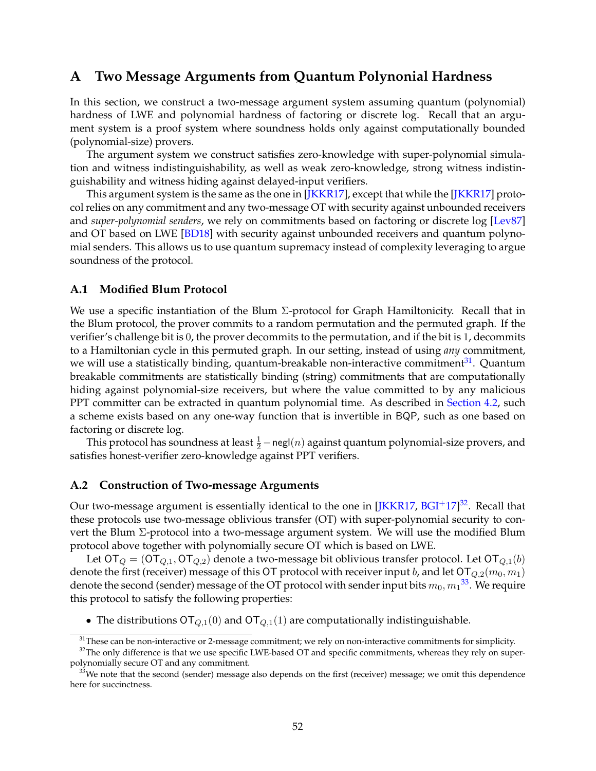# A Two Message Arguments from Quantum Polynonial Hardness

In this section, we construct a two-message argument system assuming quantum (polynomial) hardness of LWE and polynomial hardness of factoring or discrete log. Recall that an argument system is a proof system where soundness holds only against computationally bounded (polynomial-size) provers.

The argument system we construct satisfies zero-knowledge with super-polynomial simulation and witness indistinguishability, as well as weak zero-knowledge, strong witness indistinguishability and witness hiding against delayed-input verifiers.

This argument system is the same as the one in [JKKR17], except that while the [JKKR17] protocol relies on any commitment and any two-message OT with security against unbounded receivers and *super-polynomial senders*, we rely on commitments based on factoring or discrete log [Lev87] and OT based on LWE [BD18] with security against unbounded receivers and quantum polynomial senders. This allows us to use quantum supremacy instead of complexity leveraging to argue soundness of the protocol.

## A.1 Modified Blum Protocol

We use a specific instantiation of the Blum $\Sigma$-protocol for Graph Hamiltonicity. Recall that in the Blum protocol, the prover commits to a random permutation and the permuted graph. If the verifier's challenge bit is $0$, the prover decommits to the permutation, and if the bit is $1$, decommits to a Hamiltonian cycle in this permuted graph. In our setting, instead of using *any* commitment, we will use a statistically binding, quantum-breakable non-interactive commitment[31]. Quantum breakable commitments are statistically binding (string) commitments that are computationally hiding against polynomial-size receivers, but where the value committed to by any malicious PPT committer can be extracted in quantum polynomial time. As described in Section 4.2, such a scheme exists based on any one-way function that is invertible in BQP, such as one based on factoring or discrete log.

This protocol has soundness at least $\frac{1}{2} - \mathsf{negl}(n)$ against quantum polynomial-size provers, and satisfies honest-verifier zero-knowledge against PPT verifiers.

## A.2 Construction of Two-message Arguments

Our two-message argument is essentially identical to the one in [JKKR17, BGI+17][32]. Recall that these protocols use two-message oblivious transfer (OT) with super-polynomial security to convert the Blum $\Sigma$-protocol into a two-message argument system. We will use the modified Blum protocol above together with polynomially secure OT which is based on LWE.

Let $\mathsf{OT}_Q = (\mathsf{OT}_{Q,1}, \mathsf{OT}_{Q,2})$ denote a two-message bit oblivious transfer protocol. Let $\mathsf{OT}_{Q,1}(b)$ denote the first (receiver) message of this $\mathsf{OT}$ protocol with receiver input $b$, and let $\mathsf{OT}_{Q,2}(m_0, m_1)$ denote the second (sender) message of the OT protocol with sender input bits $m_0, m_1$[33]. We require this protocol to satisfy the following properties:

- The distributions $\mathsf{OT}_{Q,1}(0)$ and $\mathsf{OT}_{Q,1}(1)$ are computationally indistinguishable.

---

[31] These can be non-interactive or 2-message commitment; we rely on non-interactive commitments for simplicity.

[32] The only difference is that we use specific LWE-based OT and specific commitments, whereas they rely on super-polynomially secure OT and any commitment.

[33] We note that the second (sender) message also depends on the first (receiver) message; we omit this dependence here for succinctness.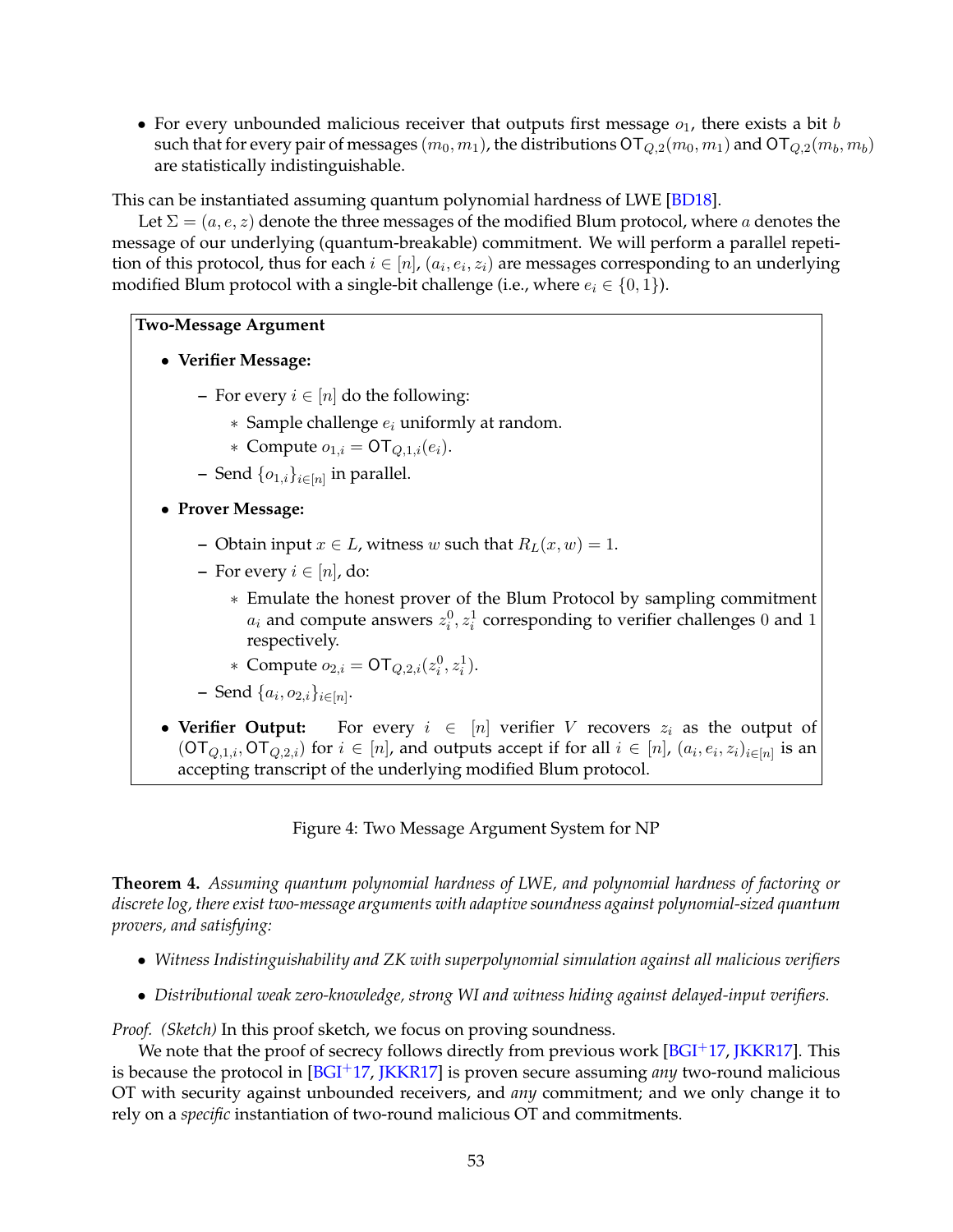- For every unbounded malicious receiver that outputs first message $o_1$, there exists a bit $b$ such that for every pair of messages $(m_0, m_1)$, the distributions $\mathsf{OT}_{Q,2}(m_0, m_1)$ and $\mathsf{OT}_{Q,2}(m_b, m_b)$ are statistically indistinguishable.

This can be instantiated assuming quantum polynomial hardness of LWE [BD18].

Let $\Sigma = (a, e, z)$ denote the three messages of the modified Blum protocol, where $a$ denotes the message of our underlying (quantum-breakable) commitment. We will perform a parallel repetition of this protocol, thus for each $i \in [n]$, $(a_i, e_i, z_i)$ are messages corresponding to an underlying modified Blum protocol with a single-bit challenge (i.e., where $e_i \in \{0, 1\}$).

**Two-Message Argument**

- **Verifier Message:**
  - For every $i \in [n]$ do the following:
    * Sample challenge $e_i$ uniformly at random.
    * Compute $o_{1,i} = \mathsf{OT}_{Q,1,i}(e_i)$.
  - Send $\{o_{1,i}\}_{i \in [n]}$ in parallel.
- **Prover Message:**
  - Obtain input $x \in L$, witness $w$ such that $R_L(x, w) = 1$.
  - For every $i \in [n]$, do:
    * Emulate the honest prover of the Blum Protocol by sampling commitment $a_i$ and compute answers $z_i^0, z_i^1$ corresponding to verifier challenges $0$ and $1$ respectively.
    * Compute $o_{2,i} = \mathsf{OT}_{Q,2,i}(z_i^0, z_i^1)$.
  - Send $\{a_i, o_{2,i}\}_{i \in [n]}$.
- **Verifier Output:** For every $i \in [n]$ verifier $V$ recovers $z_i$ as the output of $(\mathsf{OT}_{Q,1,i}, \mathsf{OT}_{Q,2,i})$ for $i \in [n]$, and outputs accept if for all $i \in [n]$, $(a_i, e_i, z_i)_{i \in [n]}$ is an accepting transcript of the underlying modified Blum protocol.

Figure 4: Two Message Argument System for NP

**Theorem 4.** *Assuming quantum polynomial hardness of LWE, and polynomial hardness of factoring or discrete log, there exist two-message arguments with adaptive soundness against polynomial-sized quantum provers, and satisfying:*

- *Witness Indistinguishability and ZK with superpolynomial simulation against all malicious verifiers*
- *Distributional weak zero-knowledge, strong WI and witness hiding against delayed-input verifiers.*

*Proof. (Sketch)* In this proof sketch, we focus on proving soundness.

We note that the proof of secrecy follows directly from previous work [BGI+17, JKKR17]. This is because the protocol in [BGI+17, JKKR17] is proven secure assuming *any* two-round malicious OT with security against unbounded receivers, and *any* commitment; and we only change it to rely on a *specific* instantiation of two-round malicious OT and commitments.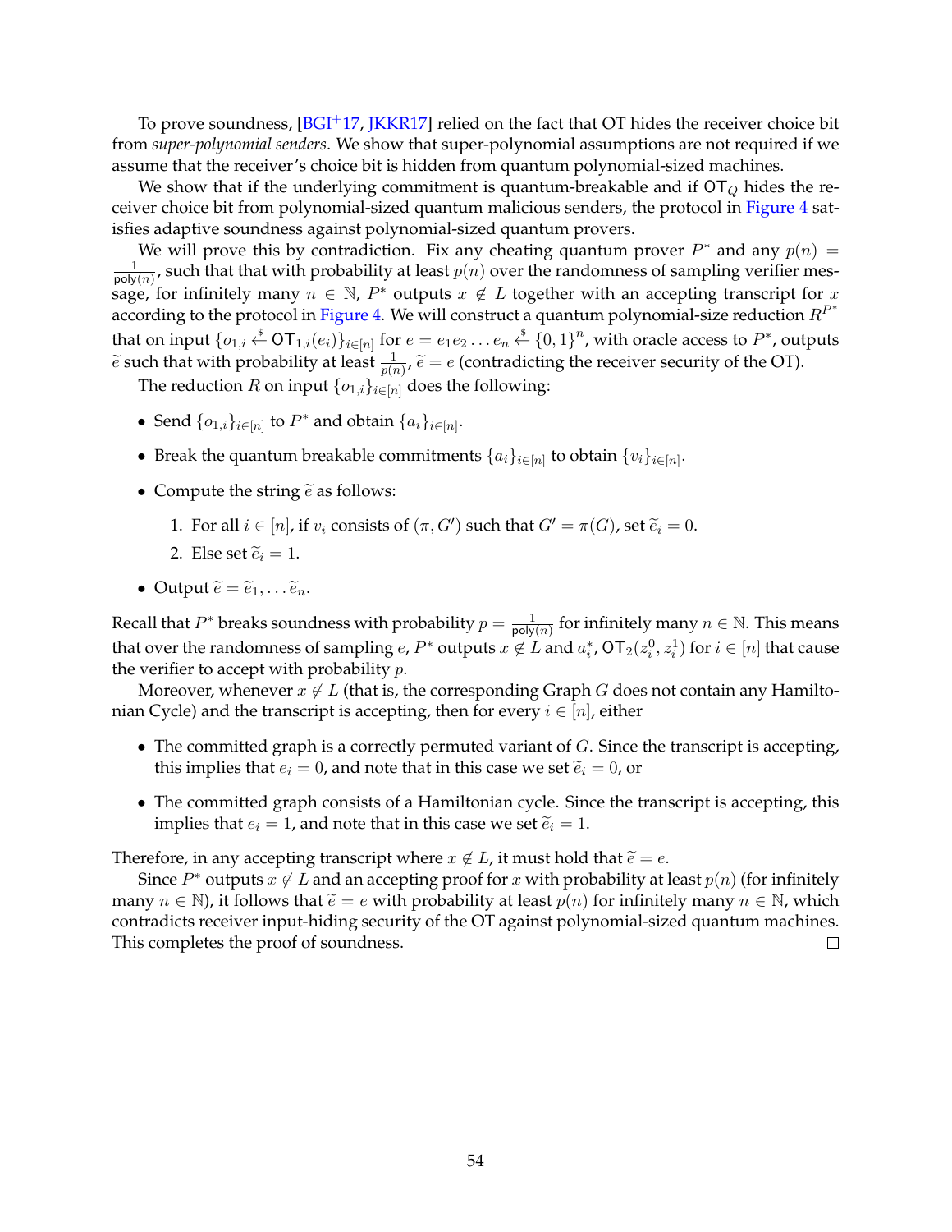To prove soundness, [BGI+17, JKKR17] relied on the fact that OT hides the receiver choice bit from *super-polynomial senders*. We show that super-polynomial assumptions are not required if we assume that the receiver's choice bit is hidden from quantum polynomial-sized machines.

We show that if the underlying commitment is quantum-breakable and if $\mathsf{OT}_Q$ hides the receiver choice bit from polynomial-sized quantum malicious senders, the protocol in Figure 4 satisfies adaptive soundness against polynomial-sized quantum provers.

We will prove this by contradiction. Fix any cheating quantum prover $P^*$ and any $p(n) = \frac{1}{\mathsf{poly}(n)}$, such that that with probability at least $p(n)$ over the randomness of sampling verifier message, for infinitely many $n \in \mathbb{N}$, $P^*$ outputs $x \notin L$ together with an accepting transcript for $x$ according to the protocol in Figure 4. We will construct a quantum polynomial-size reduction $R^{P^*}$ that on input $\{o_{1,i} \xleftarrow{\$} \mathsf{OT}_{1,i}(e_i)\}_{i \in [n]}$ for $e = e_1 e_2 \ldots e_n \xleftarrow{\$} \{0,1\}^n$, with oracle access to $P^*$, outputs $\widetilde{e}$ such that with probability at least $\frac{1}{p(n)}$, $\widetilde{e} = e$ (contradicting the receiver security of the OT).

The reduction $R$ on input $\{o_{1,i}\}_{i \in [n]}$ does the following:

- Send $\{o_{1,i}\}_{i \in [n]}$ to $P^*$ and obtain $\{a_i\}_{i \in [n]}$.
- Break the quantum breakable commitments $\{a_i\}_{i \in [n]}$ to obtain $\{v_i\}_{i \in [n]}$.
- Compute the string $\widetilde{e}$ as follows:
  1. For all $i \in [n]$, if $v_i$ consists of $(\pi, G')$ such that $G' = \pi(G)$, set $\widetilde{e}_i = 0$.
  2. Else set $\widetilde{e}_i = 1$.
- Output $\widetilde{e} = \widetilde{e}_1, \ldots \widetilde{e}_n$.

Recall that $P^*$ breaks soundness with probability $p = \frac{1}{\mathsf{poly}(n)}$ for infinitely many $n \in \mathbb{N}$. This means that over the randomness of sampling $e$, $P^*$ outputs $x \notin L$ and $a_i^*$, $\mathsf{OT}_2(z_i^0, z_i^1)$ for $i \in [n]$ that cause the verifier to accept with probability $p$.

Moreover, whenever $x \notin L$ (that is, the corresponding Graph $G$ does not contain any Hamiltonian Cycle) and the transcript is accepting, then for every $i \in [n]$, either

- The committed graph is a correctly permuted variant of $G$. Since the transcript is accepting, this implies that $e_i = 0$, and note that in this case we set $\widetilde{e}_i = 0$, or
- The committed graph consists of a Hamiltonian cycle. Since the transcript is accepting, this implies that $e_i = 1$, and note that in this case we set $\widetilde{e}_i = 1$.

Therefore, in any accepting transcript where $x \notin L$, it must hold that $\widetilde{e} = e$.

Since $P^*$ outputs $x \notin L$ and an accepting proof for $x$ with probability at least $p(n)$ (for infinitely many $n \in \mathbb{N}$), it follows that $\widetilde{e} = e$ with probability at least $p(n)$ for infinitely many $n \in \mathbb{N}$, which contradicts receiver input-hiding security of the OT against polynomial-sized quantum machines. This completes the proof of soundness. □